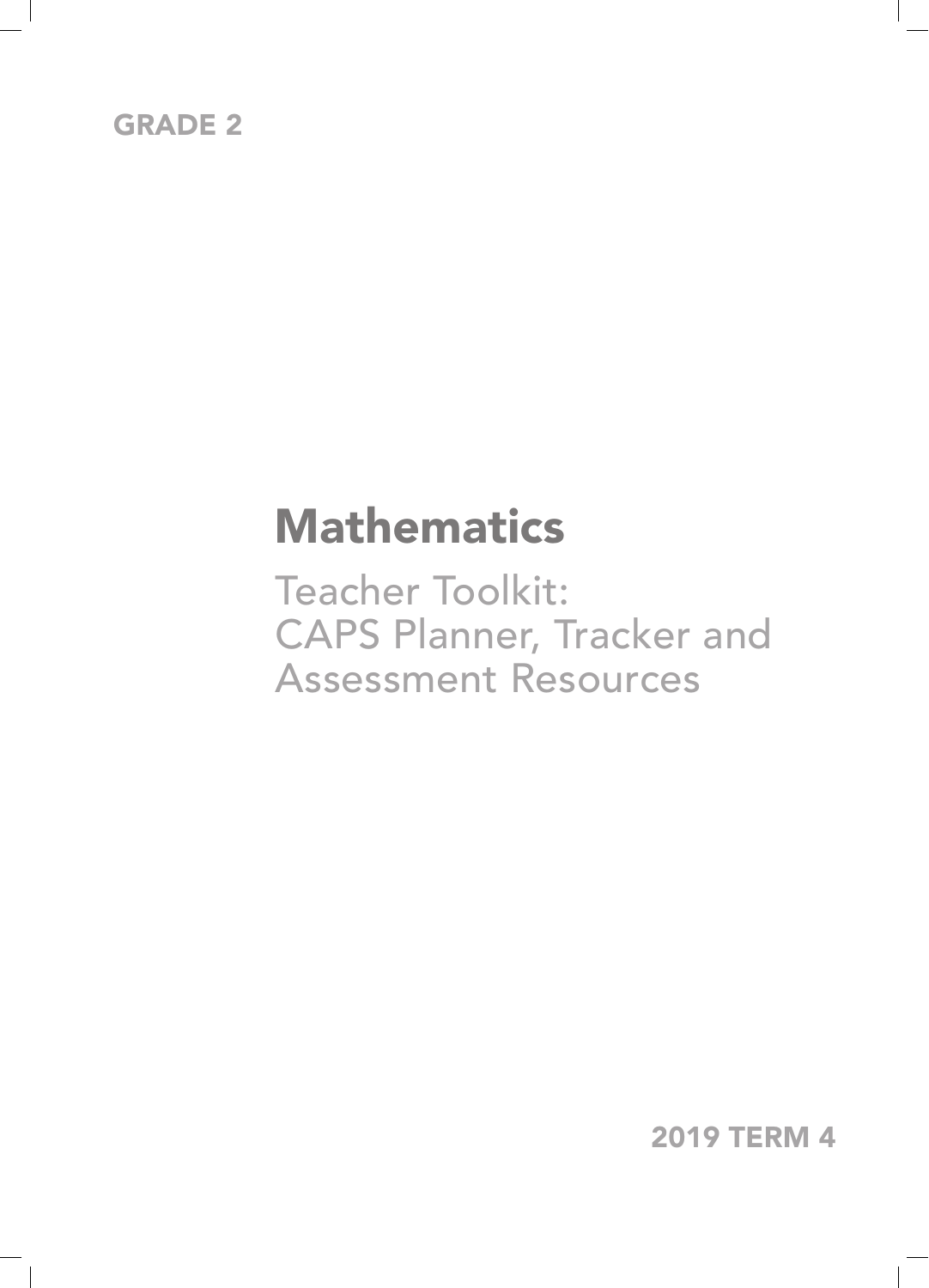GRADE 2

# Mathematics

## Teacher Toolkit: CAPS Planner, Tracker and Assessment Resources

2019 TERM 4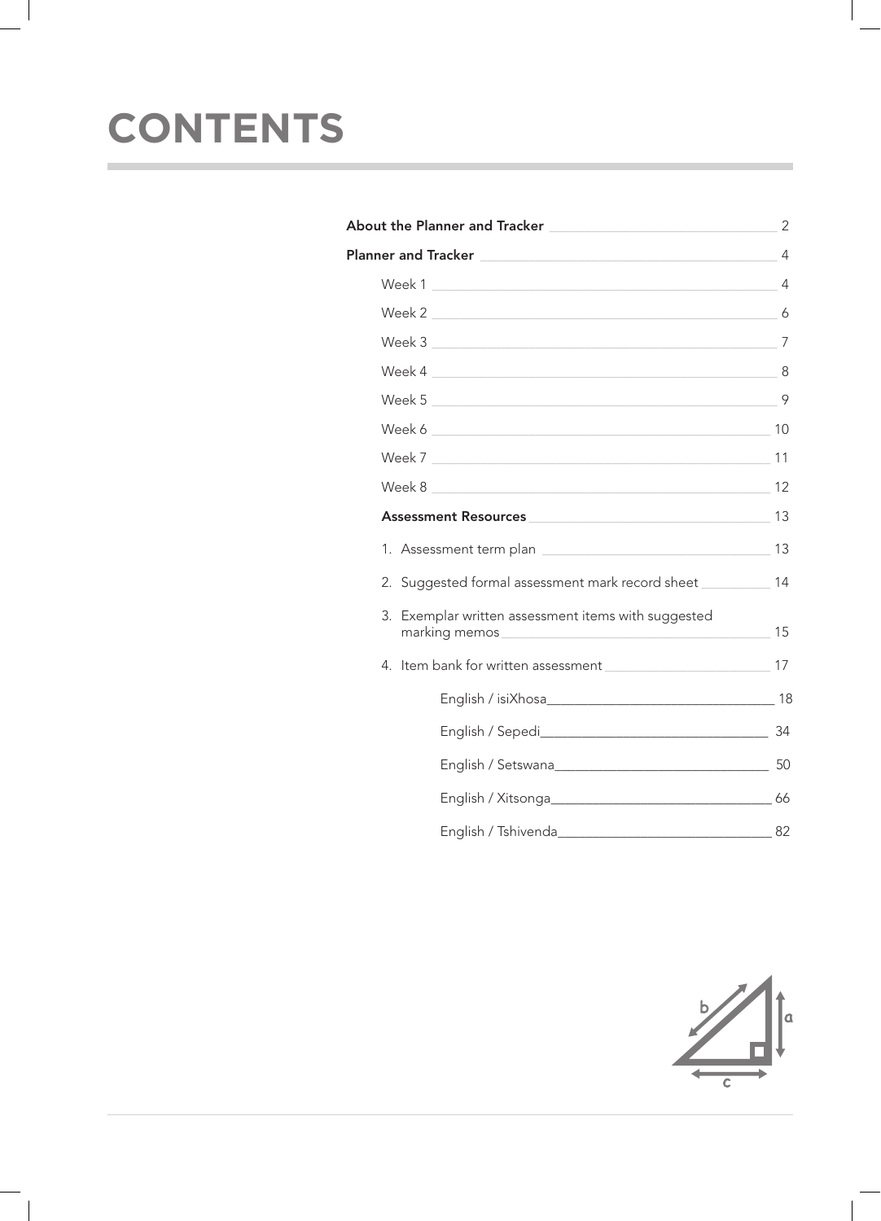# CONTENTS

| | |
|---|---|
| **About the Planner and Tracker** | 2 |
| **Planner and Tracker** | 4 |
| Week 1 | 4 |
| Week 2 | 6 |
| Week 3 | 7 |
| Week 4 | 8 |
| Week 5 | 9 |
| Week 6 | 10 |
| Week 7 | 11 |
| Week 8 | 12 |
| **Assessment Resources** | 13 |
| 1. Assessment term plan | 13 |
| 2. Suggested formal assessment mark record sheet | 14 |
| 3. Exemplar written assessment items with suggested marking memos | 15 |
| 4. Item bank for written assessment | 17 |
| English / isiXhosa | 18 |
| English / Sepedi | 34 |
| English / Setswana | 50 |
| English / Xitsonga | 66 |
| English / Tshivenda | 82 |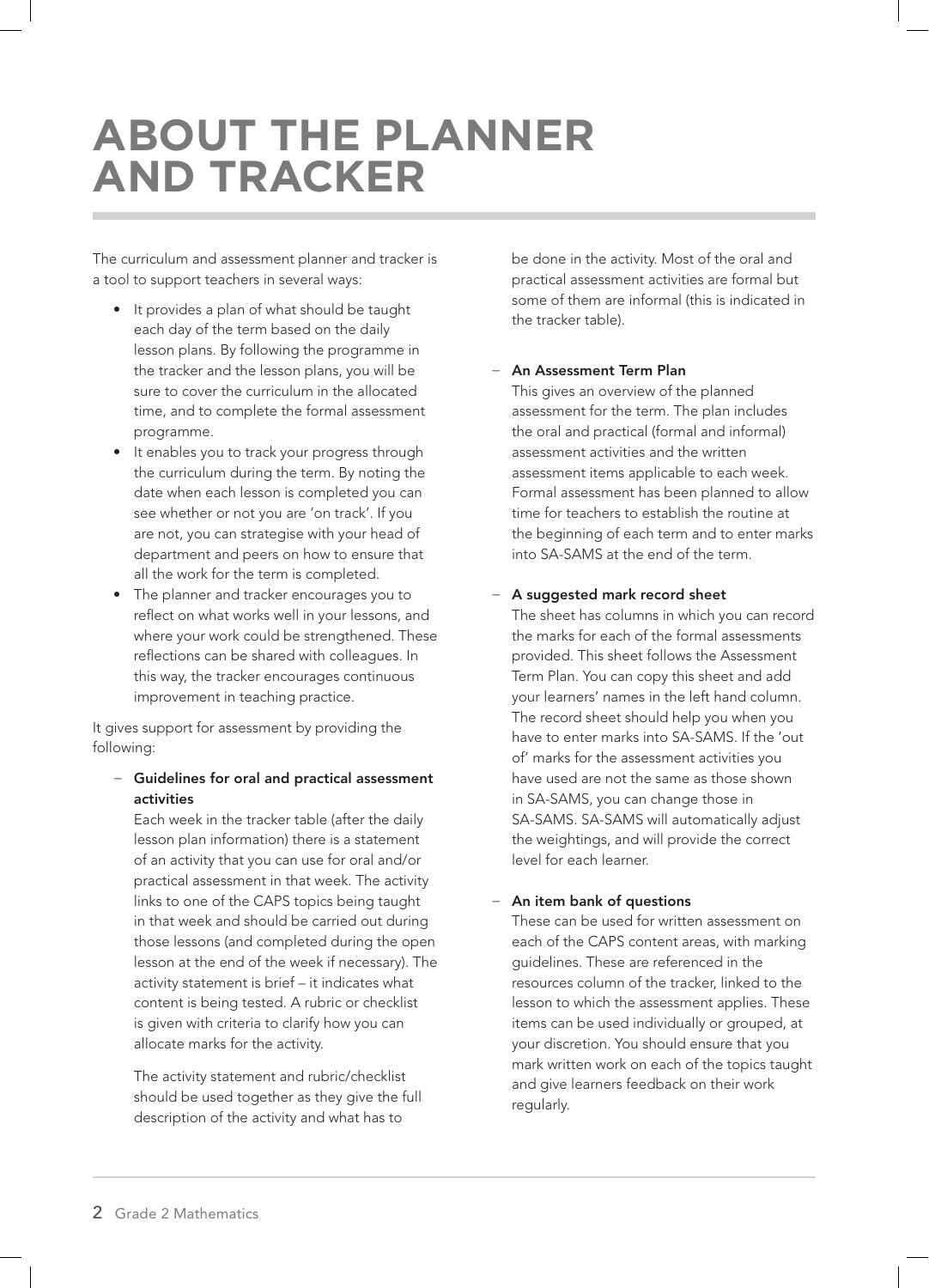# ABOUT THE PLANNER AND TRACKER

The curriculum and assessment planner and tracker is a tool to support teachers in several ways:

- It provides a plan of what should be taught each day of the term based on the daily lesson plans. By following the programme in the tracker and the lesson plans, you will be sure to cover the curriculum in the allocated time, and to complete the formal assessment programme.
- It enables you to track your progress through the curriculum during the term. By noting the date when each lesson is completed you can see whether or not you are 'on track'. If you are not, you can strategise with your head of department and peers on how to ensure that all the work for the term is completed.
- The planner and tracker encourages you to reflect on what works well in your lessons, and where your work could be strengthened. These reflections can be shared with colleagues. In this way, the tracker encourages continuous improvement in teaching practice.

It gives support for assessment by providing the following:

- **Guidelines for oral and practical assessment activities**

  Each week in the tracker table (after the daily lesson plan information) there is a statement of an activity that you can use for oral and/or practical assessment in that week. The activity links to one of the CAPS topics being taught in that week and should be carried out during those lessons (and completed during the open lesson at the end of the week if necessary). The activity statement is brief – it indicates what content is being tested. A rubric or checklist is given with criteria to clarify how you can allocate marks for the activity.

  The activity statement and rubric/checklist should be used together as they give the full description of the activity and what has to be done in the activity. Most of the oral and practical assessment activities are formal but some of them are informal (this is indicated in the tracker table).

- **An Assessment Term Plan**

  This gives an overview of the planned assessment for the term. The plan includes the oral and practical (formal and informal) assessment activities and the written assessment items applicable to each week. Formal assessment has been planned to allow time for teachers to establish the routine at the beginning of each term and to enter marks into SA-SAMS at the end of the term.

- **A suggested mark record sheet**

  The sheet has columns in which you can record the marks for each of the formal assessments provided. This sheet follows the Assessment Term Plan. You can copy this sheet and add your learners' names in the left hand column. The record sheet should help you when you have to enter marks into SA-SAMS. If the 'out of' marks for the assessment activities you have used are not the same as those shown in SA-SAMS, you can change those in SA-SAMS. SA-SAMS will automatically adjust the weightings, and will provide the correct level for each learner.

- **An item bank of questions**

  These can be used for written assessment on each of the CAPS content areas, with marking guidelines. These are referenced in the resources column of the tracker, linked to the lesson to which the assessment applies. These items can be used individually or grouped, at your discretion. You should ensure that you mark written work on each of the topics taught and give learners feedback on their work regularly.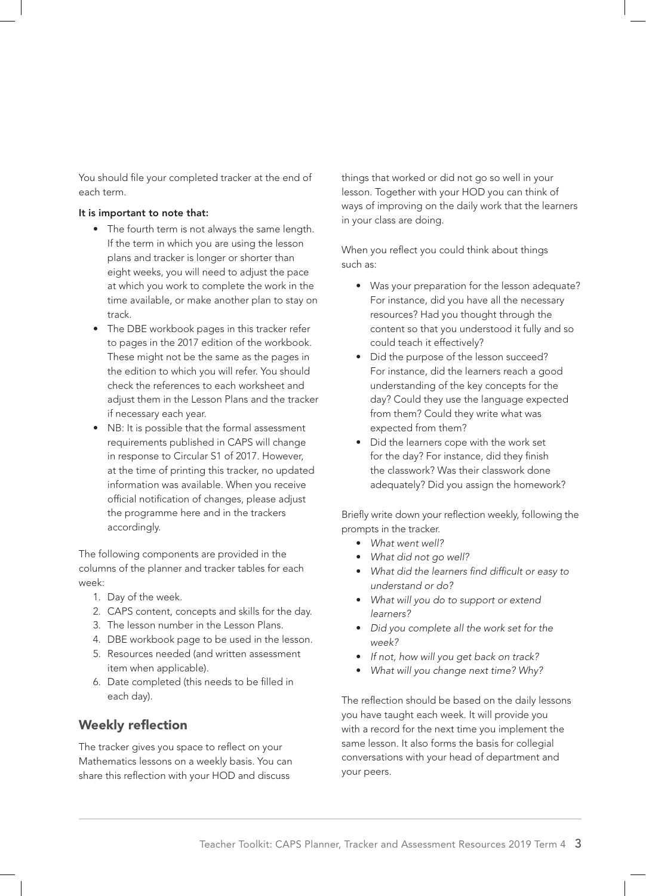You should file your completed tracker at the end of each term.

**It is important to note that:**

- The fourth term is not always the same length. If the term in which you are using the lesson plans and tracker is longer or shorter than eight weeks, you will need to adjust the pace at which you work to complete the work in the time available, or make another plan to stay on track.
- The DBE workbook pages in this tracker refer to pages in the 2017 edition of the workbook. These might not be the same as the pages in the edition to which you will refer. You should check the references to each worksheet and adjust them in the Lesson Plans and the tracker if necessary each year.
- NB: It is possible that the formal assessment requirements published in CAPS will change in response to Circular S1 of 2017. However, at the time of printing this tracker, no updated information was available. When you receive official notification of changes, please adjust the programme here and in the trackers accordingly.

The following components are provided in the columns of the planner and tracker tables for each week:

1. Day of the week.
2. CAPS content, concepts and skills for the day.
3. The lesson number in the Lesson Plans.
4. DBE workbook page to be used in the lesson.
5. Resources needed (and written assessment item when applicable).
6. Date completed (this needs to be filled in each day).

## Weekly reflection

The tracker gives you space to reflect on your Mathematics lessons on a weekly basis. You can share this reflection with your HOD and discuss things that worked or did not go so well in your lesson. Together with your HOD you can think of ways of improving on the daily work that the learners in your class are doing.

When you reflect you could think about things such as:

- Was your preparation for the lesson adequate? For instance, did you have all the necessary resources? Had you thought through the content so that you understood it fully and so could teach it effectively?
- Did the purpose of the lesson succeed? For instance, did the learners reach a good understanding of the key concepts for the day? Could they use the language expected from them? Could they write what was expected from them?
- Did the learners cope with the work set for the day? For instance, did they finish the classwork? Was their classwork done adequately? Did you assign the homework?

Briefly write down your reflection weekly, following the prompts in the tracker.

- *What went well?*
- *What did not go well?*
- *What did the learners find difficult or easy to understand or do?*
- *What will you do to support or extend learners?*
- *Did you complete all the work set for the week?*
- *If not, how will you get back on track?*
- *What will you change next time? Why?*

The reflection should be based on the daily lessons you have taught each week. It will provide you with a record for the next time you implement the same lesson. It also forms the basis for collegial conversations with your head of department and your peers.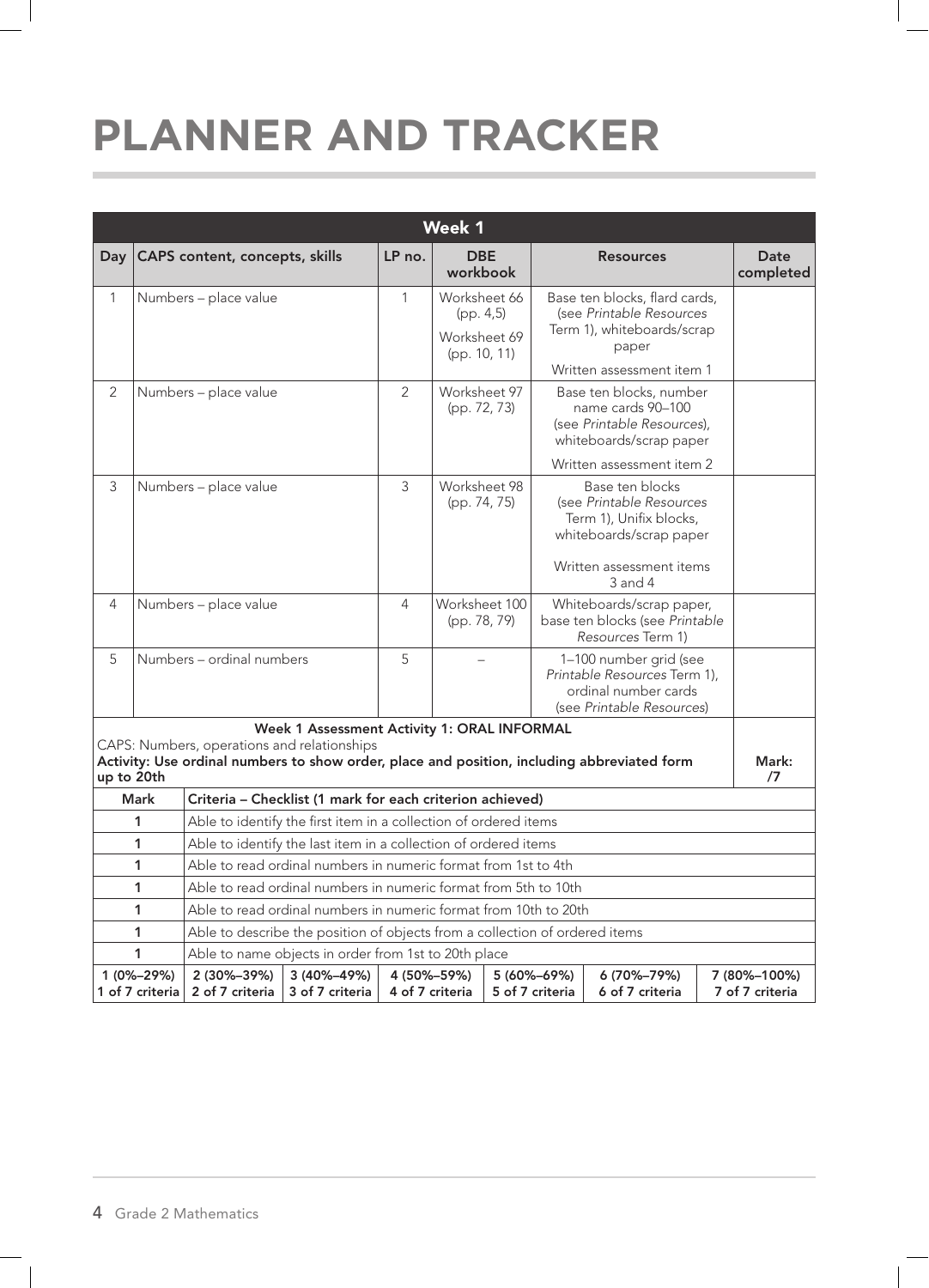# PLANNER AND TRACKER

| Week 1 | | | | | |
|---|---|---|---|---|---|
| **Day** | **CAPS content, concepts, skills** | **LP no.** | **DBE workbook** | **Resources** | **Date completed** |
| 1 | Numbers – place value | 1 | Worksheet 66 (pp. 4,5)<br>Worksheet 69 (pp. 10, 11) | Base ten blocks, flard cards, (see *Printable Resources* Term 1), whiteboards/scrap paper<br>Written assessment item 1 | |
| 2 | Numbers – place value | 2 | Worksheet 97 (pp. 72, 73) | Base ten blocks, number name cards 90–100 (see *Printable Resources*), whiteboards/scrap paper<br>Written assessment item 2 | |
| 3 | Numbers – place value | 3 | Worksheet 98 (pp. 74, 75) | Base ten blocks (see *Printable Resources* Term 1), Unifix blocks, whiteboards/scrap paper<br>Written assessment items 3 and 4 | |
| 4 | Numbers – place value | 4 | Worksheet 100 (pp. 78, 79) | Whiteboards/scrap paper, base ten blocks (see *Printable Resources* Term 1) | |
| 5 | Numbers – ordinal numbers | 5 | – | 1–100 number grid (see *Printable Resources* Term 1), ordinal number cards (see *Printable Resources*) | |

**Week 1 Assessment Activity 1: ORAL INFORMAL**

CAPS: Numbers, operations and relationships

**Activity: Use ordinal numbers to show order, place and position, including abbreviated form up to 20th** — **Mark: /7**

| Mark | Criteria – Checklist (1 mark for each criterion achieved) |
|---|---|
| 1 | Able to identify the first item in a collection of ordered items |
| 1 | Able to identify the last item in a collection of ordered items |
| 1 | Able to read ordinal numbers in numeric format from 1st to 4th |
| 1 | Able to read ordinal numbers in numeric format from 5th to 10th |
| 1 | Able to read ordinal numbers in numeric format from 10th to 20th |
| 1 | Able to describe the position of objects from a collection of ordered items |
| 1 | Able to name objects in order from 1st to 20th place |

| 1 (0%–29%) | 2 (30%–39%) | 3 (40%–49%) | 4 (50%–59%) | 5 (60%–69%) | 6 (70%–79%) | 7 (80%–100%) |
|---|---|---|---|---|---|---|
| 1 of 7 criteria | 2 of 7 criteria | 3 of 7 criteria | 4 of 7 criteria | 5 of 7 criteria | 6 of 7 criteria | 7 of 7 criteria |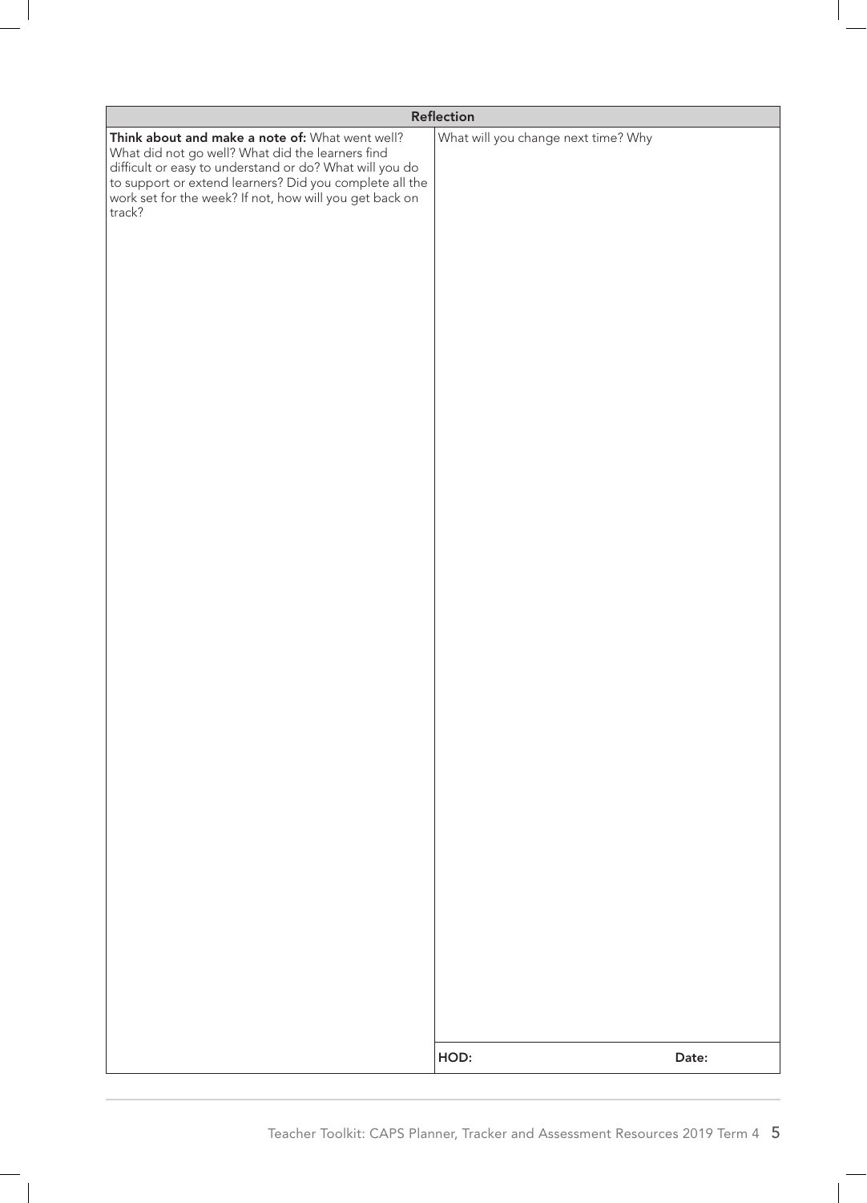| Reflection | |
|---|---|
| **Think about and make a note of:** What went well? What did not go well? What did the learners find difficult or easy to understand or do? What will you do to support or extend learners? Did you complete all the work set for the week? If not, how will you get back on track? | What will you change next time? Why |
| | **HOD:** **Date:** |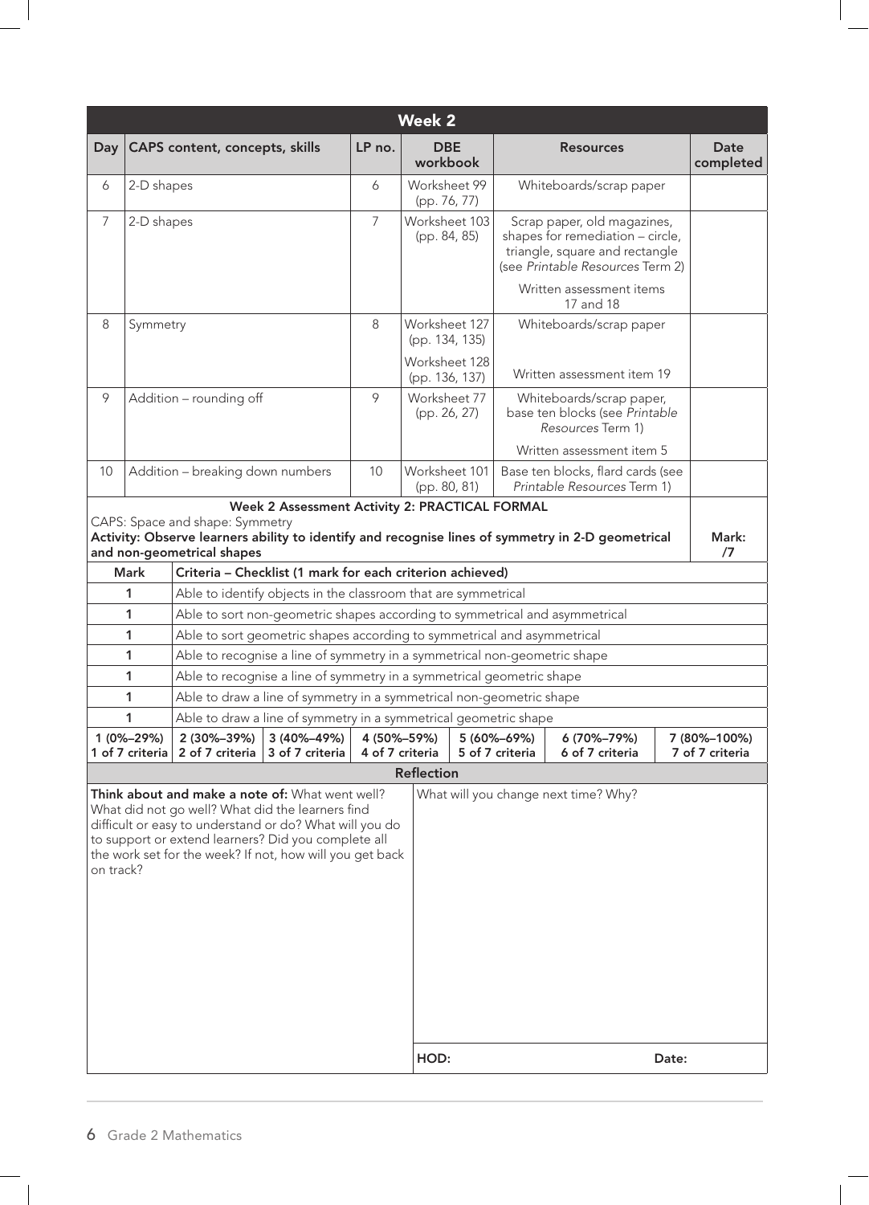## Week 2

| Day | CAPS content, concepts, skills | LP no. | DBE workbook | Resources | Date completed |
|---|---|---|---|---|---|
| 6 | 2-D shapes | 6 | Worksheet 99 (pp. 76, 77) | Whiteboards/scrap paper | |
| 7 | 2-D shapes | 7 | Worksheet 103 (pp. 84, 85) | Scrap paper, old magazines, shapes for remediation – circle, triangle, square and rectangle (see *Printable Resources* Term 2)<br>Written assessment items 17 and 18 | |
| 8 | Symmetry | 8 | Worksheet 127 (pp. 134, 135)<br>Worksheet 128 (pp. 136, 137) | Whiteboards/scrap paper<br>Written assessment item 19 | |
| 9 | Addition – rounding off | 9 | Worksheet 77 (pp. 26, 27) | Whiteboards/scrap paper, base ten blocks (see *Printable Resources* Term 1)<br>Written assessment item 5 | |
| 10 | Addition – breaking down numbers | 10 | Worksheet 101 (pp. 80, 81) | Base ten blocks, flard cards (see *Printable Resources* Term 1) | |

**Week 2 Assessment Activity 2: PRACTICAL FORMAL**

CAPS: Space and shape: Symmetry

**Activity: Observe learners ability to identify and recognise lines of symmetry in 2-D geometrical and non-geometrical shapes** — **Mark: /7**

| Mark | Criteria – Checklist (1 mark for each criterion achieved) |
|---|---|
| 1 | Able to identify objects in the classroom that are symmetrical |
| 1 | Able to sort non-geometric shapes according to symmetrical and asymmetrical |
| 1 | Able to sort geometric shapes according to symmetrical and asymmetrical |
| 1 | Able to recognise a line of symmetry in a symmetrical non-geometric shape |
| 1 | Able to recognise a line of symmetry in a symmetrical geometric shape |
| 1 | Able to draw a line of symmetry in a symmetrical non-geometric shape |
| 1 | Able to draw a line of symmetry in a symmetrical geometric shape |

| 1 (0%–29%) | 2 (30%–39%) | 3 (40%–49%) | 4 (50%–59%) | 5 (60%–69%) | 6 (70%–79%) | 7 (80%–100%) |
|---|---|---|---|---|---|---|
| 1 of 7 criteria | 2 of 7 criteria | 3 of 7 criteria | 4 of 7 criteria | 5 of 7 criteria | 6 of 7 criteria | 7 of 7 criteria |

**Reflection**

| **Think about and make a note of:** What went well? What did not go well? What did the learners find difficult or easy to understand or do? What will you do to support or extend learners? Did you complete all the work set for the week? If not, how will you get back on track? | What will you change next time? Why? |
|---|---|
| | **HOD:** **Date:** |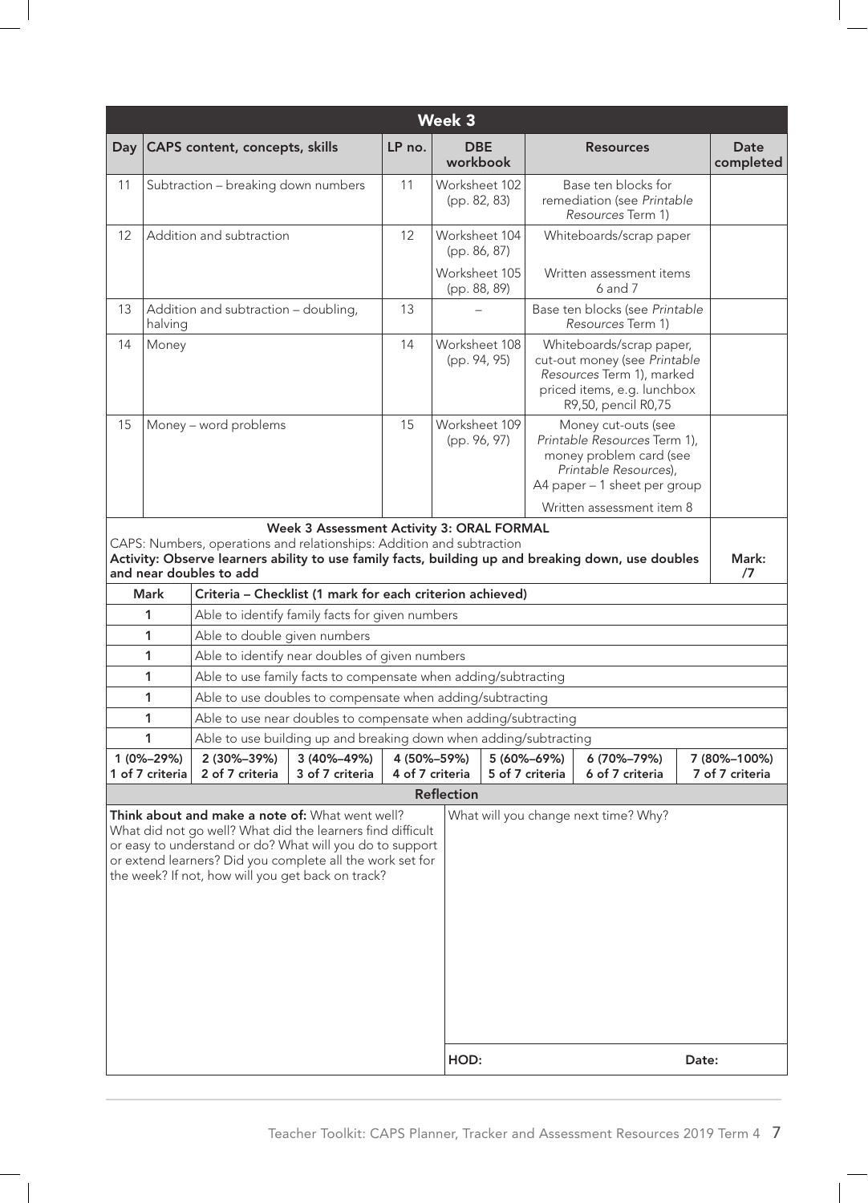## Week 3

| Day | CAPS content, concepts, skills | LP no. | DBE workbook | Resources | Date completed |
|---|---|---|---|---|---|
| 11 | Subtraction – breaking down numbers | 11 | Worksheet 102 (pp. 82, 83) | Base ten blocks for remediation (see *Printable Resources* Term 1) | |
| 12 | Addition and subtraction | 12 | Worksheet 104 (pp. 86, 87) | Whiteboards/scrap paper | |
| | | | Worksheet 105 (pp. 88, 89) | Written assessment items 6 and 7 | |
| 13 | Addition and subtraction – doubling, halving | 13 | – | Base ten blocks (see *Printable Resources* Term 1) | |
| 14 | Money | 14 | Worksheet 108 (pp. 94, 95) | Whiteboards/scrap paper, cut-out money (see *Printable Resources* Term 1), marked priced items, e.g. lunchbox R9,50, pencil R0,75 | |
| 15 | Money – word problems | 15 | Worksheet 109 (pp. 96, 97) | Money cut-outs (see *Printable Resources* Term 1), money problem card (see *Printable Resources*), A4 paper – 1 sheet per group | |
| | | | | Written assessment item 8 | |

**Week 3 Assessment Activity 3: ORAL FORMAL**

CAPS: Numbers, operations and relationships: Addition and subtraction

**Activity: Observe learners ability to use family facts, building up and breaking down, use doubles and near doubles to add**

**Mark: /7**

| Mark | Criteria – Checklist (1 mark for each criterion achieved) |
|---|---|
| 1 | Able to identify family facts for given numbers |
| 1 | Able to double given numbers |
| 1 | Able to identify near doubles of given numbers |
| 1 | Able to use family facts to compensate when adding/subtracting |
| 1 | Able to use doubles to compensate when adding/subtracting |
| 1 | Able to use near doubles to compensate when adding/subtracting |
| 1 | Able to use building up and breaking down when adding/subtracting |

| 1 (0%–29%) | 2 (30%–39%) | 3 (40%–49%) | 4 (50%–59%) | 5 (60%–69%) | 6 (70%–79%) | 7 (80%–100%) |
|---|---|---|---|---|---|---|
| 1 of 7 criteria | 2 of 7 criteria | 3 of 7 criteria | 4 of 7 criteria | 5 of 7 criteria | 6 of 7 criteria | 7 of 7 criteria |

**Reflection**

| **Think about and make a note of:** What went well? What did not go well? What did the learners find difficult or easy to understand or do? What will you do to support or extend learners? Did you complete all the work set for the week? If not, how will you get back on track? | What will you change next time? Why? |
|---|---|
| | HOD: Date: |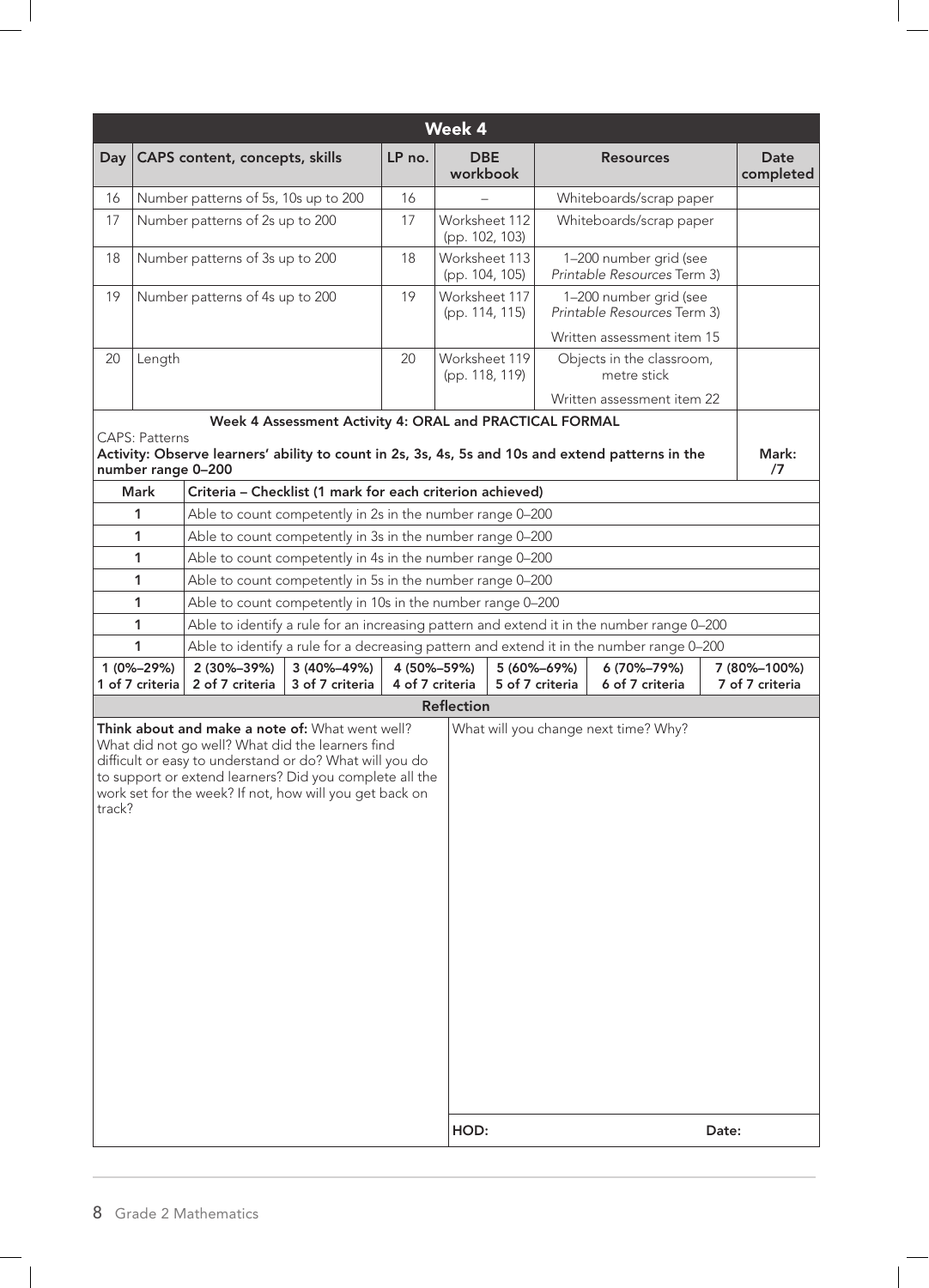## Week 4

| Day | CAPS content, concepts, skills | LP no. | DBE workbook | Resources | Date completed |
|---|---|---|---|---|---|
| 16 | Number patterns of 5s, 10s up to 200 | 16 | – | Whiteboards/scrap paper | |
| 17 | Number patterns of 2s up to 200 | 17 | Worksheet 112 (pp. 102, 103) | Whiteboards/scrap paper | |
| 18 | Number patterns of 3s up to 200 | 18 | Worksheet 113 (pp. 104, 105) | 1–200 number grid (see *Printable Resources* Term 3) | |
| 19 | Number patterns of 4s up to 200 | 19 | Worksheet 117 (pp. 114, 115) | 1–200 number grid (see *Printable Resources* Term 3)<br>Written assessment item 15 | |
| 20 | Length | 20 | Worksheet 119 (pp. 118, 119) | Objects in the classroom, metre stick<br>Written assessment item 22 | |

**Week 4 Assessment Activity 4: ORAL and PRACTICAL FORMAL**

CAPS: Patterns

**Activity: Observe learners' ability to count in 2s, 3s, 4s, 5s and 10s and extend patterns in the number range 0–200**

**Mark: /7**

| Mark | Criteria – Checklist (1 mark for each criterion achieved) |
|---|---|
| 1 | Able to count competently in 2s in the number range 0–200 |
| 1 | Able to count competently in 3s in the number range 0–200 |
| 1 | Able to count competently in 4s in the number range 0–200 |
| 1 | Able to count competently in 5s in the number range 0–200 |
| 1 | Able to count competently in 10s in the number range 0–200 |
| 1 | Able to identify a rule for an increasing pattern and extend it in the number range 0–200 |
| 1 | Able to identify a rule for a decreasing pattern and extend it in the number range 0–200 |

| 1 (0%–29%) | 2 (30%–39%) | 3 (40%–49%) | 4 (50%–59%) | 5 (60%–69%) | 6 (70%–79%) | 7 (80%–100%) |
|---|---|---|---|---|---|---|
| 1 of 7 criteria | 2 of 7 criteria | 3 of 7 criteria | 4 of 7 criteria | 5 of 7 criteria | 6 of 7 criteria | 7 of 7 criteria |

**Reflection**

| **Think about and make a note of:** What went well? What did not go well? What did the learners find difficult or easy to understand or do? What will you do to support or extend learners? Did you complete all the work set for the week? If not, how will you get back on track? | What will you change next time? Why? |
|---|---|
| | HOD: Date: |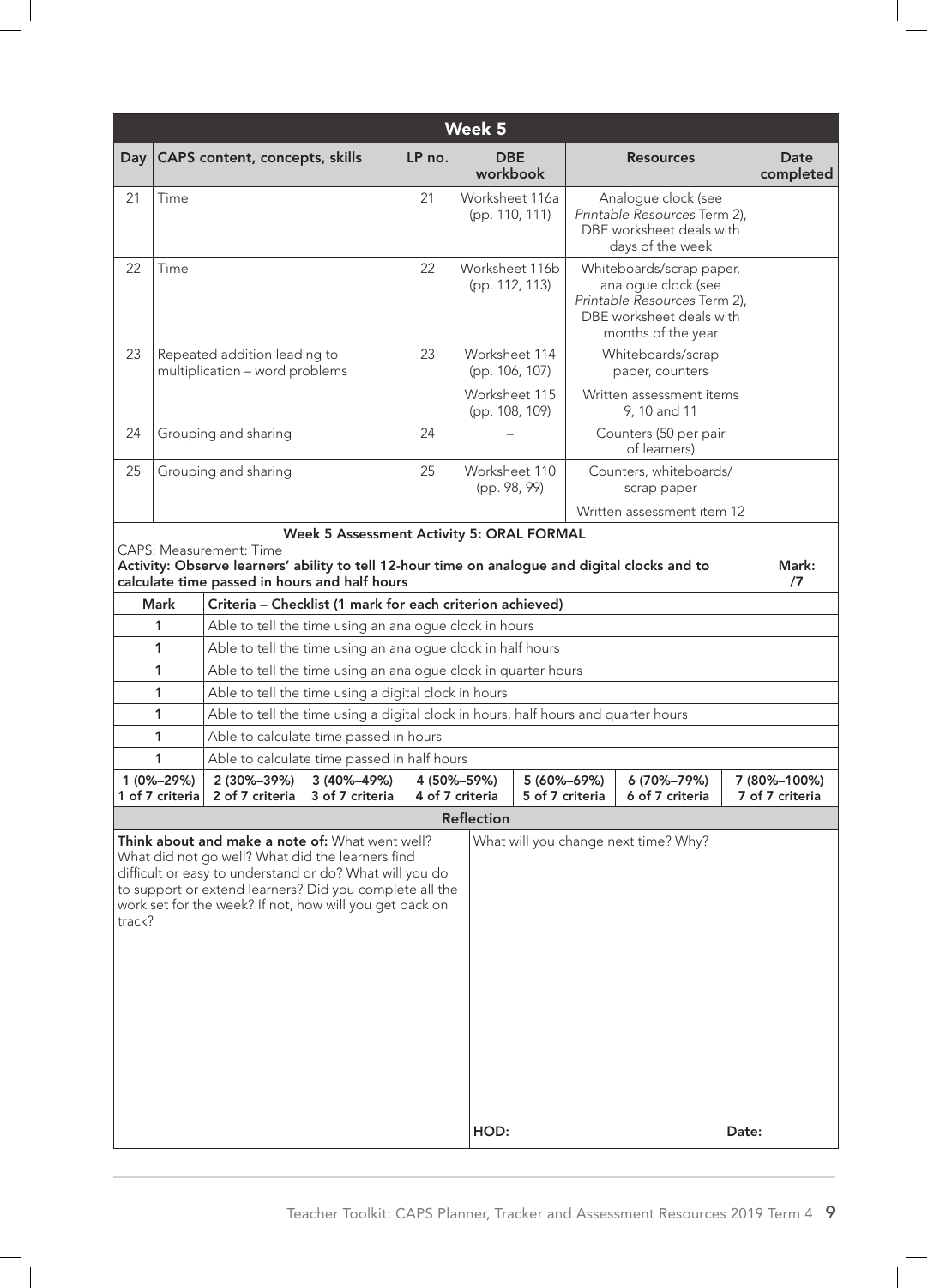## Week 5

| Day | CAPS content, concepts, skills | LP no. | DBE workbook | Resources | Date completed |
|---|---|---|---|---|---|
| 21 | Time | 21 | Worksheet 116a (pp. 110, 111) | Analogue clock (see *Printable Resources* Term 2), DBE worksheet deals with days of the week | |
| 22 | Time | 22 | Worksheet 116b (pp. 112, 113) | Whiteboards/scrap paper, analogue clock (see *Printable Resources* Term 2), DBE worksheet deals with months of the year | |
| 23 | Repeated addition leading to multiplication – word problems | 23 | Worksheet 114 (pp. 106, 107) | Whiteboards/scrap paper, counters | |
| | | | Worksheet 115 (pp. 108, 109) | Written assessment items 9, 10 and 11 | |
| 24 | Grouping and sharing | 24 | – | Counters (50 per pair of learners) | |
| 25 | Grouping and sharing | 25 | Worksheet 110 (pp. 98, 99) | Counters, whiteboards/ scrap paper | |
| | | | | Written assessment item 12 | |

**Week 5 Assessment Activity 5: ORAL FORMAL**

CAPS: Measurement: Time

**Activity: Observe learners' ability to tell 12-hour time on analogue and digital clocks and to calculate time passed in hours and half hours** — **Mark: /7**

| Mark | Criteria – Checklist (1 mark for each criterion achieved) |
|---|---|
| 1 | Able to tell the time using an analogue clock in hours |
| 1 | Able to tell the time using an analogue clock in half hours |
| 1 | Able to tell the time using an analogue clock in quarter hours |
| 1 | Able to tell the time using a digital clock in hours |
| 1 | Able to tell the time using a digital clock in hours, half hours and quarter hours |
| 1 | Able to calculate time passed in hours |
| 1 | Able to calculate time passed in half hours |

| 1 (0%–29%) | 2 (30%–39%) | 3 (40%–49%) | 4 (50%–59%) | 5 (60%–69%) | 6 (70%–79%) | 7 (80%–100%) |
|---|---|---|---|---|---|---|
| 1 of 7 criteria | 2 of 7 criteria | 3 of 7 criteria | 4 of 7 criteria | 5 of 7 criteria | 6 of 7 criteria | 7 of 7 criteria |

**Reflection**

| **Think about and make a note of:** What went well? What did not go well? What did the learners find difficult or easy to understand or do? What will you do to support or extend learners? Did you complete all the work set for the week? If not, how will you get back on track? | What will you change next time? Why? |
|---|---|
| | HOD: Date: |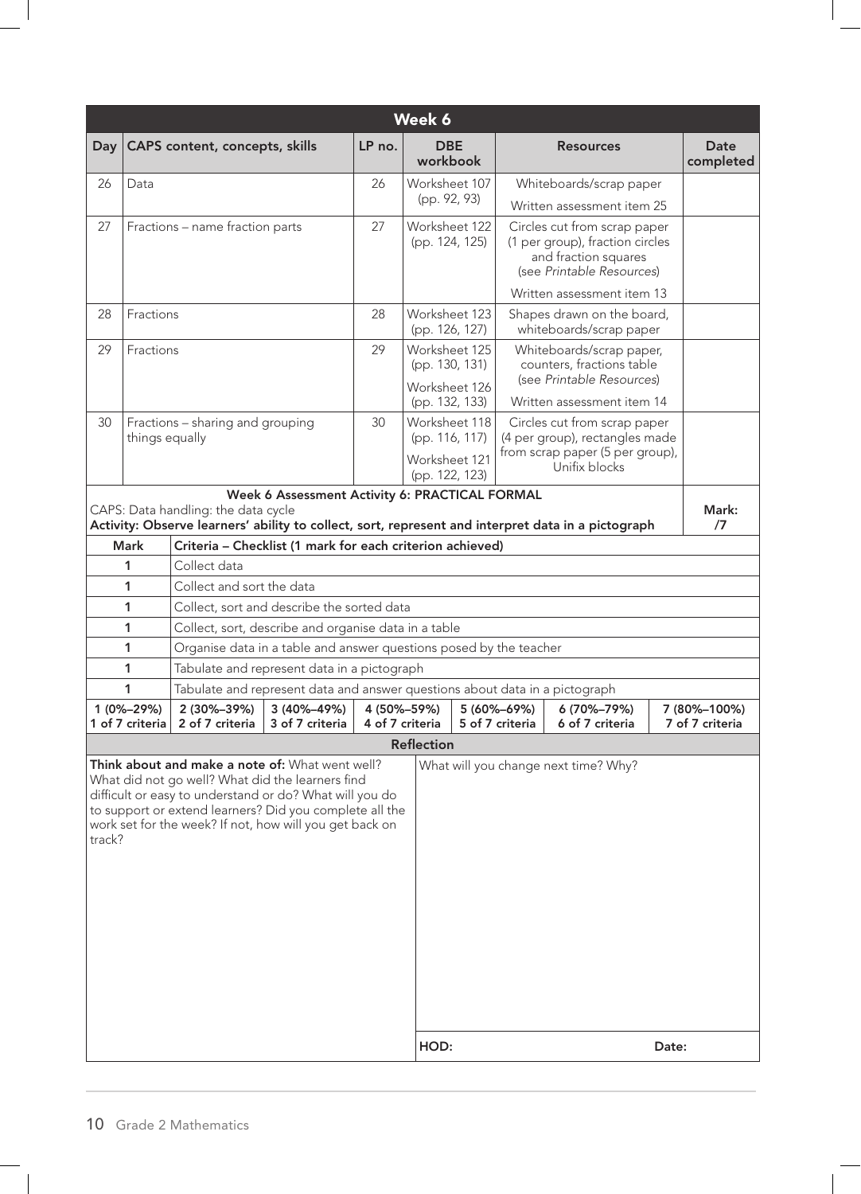## Week 6

| Day | CAPS content, concepts, skills | LP no. | DBE workbook | Resources | Date completed |
|---|---|---|---|---|---|
| 26 | Data | 26 | Worksheet 107 (pp. 92, 93) | Whiteboards/scrap paper<br>Written assessment item 25 | |
| 27 | Fractions – name fraction parts | 27 | Worksheet 122 (pp. 124, 125) | Circles cut from scrap paper (1 per group), fraction circles and fraction squares (see *Printable Resources*)<br>Written assessment item 13 | |
| 28 | Fractions | 28 | Worksheet 123 (pp. 126, 127) | Shapes drawn on the board, whiteboards/scrap paper | |
| 29 | Fractions | 29 | Worksheet 125 (pp. 130, 131)<br>Worksheet 126 (pp. 132, 133) | Whiteboards/scrap paper, counters, fractions table (see *Printable Resources*)<br>Written assessment item 14 | |
| 30 | Fractions – sharing and grouping things equally | 30 | Worksheet 118 (pp. 116, 117)<br>Worksheet 121 (pp. 122, 123) | Circles cut from scrap paper (4 per group), rectangles made from scrap paper (5 per group), Unifix blocks | |

### Week 6 Assessment Activity 6: PRACTICAL FORMAL

CAPS: Data handling: the data cycle

**Activity: Observe learners' ability to collect, sort, represent and interpret data in a pictograph**

**Mark: /7**

| Mark | Criteria – Checklist (1 mark for each criterion achieved) |
|---|---|
| 1 | Collect data |
| 1 | Collect and sort the data |
| 1 | Collect, sort and describe the sorted data |
| 1 | Collect, sort, describe and organise data in a table |
| 1 | Organise data in a table and answer questions posed by the teacher |
| 1 | Tabulate and represent data in a pictograph |
| 1 | Tabulate and represent data and answer questions about data in a pictograph |

| 1 (0%–29%) | 2 (30%–39%) | 3 (40%–49%) | 4 (50%–59%) | 5 (60%–69%) | 6 (70%–79%) | 7 (80%–100%) |
|---|---|---|---|---|---|---|
| 1 of 7 criteria | 2 of 7 criteria | 3 of 7 criteria | 4 of 7 criteria | 5 of 7 criteria | 6 of 7 criteria | 7 of 7 criteria |

### Reflection

| **Think about and make a note of:** What went well? What did not go well? What did the learners find difficult or easy to understand or do? What will you do to support or extend learners? Did you complete all the work set for the week? If not, how will you get back on track? | What will you change next time? Why? |
|---|---|
| | HOD: Date: |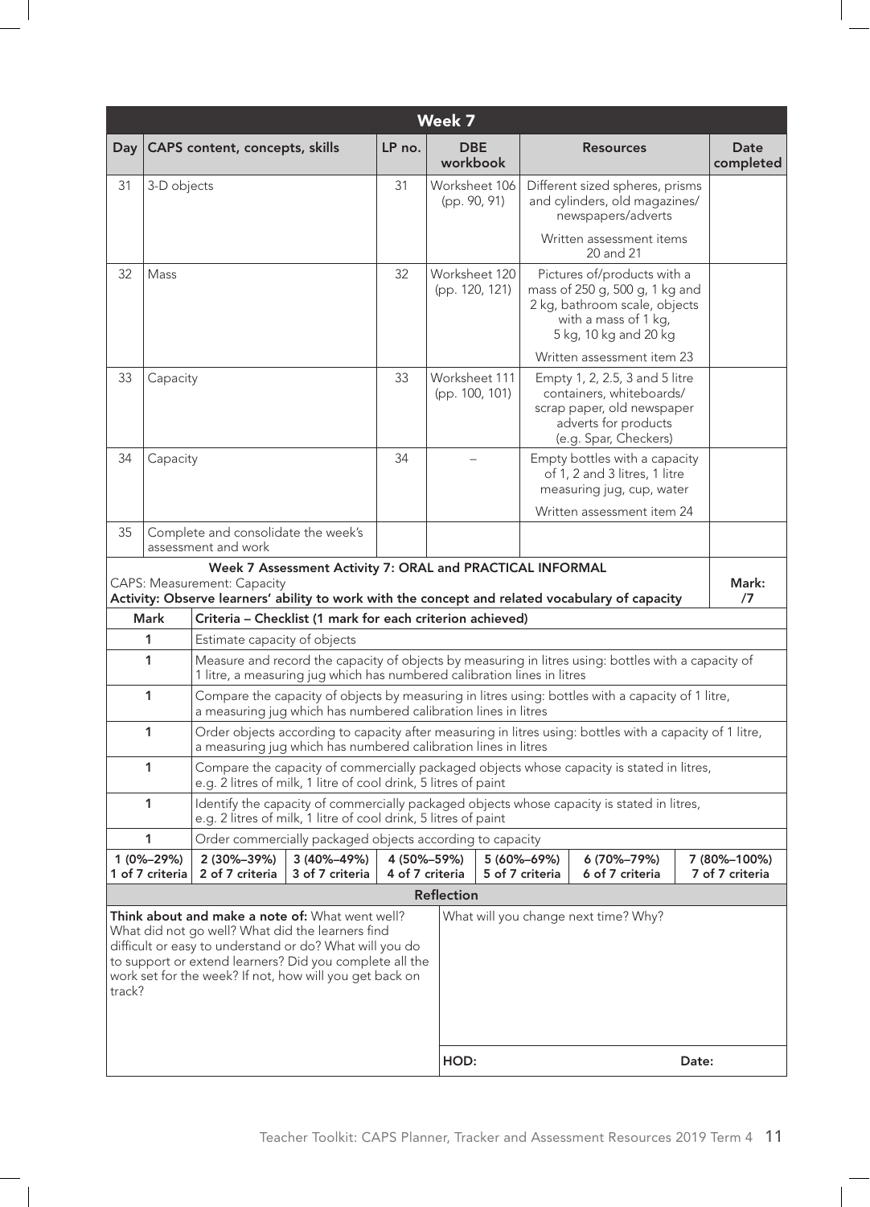## Week 7

| Day | CAPS content, concepts, skills | LP no. | DBE workbook | Resources | Date completed |
|---|---|---|---|---|---|
| 31 | 3-D objects | 31 | Worksheet 106 (pp. 90, 91) | Different sized spheres, prisms and cylinders, old magazines/ newspapers/adverts<br><br>Written assessment items 20 and 21 | |
| 32 | Mass | 32 | Worksheet 120 (pp. 120, 121) | Pictures of/products with a mass of 250 g, 500 g, 1 kg and 2 kg, bathroom scale, objects with a mass of 1 kg, 5 kg, 10 kg and 20 kg<br><br>Written assessment item 23 | |
| 33 | Capacity | 33 | Worksheet 111 (pp. 100, 101) | Empty 1, 2, 2.5, 3 and 5 litre containers, whiteboards/ scrap paper, old newspaper adverts for products (e.g. Spar, Checkers) | |
| 34 | Capacity | 34 | – | Empty bottles with a capacity of 1, 2 and 3 litres, 1 litre measuring jug, cup, water<br><br>Written assessment item 24 | |
| 35 | Complete and consolidate the week's assessment and work | | | | |

**Week 7 Assessment Activity 7: ORAL and PRACTICAL INFORMAL**

CAPS: Measurement: Capacity

**Activity: Observe learners' ability to work with the concept and related vocabulary of capacity** — **Mark: /7**

| Mark | Criteria – Checklist (1 mark for each criterion achieved) |
|---|---|
| 1 | Estimate capacity of objects |
| 1 | Measure and record the capacity of objects by measuring in litres using: bottles with a capacity of 1 litre, a measuring jug which has numbered calibration lines in litres |
| 1 | Compare the capacity of objects by measuring in litres using: bottles with a capacity of 1 litre, a measuring jug which has numbered calibration lines in litres |
| 1 | Order objects according to capacity after measuring in litres using: bottles with a capacity of 1 litre, a measuring jug which has numbered calibration lines in litres |
| 1 | Compare the capacity of commercially packaged objects whose capacity is stated in litres, e.g. 2 litres of milk, 1 litre of cool drink, 5 litres of paint |
| 1 | Identify the capacity of commercially packaged objects whose capacity is stated in litres, e.g. 2 litres of milk, 1 litre of cool drink, 5 litres of paint |
| 1 | Order commercially packaged objects according to capacity |

| 1 (0%–29%) | 2 (30%–39%) | 3 (40%–49%) | 4 (50%–59%) | 5 (60%–69%) | 6 (70%–79%) | 7 (80%–100%) |
|---|---|---|---|---|---|---|
| 1 of 7 criteria | 2 of 7 criteria | 3 of 7 criteria | 4 of 7 criteria | 5 of 7 criteria | 6 of 7 criteria | 7 of 7 criteria |

**Reflection**

| **Think about and make a note of:** What went well? What did not go well? What did the learners find difficult or easy to understand or do? What will you do to support or extend learners? Did you complete all the work set for the week? If not, how will you get back on track? | What will you change next time? Why? |
|---|---|
| | HOD: Date: |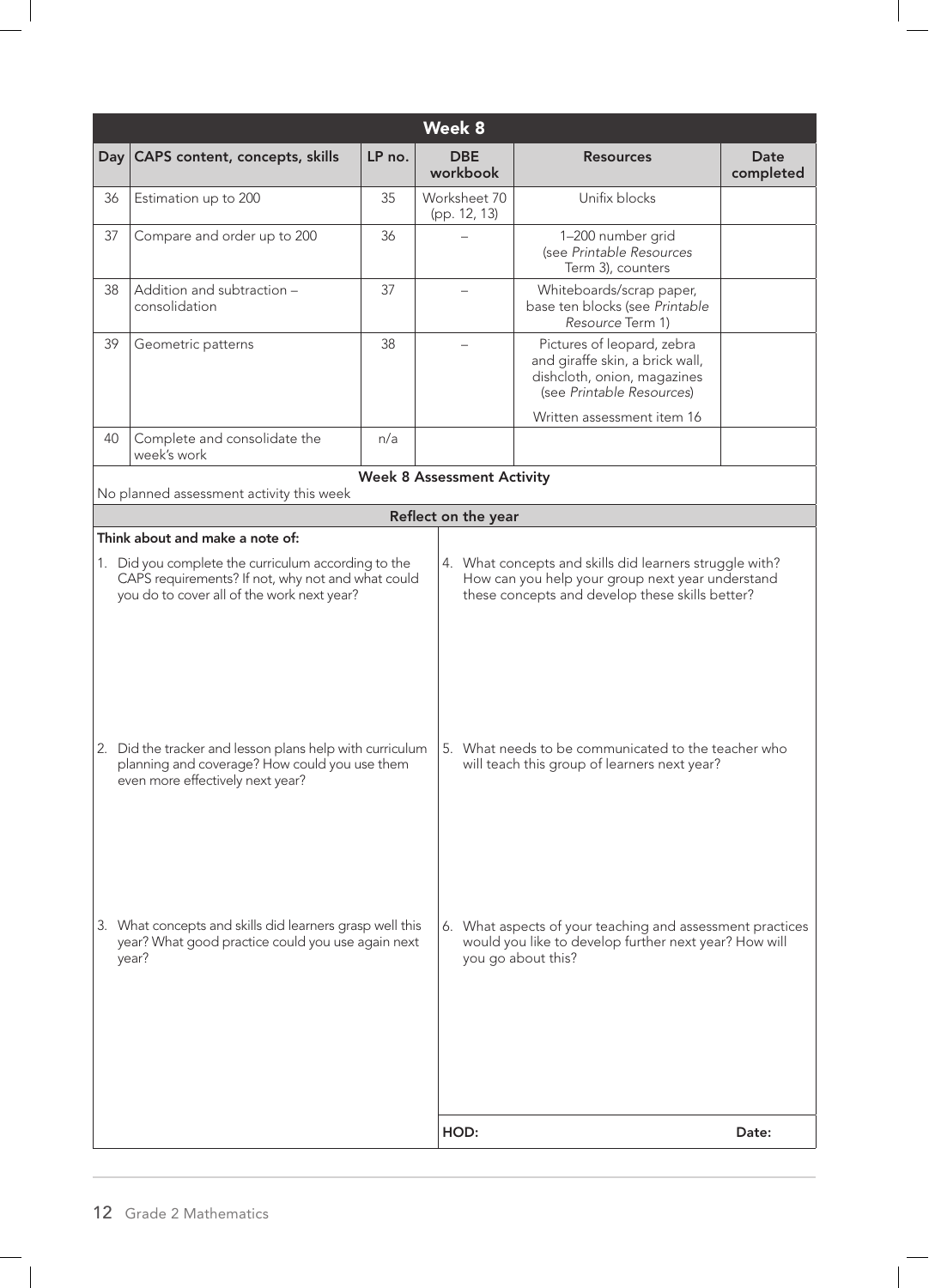## Week 8

| Day | CAPS content, concepts, skills | LP no. | DBE workbook | Resources | Date completed |
|---|---|---|---|---|---|
| 36 | Estimation up to 200 | 35 | Worksheet 70 (pp. 12, 13) | Unifix blocks | |
| 37 | Compare and order up to 200 | 36 | – | 1–200 number grid (see *Printable Resources* Term 3), counters | |
| 38 | Addition and subtraction – consolidation | 37 | – | Whiteboards/scrap paper, base ten blocks (see *Printable Resource* Term 1) | |
| 39 | Geometric patterns | 38 | – | Pictures of leopard, zebra and giraffe skin, a brick wall, dishcloth, onion, magazines (see *Printable Resources*)<br>Written assessment item 16 | |
| 40 | Complete and consolidate the week's work | n/a | | | |

**Week 8 Assessment Activity**

No planned assessment activity this week

**Reflect on the year**

**Think about and make a note of:**

1. Did you complete the curriculum according to the CAPS requirements? If not, why not and what could you do to cover all of the work next year?
2. Did the tracker and lesson plans help with curriculum planning and coverage? How could you use them even more effectively next year?
3. What concepts and skills did learners grasp well this year? What good practice could you use again next year?
4. What concepts and skills did learners struggle with? How can you help your group next year understand these concepts and develop these skills better?
5. What needs to be communicated to the teacher who will teach this group of learners next year?
6. What aspects of your teaching and assessment practices would you like to develop further next year? How will you go about this?

HOD: Date: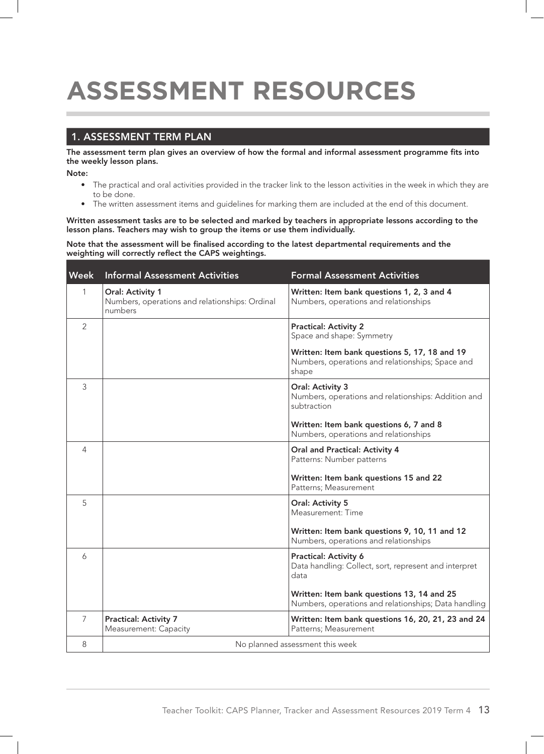# ASSESSMENT RESOURCES

## 1. ASSESSMENT TERM PLAN

**The assessment term plan gives an overview of how the formal and informal assessment programme fits into the weekly lesson plans.**

**Note:**

- The practical and oral activities provided in the tracker link to the lesson activities in the week in which they are to be done.
- The written assessment items and guidelines for marking them are included at the end of this document.

**Written assessment tasks are to be selected and marked by teachers in appropriate lessons according to the lesson plans. Teachers may wish to group the items or use them individually.**

**Note that the assessment will be finalised according to the latest departmental requirements and the weighting will correctly reflect the CAPS weightings.**

| Week | Informal Assessment Activities | Formal Assessment Activities |
|---|---|---|
| 1 | **Oral: Activity 1**<br>Numbers, operations and relationships: Ordinal numbers | **Written: Item bank questions 1, 2, 3 and 4**<br>Numbers, operations and relationships |
| 2 | | **Practical: Activity 2**<br>Space and shape: Symmetry<br><br>**Written: Item bank questions 5, 17, 18 and 19**<br>Numbers, operations and relationships; Space and shape |
| 3 | | **Oral: Activity 3**<br>Numbers, operations and relationships: Addition and subtraction<br><br>**Written: Item bank questions 6, 7 and 8**<br>Numbers, operations and relationships |
| 4 | | **Oral and Practical: Activity 4**<br>Patterns: Number patterns<br><br>**Written: Item bank questions 15 and 22**<br>Patterns; Measurement |
| 5 | | **Oral: Activity 5**<br>Measurement: Time<br><br>**Written: Item bank questions 9, 10, 11 and 12**<br>Numbers, operations and relationships |
| 6 | | **Practical: Activity 6**<br>Data handling: Collect, sort, represent and interpret data<br><br>**Written: Item bank questions 13, 14 and 25**<br>Numbers, operations and relationships; Data handling |
| 7 | **Practical: Activity 7**<br>Measurement: Capacity | **Written: Item bank questions 16, 20, 21, 23 and 24**<br>Patterns; Measurement |
| 8 | No planned assessment this week | |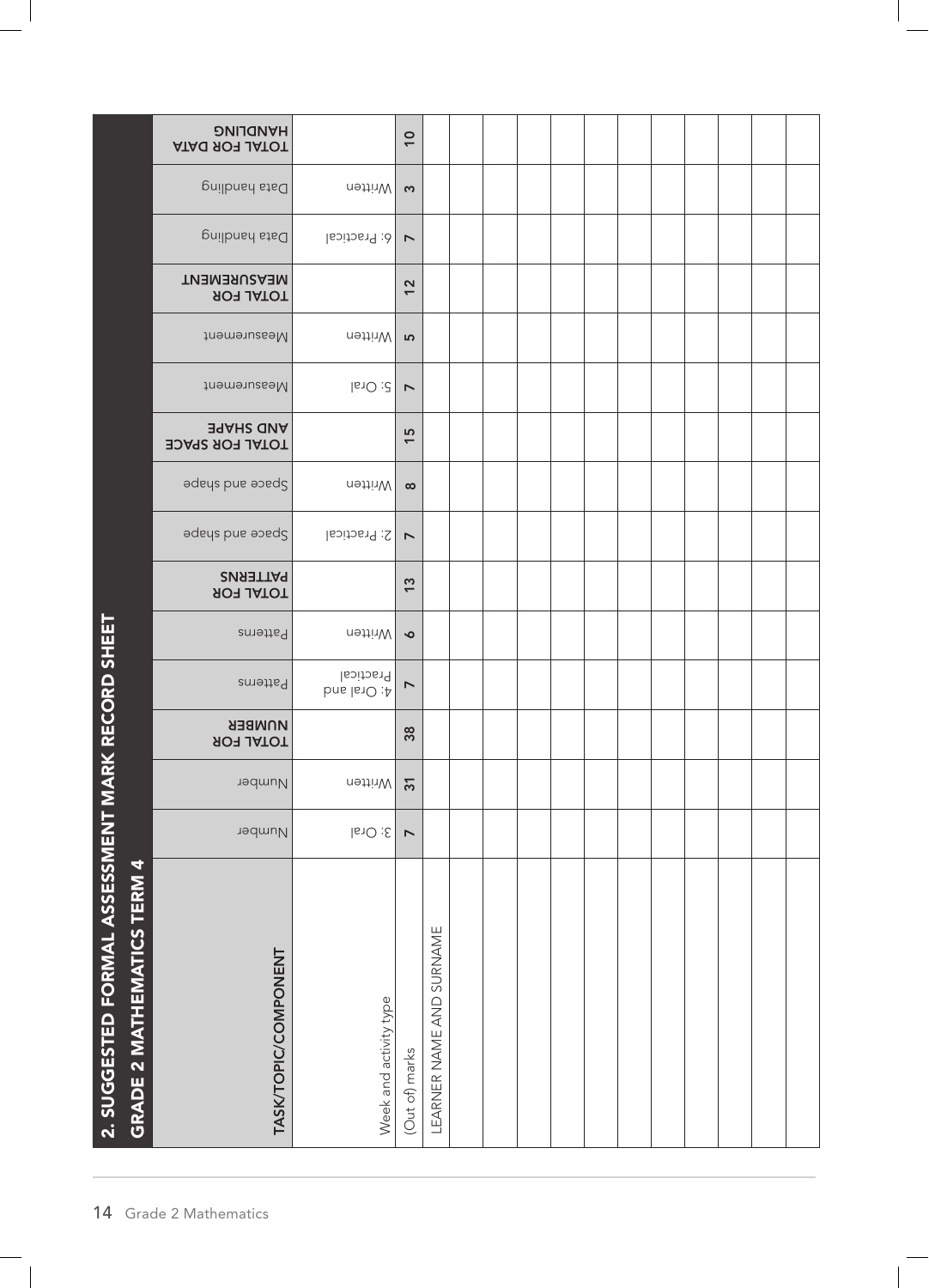## 2. SUGGESTED FORMAL ASSESSMENT MARK RECORD SHEET

### GRADE 2 MATHEMATICS TERM 4

| TASK/TOPIC/COMPONENT | Number | Number | TOTAL FOR NUMBER | Patterns | Patterns | TOTAL FOR PATTERNS | Space and shape | Space and shape | TOTAL FOR SPACE AND SHAPE | Measurement | Measurement | TOTAL FOR MEASUREMENT | Data handling | Data handling | TOTAL FOR DATA HANDLING |
|---|---|---|---|---|---|---|---|---|---|---|---|---|---|---|---|
| Week and activity type | 3: Oral | Written | | 4: Oral and Practical | Written | | 2: Practical | Written | | 5: Oral | Written | | 6: Practical | Written | |
| (Out of) marks | 7 | 31 | 38 | 7 | 6 | 13 | 7 | 8 | 15 | 7 | 5 | 12 | 7 | 3 | 10 |
| LEARNER NAME AND SURNAME | | | | | | | | | | | | | | | |
| | | | | | | | | | | | | | | | |
| | | | | | | | | | | | | | | | |
| | | | | | | | | | | | | | | | |
| | | | | | | | | | | | | | | | |
| | | | | | | | | | | | | | | | |
| | | | | | | | | | | | | | | | |
| | | | | | | | | | | | | | | | |
| | | | | | | | | | | | | | | | |
| | | | | | | | | | | | | | | | |
| | | | | | | | | | | | | | | | |
| | | | | | | | | | | | | | | | |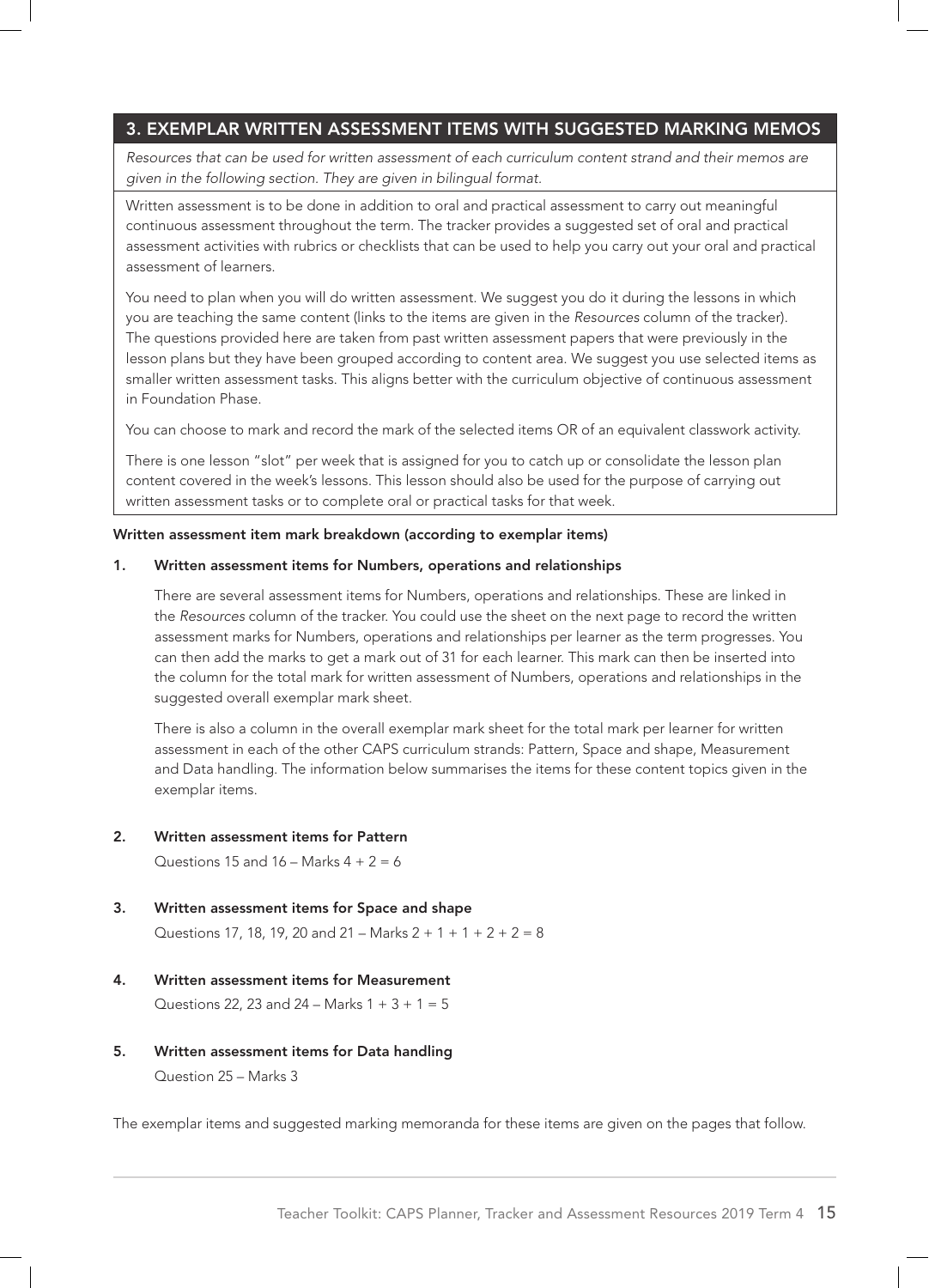## 3. EXEMPLAR WRITTEN ASSESSMENT ITEMS WITH SUGGESTED MARKING MEMOS

*Resources that can be used for written assessment of each curriculum content strand and their memos are given in the following section. They are given in bilingual format.*

Written assessment is to be done in addition to oral and practical assessment to carry out meaningful continuous assessment throughout the term. The tracker provides a suggested set of oral and practical assessment activities with rubrics or checklists that can be used to help you carry out your oral and practical assessment of learners.

You need to plan when you will do written assessment. We suggest you do it during the lessons in which you are teaching the same content (links to the items are given in the *Resources* column of the tracker). The questions provided here are taken from past written assessment papers that were previously in the lesson plans but they have been grouped according to content area. We suggest you use selected items as smaller written assessment tasks. This aligns better with the curriculum objective of continuous assessment in Foundation Phase.

You can choose to mark and record the mark of the selected items OR of an equivalent classwork activity.

There is one lesson "slot" per week that is assigned for you to catch up or consolidate the lesson plan content covered in the week's lessons. This lesson should also be used for the purpose of carrying out written assessment tasks or to complete oral or practical tasks for that week.

**Written assessment item mark breakdown (according to exemplar items)**

1. **Written assessment items for Numbers, operations and relationships**

   There are several assessment items for Numbers, operations and relationships. These are linked in the *Resources* column of the tracker. You could use the sheet on the next page to record the written assessment marks for Numbers, operations and relationships per learner as the term progresses. You can then add the marks to get a mark out of 31 for each learner. This mark can then be inserted into the column for the total mark for written assessment of Numbers, operations and relationships in the suggested overall exemplar mark sheet.

   There is also a column in the overall exemplar mark sheet for the total mark per learner for written assessment in each of the other CAPS curriculum strands: Pattern, Space and shape, Measurement and Data handling. The information below summarises the items for these content topics given in the exemplar items.

2. **Written assessment items for Pattern**

   Questions 15 and 16 – Marks 4 + 2 = 6

3. **Written assessment items for Space and shape**

   Questions 17, 18, 19, 20 and 21 – Marks 2 + 1 + 1 + 2 + 2 = 8

4. **Written assessment items for Measurement**

   Questions 22, 23 and 24 – Marks 1 + 3 + 1 = 5

5. **Written assessment items for Data handling**

   Question 25 – Marks 3

The exemplar items and suggested marking memoranda for these items are given on the pages that follow.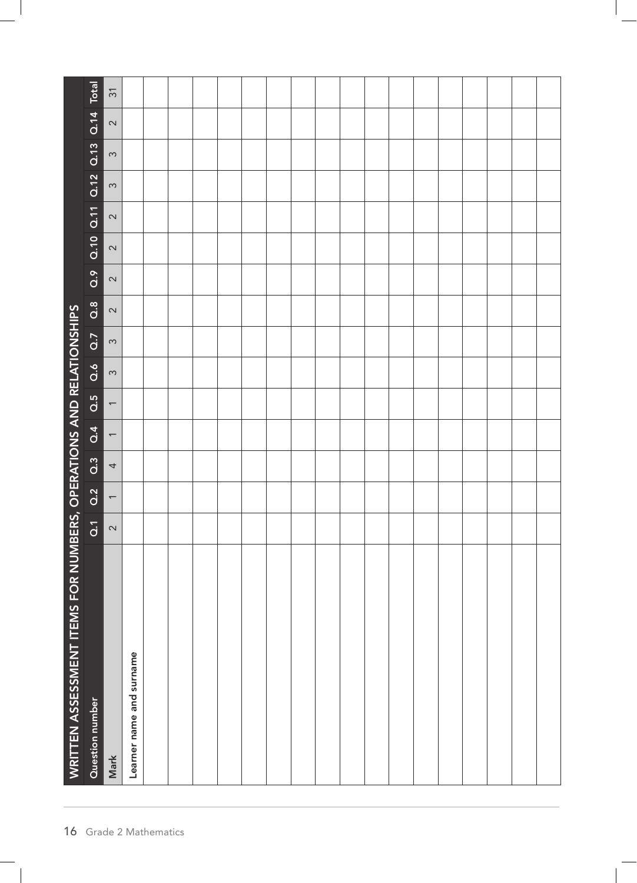# WRITTEN ASSESSMENT ITEMS FOR NUMBERS, OPERATIONS AND RELATIONSHIPS

| Question number | Q.1 | Q.2 | Q.3 | Q.4 | Q.5 | Q.6 | Q.7 | Q.8 | Q.9 | Q.10 | Q.11 | Q.12 | Q.13 | Q.14 | Total |
|---|---|---|---|---|---|---|---|---|---|---|---|---|---|---|---|
| Mark | 2 | 1 | 4 | 1 | 1 | 3 | 3 | 2 | 2 | 2 | 2 | 3 | 3 | 2 | 31 |
| Learner name and surname | | | | | | | | | | | | | | | |
| | | | | | | | | | | | | | | | |
| | | | | | | | | | | | | | | | |
| | | | | | | | | | | | | | | | |
| | | | | | | | | | | | | | | | |
| | | | | | | | | | | | | | | | |
| | | | | | | | | | | | | | | | |
| | | | | | | | | | | | | | | | |
| | | | | | | | | | | | | | | | |
| | | | | | | | | | | | | | | | |
| | | | | | | | | | | | | | | | |
| | | | | | | | | | | | | | | | |
| | | | | | | | | | | | | | | | |
| | | | | | | | | | | | | | | | |
| | | | | | | | | | | | | | | | |
| | | | | | | | | | | | | | | | |
| | | | | | | | | | | | | | | | |
| | | | | | | | | | | | | | | | |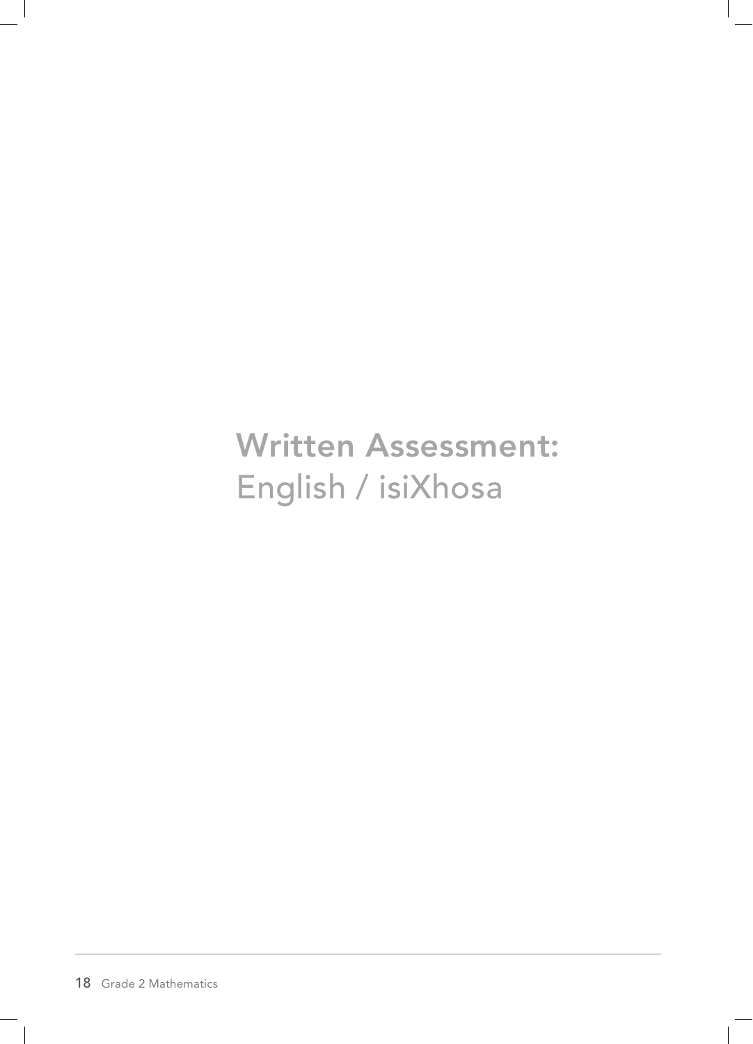# Written Assessment:
English / isiXhosa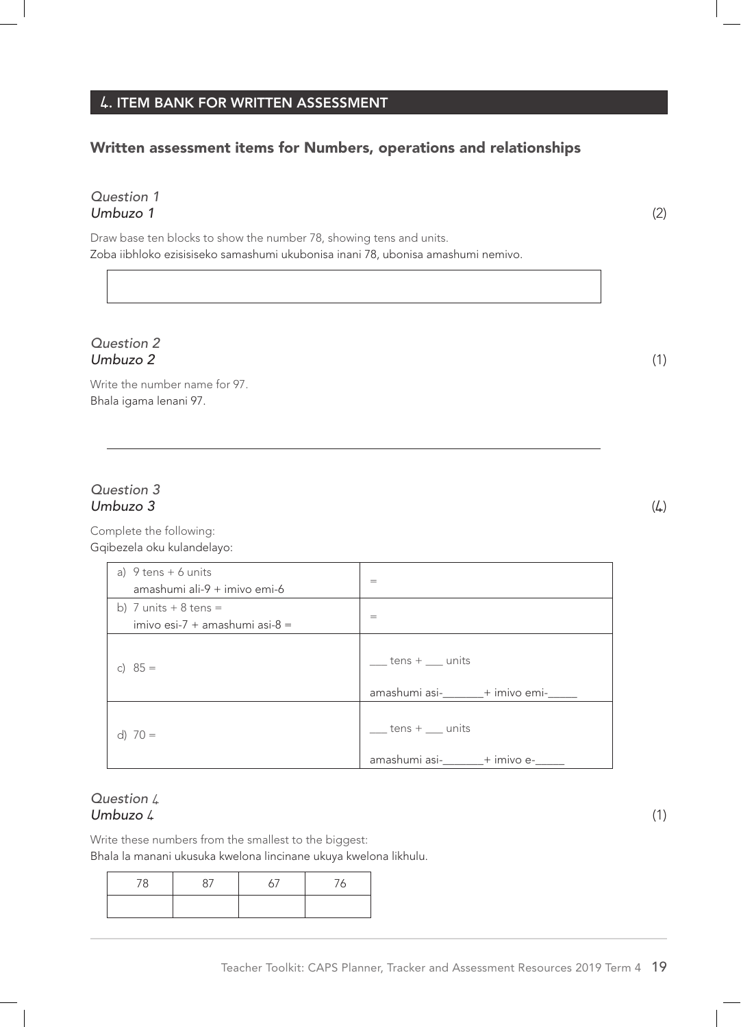## 4. ITEM BANK FOR WRITTEN ASSESSMENT

### Written assessment items for Numbers, operations and relationships

*Question 1*
*Umbuzo 1* (2)

Draw base ten blocks to show the number 78, showing tens and units.
Zoba iibhloko ezisisiseko samashumi ukubonisa inani 78, ubonisa amashumi nemivo.

| |
|---|
| |

*Question 2*
*Umbuzo 2* (1)

Write the number name for 97.
Bhala igama lenani 97.

_______________________________________________

*Question 3*
*Umbuzo 3* (4)

Complete the following:
Gqibezela oku kulandelayo:

| | |
|---|---|
| a) 9 tens + 6 units<br>amashumi ali-9 + imivo emi-6 | = |
| b) 7 units + 8 tens =<br>imivo esi-7 + amashumi asi-8 = | = |
| c) 85 = | ___ tens + ___ units<br>amashumi asi-_______+ imivo emi-_____ |
| d) 70 = | ___ tens + ___ units<br>amashumi asi-_______+ imivo e-_____ |

*Question 4*
*Umbuzo 4* (1)

Write these numbers from the smallest to the biggest:
Bhala la manani ukusuka kwelona lincinane ukuya kwelona likhulu.

| 78 | 87 | 67 | 76 |
|---|---|---|---|
| | | | |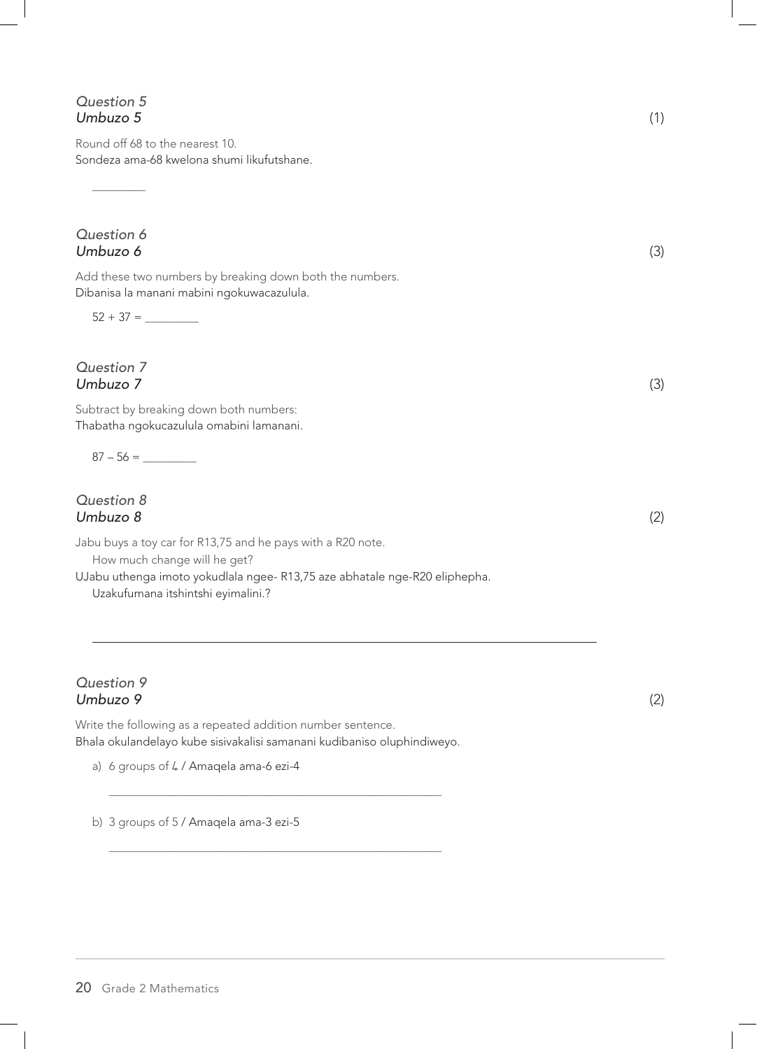*Question 5*
*Umbuzo 5* (1)

Round off 68 to the nearest 10.
Sondeza ama-68 kwelona shumi likufutshane.

_________

*Question 6*
*Umbuzo 6* (3)

Add these two numbers by breaking down both the numbers.
Dibanisa la manani mabini ngokuwacazulula.

52 + 37 = _________

*Question 7*
*Umbuzo 7* (3)

Subtract by breaking down both numbers:
Thabatha ngokucazulula omabini lamanani.

87 – 56 = _________

*Question 8*
*Umbuzo 8* (2)

Jabu buys a toy car for R13,75 and he pays with a R20 note.
How much change will he get?
UJabu uthenga imoto yokudlala ngee- R13,75 aze abhatale nge-R20 eliphepha.
Uzakufumana itshintshi eyimalini.?

_______________________________________________________________________________

*Question 9*
*Umbuzo 9* (2)

Write the following as a repeated addition number sentence.
Bhala okulandelayo kube sisivakalisi samanani kudibaniso oluphindiweyo.

a) 6 groups of 4 / Amaqela ama-6 ezi-4

_____________________________________________________

b) 3 groups of 5 / Amaqela ama-3 ezi-5

_____________________________________________________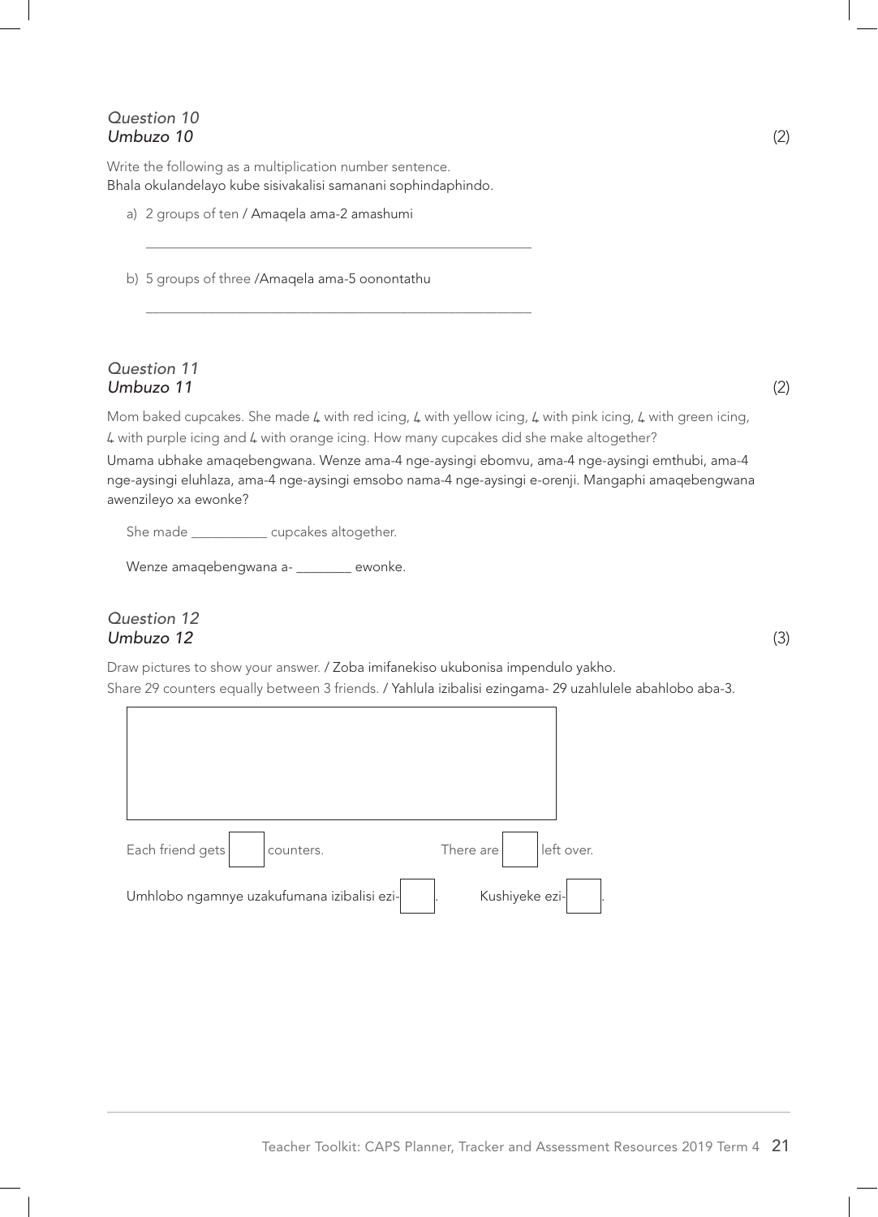*Question 10*
*Umbuzo 10* (2)

Write the following as a multiplication number sentence.
Bhala okulandelayo kube sisivakalisi samanani sophindaphindo.

a) 2 groups of ten / Amaqela ama-2 amashumi

_______________________________________________

b) 5 groups of three /Amaqela ama-5 oonontathu

_______________________________________________

*Question 11*
*Umbuzo 11* (2)

Mom baked cupcakes. She made 4 with red icing, 4 with yellow icing, 4 with pink icing, 4 with green icing, 4 with purple icing and 4 with orange icing. How many cupcakes did she make altogether?

Umama ubhake amaqebengwana. Wenze ama-4 nge-aysingi ebomvu, ama-4 nge-aysingi emthubi, ama-4 nge-aysingi eluhlaza, ama-4 nge-aysingi emsobo nama-4 nge-aysingi e-orenji. Mangaphi amaqebengwana awenzileyo xa ewonke?

She made ___________ cupcakes altogether.

Wenze amaqebengwana a- ________ ewonke.

*Question 12*
*Umbuzo 12* (3)

Draw pictures to show your answer. / Zoba imifanekiso ukubonisa impendulo yakho.
Share 29 counters equally between 3 friends. / Yahlula izibalisi ezingama- 29 uzahlulele abahlobo aba-3.

Each friend gets [ ] counters. There are [ ] left over.

Umhlobo ngamnye uzakufumana izibalisi ezi-[ ]. Kushiyeke ezi-[ ].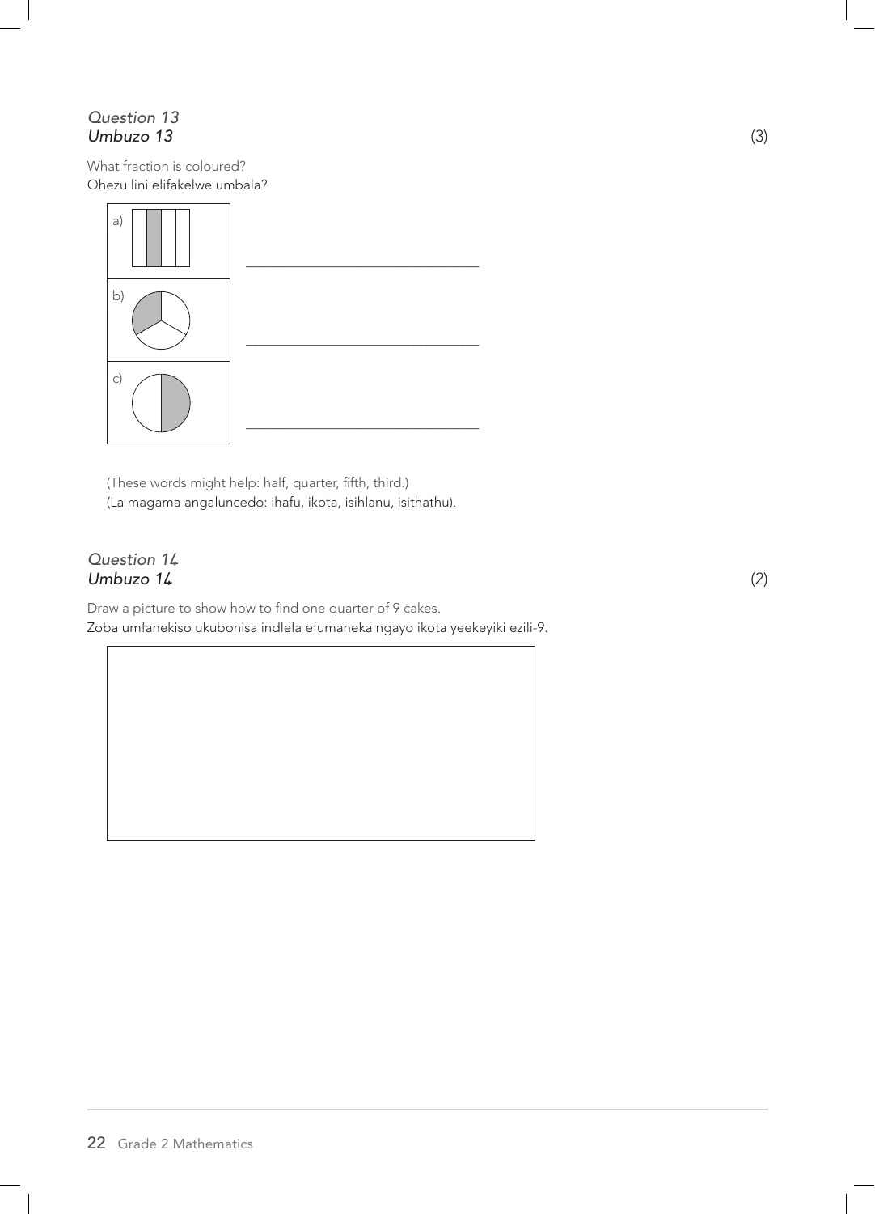*Question 13*
***Umbuzo 13*** (3)

What fraction is coloured?
Qhezu lini elifakelwe umbala?

a) \_\_\_\_\_\_\_\_\_\_\_\_\_\_\_\_\_\_\_\_\_\_\_\_\_\_\_\_\_\_\_\_

b) \_\_\_\_\_\_\_\_\_\_\_\_\_\_\_\_\_\_\_\_\_\_\_\_\_\_\_\_\_\_\_\_

c) \_\_\_\_\_\_\_\_\_\_\_\_\_\_\_\_\_\_\_\_\_\_\_\_\_\_\_\_\_\_\_\_

(These words might help: half, quarter, fifth, third.)
(La magama angaluncedo: ihafu, ikota, isihlanu, isithathu).

*Question 14*
***Umbuzo 14*** (2)

Draw a picture to show how to find one quarter of 9 cakes.
Zoba umfanekiso ukubonisa indlela efumaneka ngayo ikota yeekeyiki ezili-9.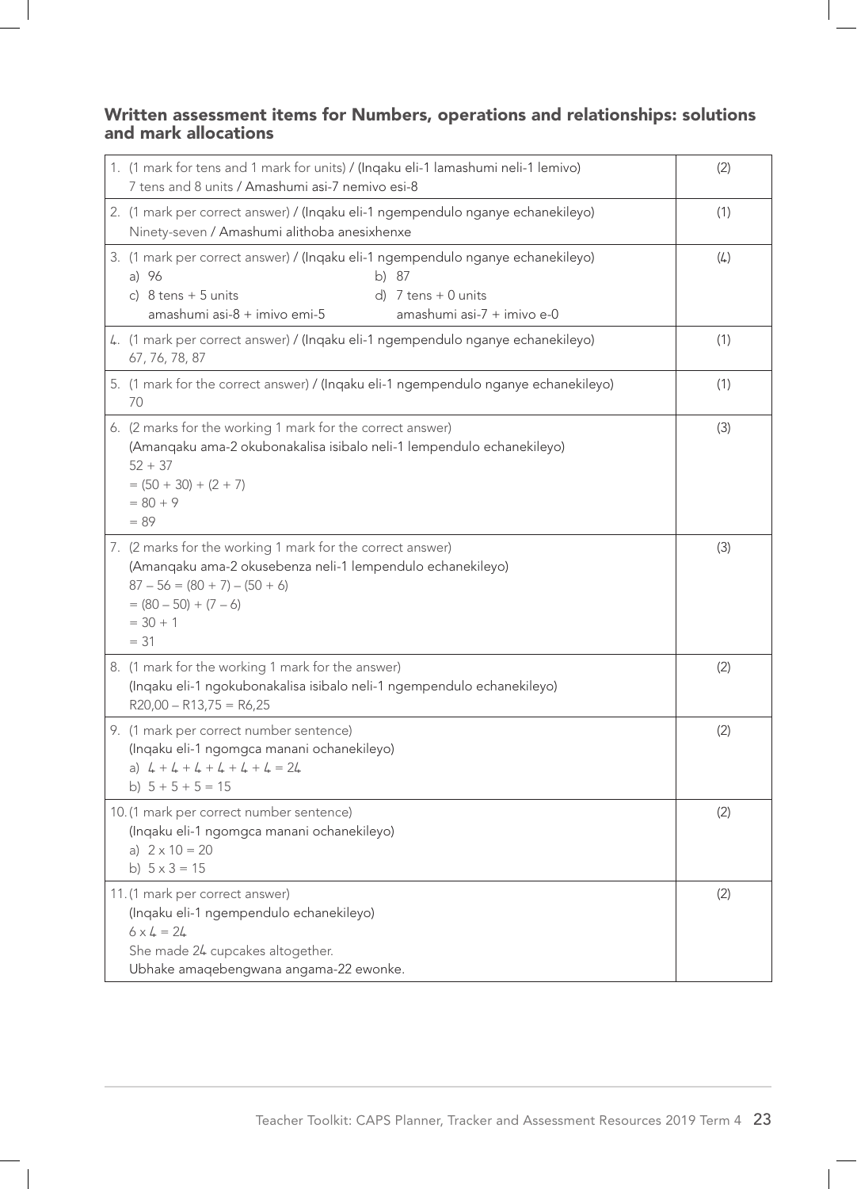## Written assessment items for Numbers, operations and relationships: solutions and mark allocations

| | |
|---|---|
| 1. (1 mark for tens and 1 mark for units) / (Inqaku eli-1 lamashumi neli-1 lemivo)<br>7 tens and 8 units / Amashumi asi-7 nemivo esi-8 | (2) |
| 2. (1 mark per correct answer) / (Inqaku eli-1 ngempendulo nganye echanekileyo)<br>Ninety-seven / Amashumi alithoba anesixhenxe | (1) |
| 3. (1 mark per correct answer) / (Inqaku eli-1 ngempendulo nganye echanekileyo)<br>a) 96 b) 87<br>c) 8 tens + 5 units amashumi asi-8 + imivo emi-5<br>d) 7 tens + 0 units amashumi asi-7 + imivo e-0 | (4) |
| 4. (1 mark per correct answer) / (Inqaku eli-1 ngempendulo nganye echanekileyo)<br>67, 76, 78, 87 | (1) |
| 5. (1 mark for the correct answer) / (Inqaku eli-1 ngempendulo nganye echanekileyo)<br>70 | (1) |
| 6. (2 marks for the working 1 mark for the correct answer)<br>(Amanqaku ama-2 okubonakalisa isibalo neli-1 lempendulo echanekileyo)<br>$52 + 37$<br>$= (50 + 30) + (2 + 7)$<br>$= 80 + 9$<br>$= 89$ | (3) |
| 7. (2 marks for the working 1 mark for the correct answer)<br>(Amanqaku ama-2 okusebenza neli-1 lempendulo echanekileyo)<br>$87 – 56 = (80 + 7) – (50 + 6)$<br>$= (80 – 50) + (7 – 6)$<br>$= 30 + 1$<br>$= 31$ | (3) |
| 8. (1 mark for the working 1 mark for the answer)<br>(Inqaku eli-1 ngokubonakalisa isibalo neli-1 ngempendulo echanekileyo)<br>R20,00 – R13,75 = R6,25 | (2) |
| 9. (1 mark per correct number sentence)<br>(Inqaku eli-1 ngomgca manani ochanekileyo)<br>a) $4 + 4 + 4 + 4 + 4 + 4 = 24$<br>b) $5 + 5 + 5 = 15$ | (2) |
| 10. (1 mark per correct number sentence)<br>(Inqaku eli-1 ngomgca manani ochanekileyo)<br>a) $2 \times 10 = 20$<br>b) $5 \times 3 = 15$ | (2) |
| 11. (1 mark per correct answer)<br>(Inqaku eli-1 ngempendulo echanekileyo)<br>$6 \times 4 = 24$<br>She made 24 cupcakes altogether.<br>Ubhake amaqebengwana angama-22 ewonke. | (2) |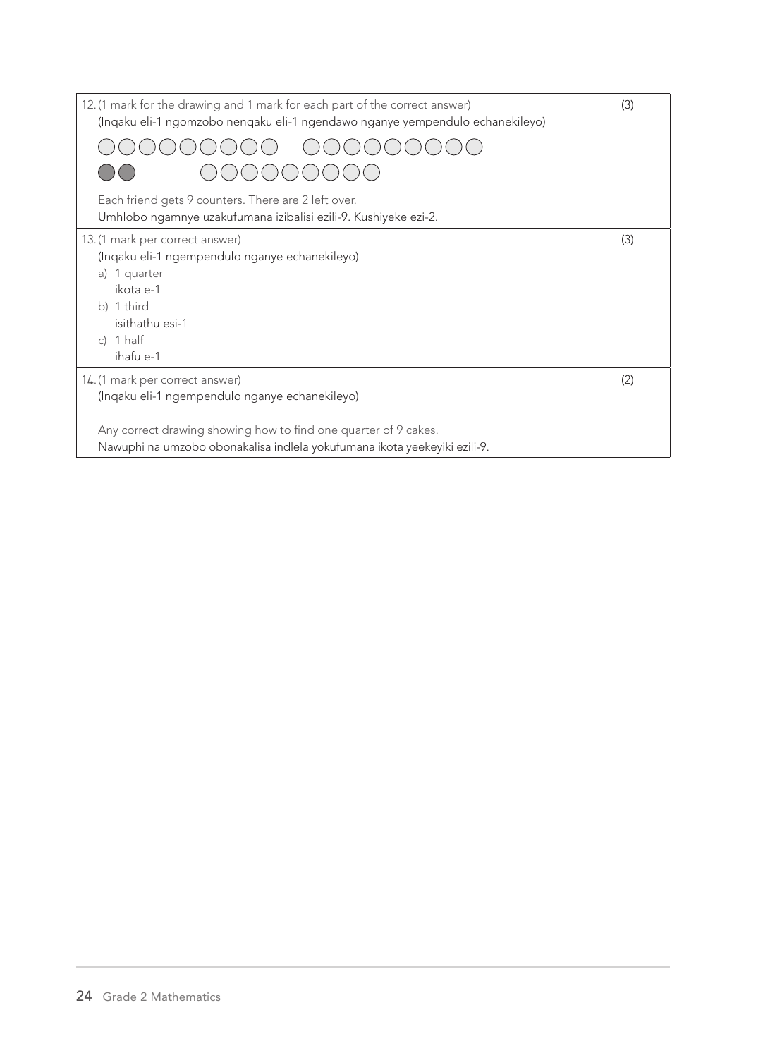| | |
|---|---|
| 12. (1 mark for the drawing and 1 mark for each part of the correct answer)<br>(Inqaku eli-1 ngomzobo nenqaku eli-1 ngendawo nganye yempendulo echanekileyo)<br>○○○○○○○○○ ○○○○○○○○○<br>●● ○○○○○○○○○<br>Each friend gets 9 counters. There are 2 left over.<br>Umhlobo ngamnye uzakufumana izibalisi ezili-9. Kushiyeke ezi-2. | (3) |
| 13. (1 mark per correct answer)<br>(Inqaku eli-1 ngempendulo nganye echanekileyo)<br>a) 1 quarter<br>ikota e-1<br>b) 1 third<br>isithathu esi-1<br>c) 1 half<br>ihafu e-1 | (3) |
| 14. (1 mark per correct answer)<br>(Inqaku eli-1 ngempendulo nganye echanekileyo)<br><br>Any correct drawing showing how to find one quarter of 9 cakes.<br>Nawuphi na umzobo obonakalisa indlela yokufumana ikota yeekeyiki ezili-9. | (2) |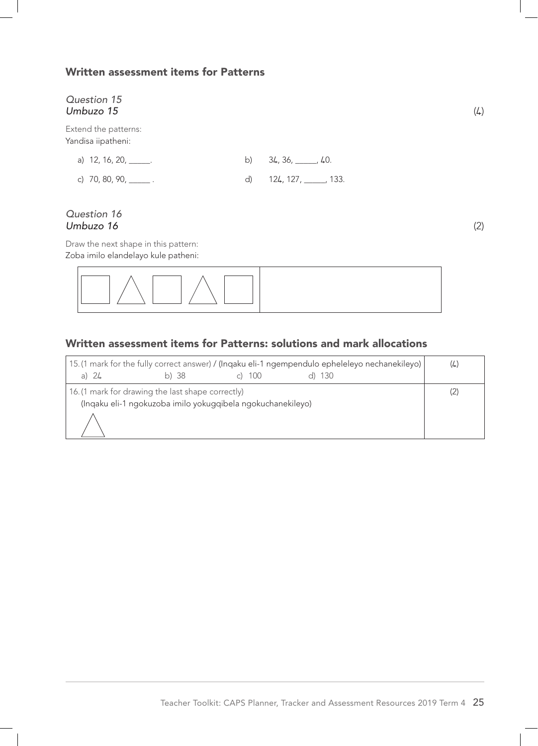## Written assessment items for Patterns

*Question 15*
*Umbuzo 15* (4)

Extend the patterns:
Yandisa iipatheni:

a) 12, 16, 20, _____.

b) 34, 36, _____, 40.

c) 70, 80, 90, _____ .

d) 124, 127, _____, 133.

*Question 16*
*Umbuzo 16* (2)

Draw the next shape in this pattern:
Zoba imilo elandelayo kule patheni:

| □ △ □ △ □ | |
|---|---|

## Written assessment items for Patterns: solutions and mark allocations

| | |
|---|---|
| 15. (1 mark for the fully correct answer) / (Inqaku eli-1 ngempendulo epheleleyo nechanekileyo)<br>a) 24 b) 38 c) 100 d) 130 | (4) |
| 16. (1 mark for drawing the last shape correctly)<br>(Inqaku eli-1 ngokuzoba imilo yokugqibela ngokuchanekileyo)<br>△ | (2) |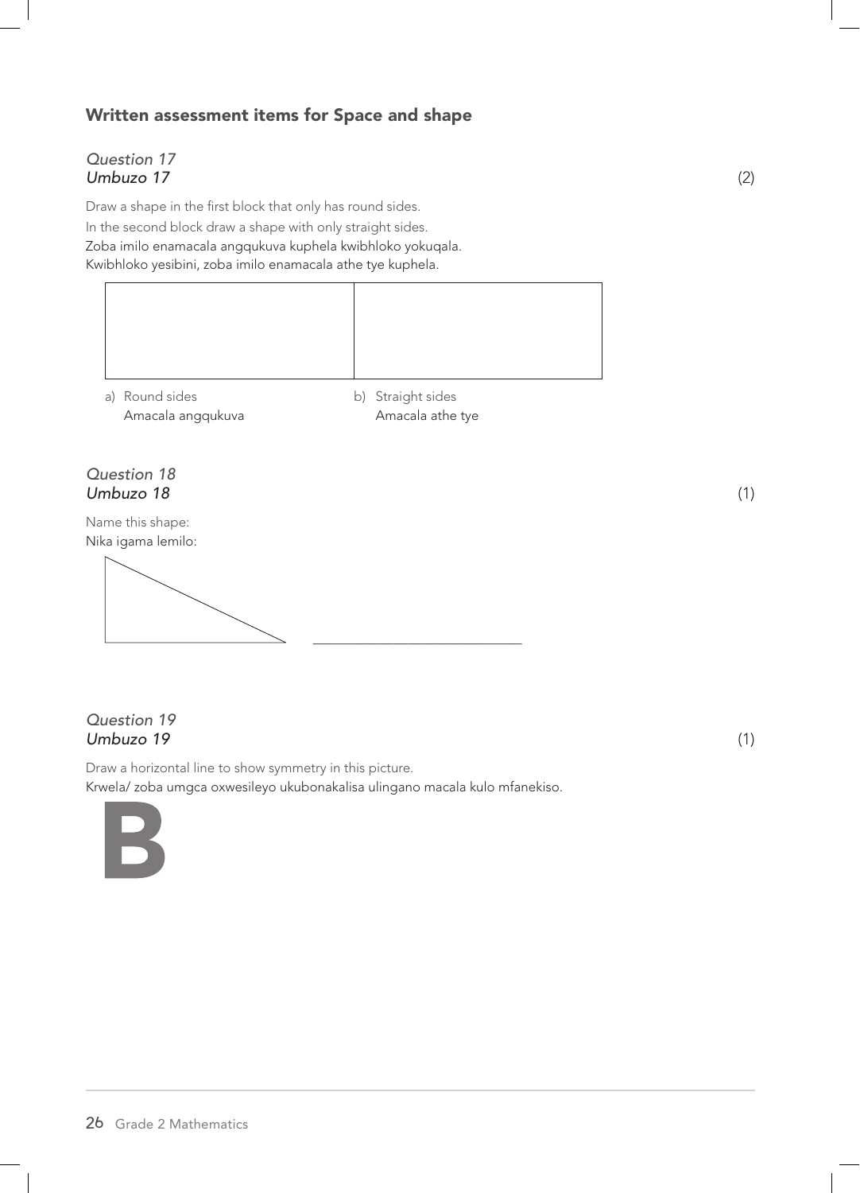## Written assessment items for Space and shape

*Question 17*
*Umbuzo 17* (2)

Draw a shape in the first block that only has round sides.
In the second block draw a shape with only straight sides.
Zoba imilo enamacala angqukuva kuphela kwibhloko yokuqala.
Kwibhloko yesibini, zoba imilo enamacala athe tye kuphela.

| | |
|---|---|
| | |

a) Round sides
Amacala angqukuva

b) Straight sides
Amacala athe tye

*Question 18*
*Umbuzo 18* (1)

Name this shape:
Nika igama lemilo:

______________________________

*Question 19*
*Umbuzo 19* (1)

Draw a horizontal line to show symmetry in this picture.
Krwela/ zoba umgca oxwesileyo ukubonakalisa ulingano macala kulo mfanekiso.

B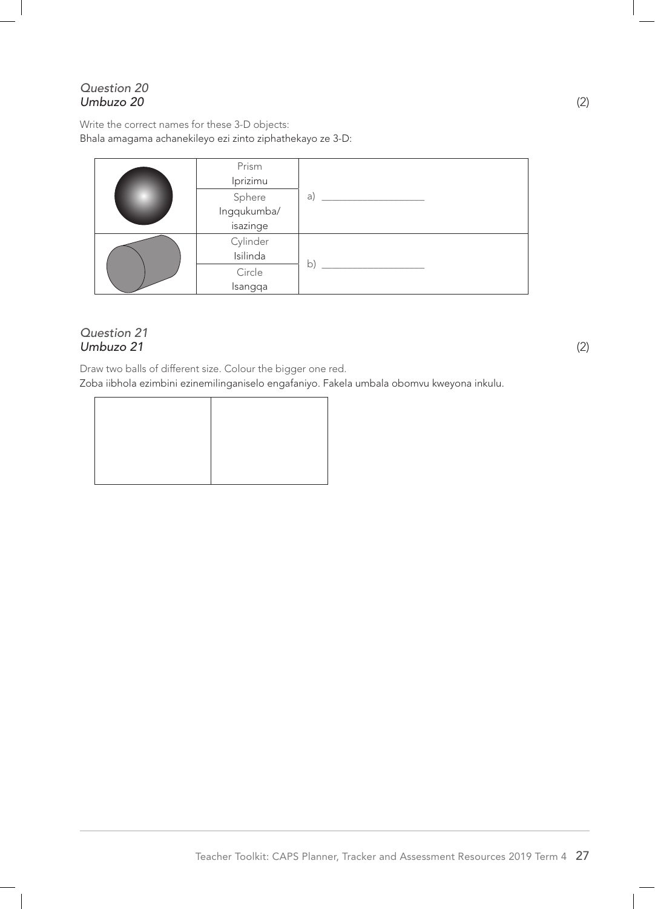*Question 20*
*Umbuzo 20* (2)

Write the correct names for these 3-D objects:
Bhala amagama achanekileyo ezi zinto ziphathekayo ze 3-D:

| | | |
|---|---|---|
| | Prism Iprizimu | a) ____________________ |
| | Sphere Ingqukumba/ isazinge | |
| | Cylinder Isilinda | b) ____________________ |
| | Circle Isangqa | |

*Question 21*
*Umbuzo 21* (2)

Draw two balls of different size. Colour the bigger one red.
Zoba iibhola ezimbini ezinemilinganiselo engafaniyo. Fakela umbala obomvu kweyona inkulu.

| | |
|---|---|
| | |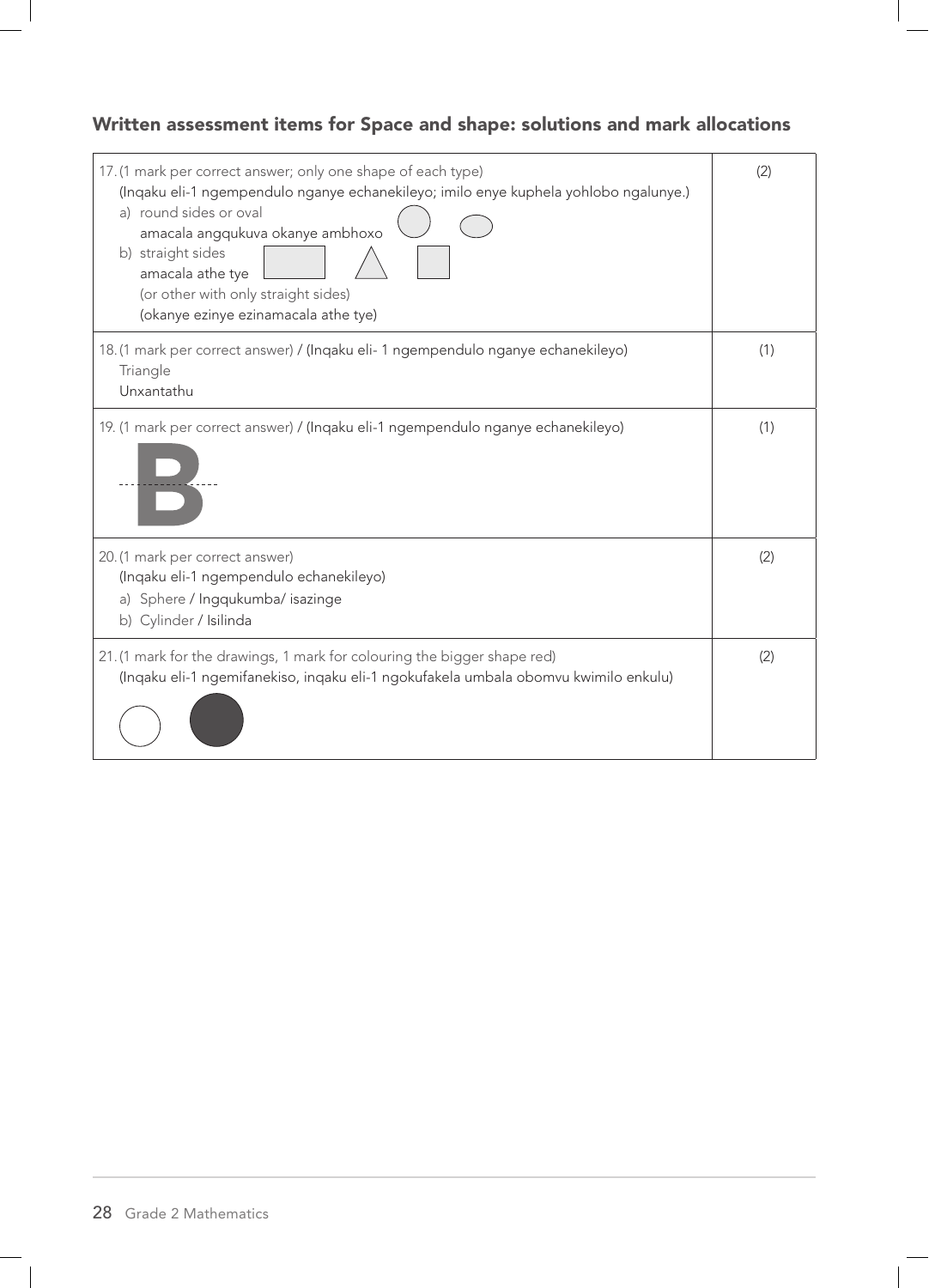## Written assessment items for Space and shape: solutions and mark allocations

| | |
|---|---|
| 17. (1 mark per correct answer; only one shape of each type)<br>(Inqaku eli-1 ngempendulo nganye echanekileyo; imilo enye kuphela yohlobo ngalunye.)<br>a) round sides or oval<br>amacala angqukuva okanye ambhoxo<br>b) straight sides<br>amacala athe tye<br>(or other with only straight sides)<br>(okanye ezinye ezinamacala athe tye) | (2) |
| 18. (1 mark per correct answer) / (Inqaku eli- 1 ngempendulo nganye echanekileyo)<br>Triangle<br>Unxantathu | (1) |
| 19. (1 mark per correct answer) / (Inqaku eli-1 ngempendulo nganye echanekileyo)<br>B | (1) |
| 20. (1 mark per correct answer)<br>(Inqaku eli-1 ngempendulo echanekileyo)<br>a) Sphere / Ingqukumba/ isazinge<br>b) Cylinder / Isilinda | (2) |
| 21. (1 mark for the drawings, 1 mark for colouring the bigger shape red)<br>(Inqaku eli-1 ngemifanekiso, inqaku eli-1 ngokufakela umbala obomvu kwimilo enkulu) | (2) |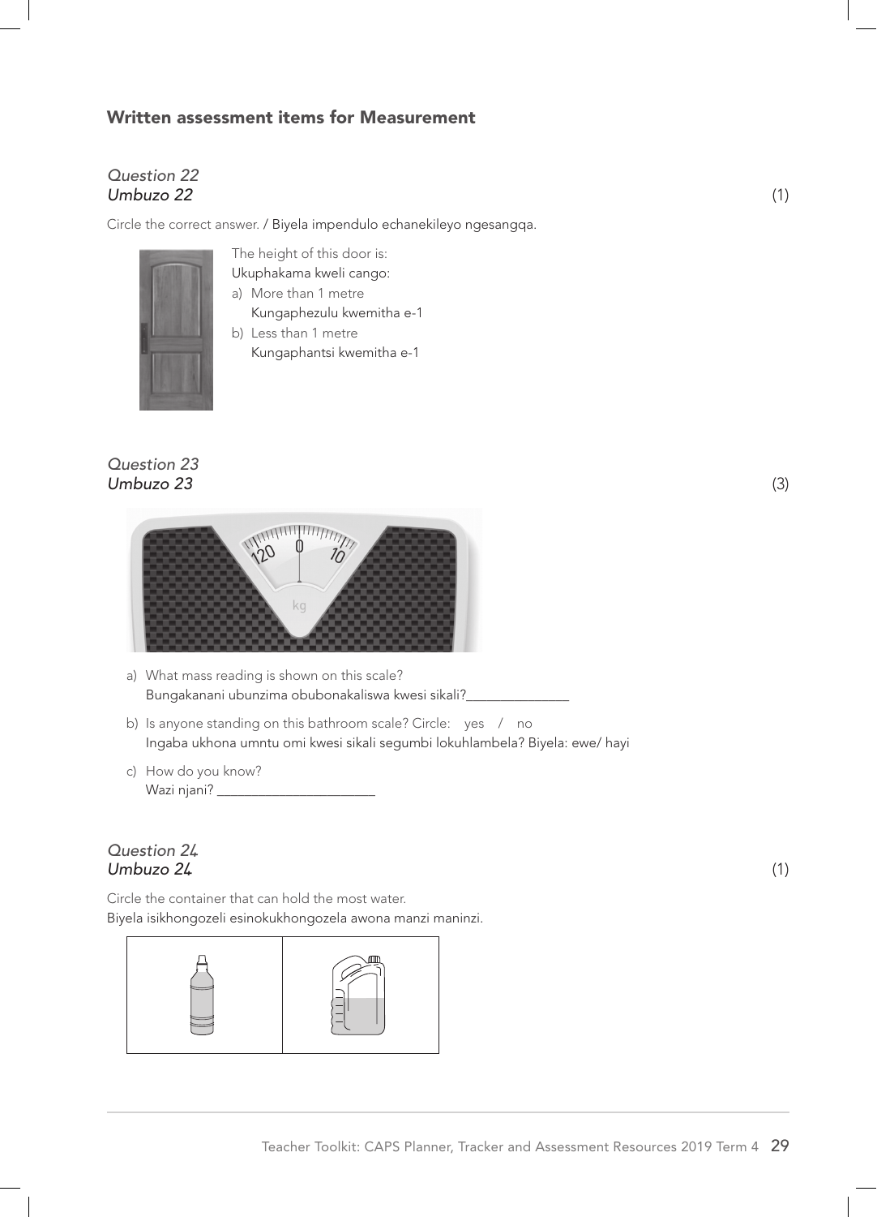## Written assessment items for Measurement

*Question 22*
*Umbuzo 22* (1)

Circle the correct answer. / Biyela impendulo echanekileyo ngesangqa.

The height of this door is:
Ukuphakama kweli cango:

a) More than 1 metre
   Kungaphezulu kwemitha e-1
b) Less than 1 metre
   Kungaphantsi kwemitha e-1

*Question 23*
*Umbuzo 23* (3)

a) What mass reading is shown on this scale?
   Bungakanani ubunzima obubonakaliswa kwesi sikali?_______________

b) Is anyone standing on this bathroom scale? Circle: yes / no
   Ingaba ukhona umntu omi kwesi sikali segumbi lokuhlambela? Biyela: ewe/ hayi

c) How do you know?
   Wazi njani? _______________________

*Question 24*
*Umbuzo 24* (1)

Circle the container that can hold the most water.
Biyela isikhongozeli esinokukhongozela awona manzi maninzi.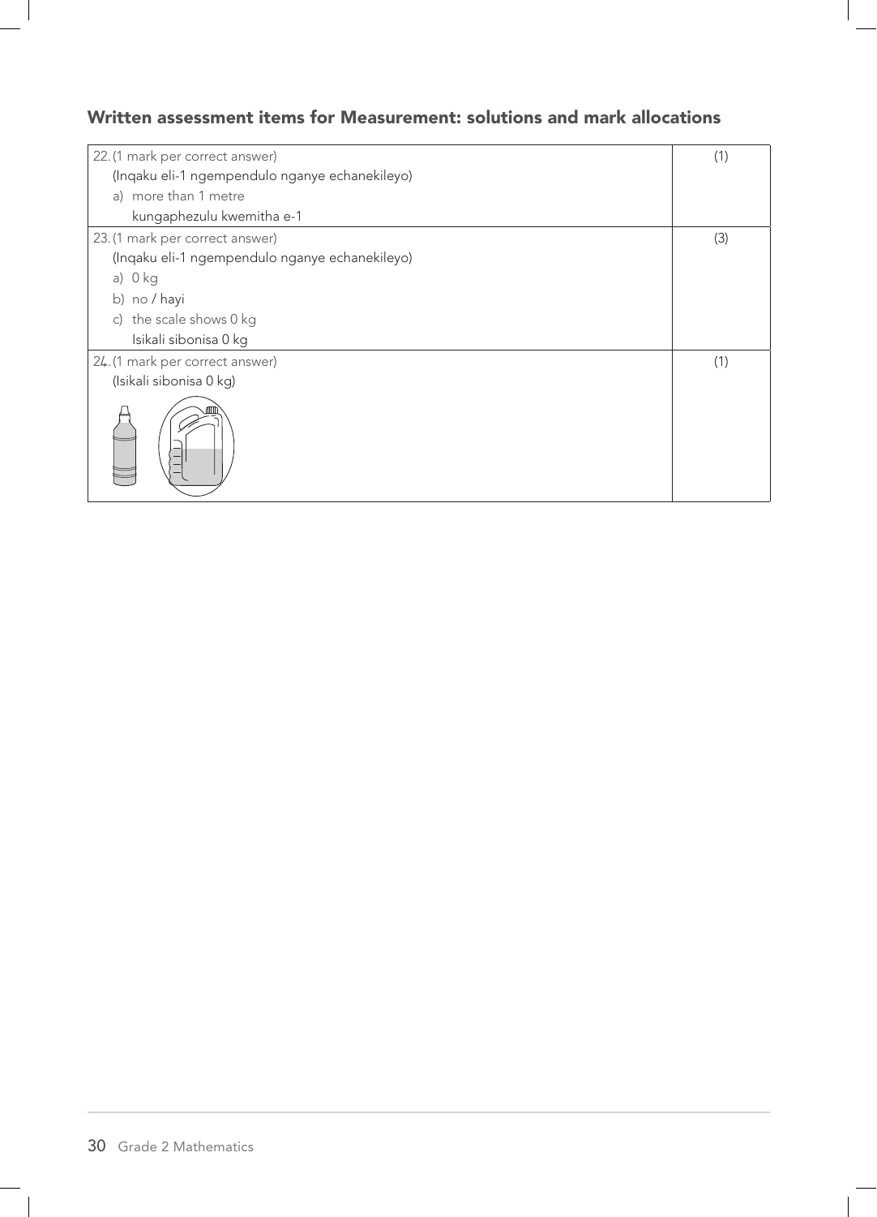## Written assessment items for Measurement: solutions and mark allocations

| | |
|---|---|
| 22. (1 mark per correct answer)<br>(Inqaku eli-1 ngempendulo nganye echanekileyo)<br>a) more than 1 metre<br>kungaphezulu kwemitha e-1 | (1) |
| 23. (1 mark per correct answer)<br>(Inqaku eli-1 ngempendulo nganye echanekileyo)<br>a) 0 kg<br>b) no / hayi<br>c) the scale shows 0 kg<br>Isikali sibonisa 0 kg | (3) |
| 24. (1 mark per correct answer)<br>(Isikali sibonisa 0 kg) | (1) |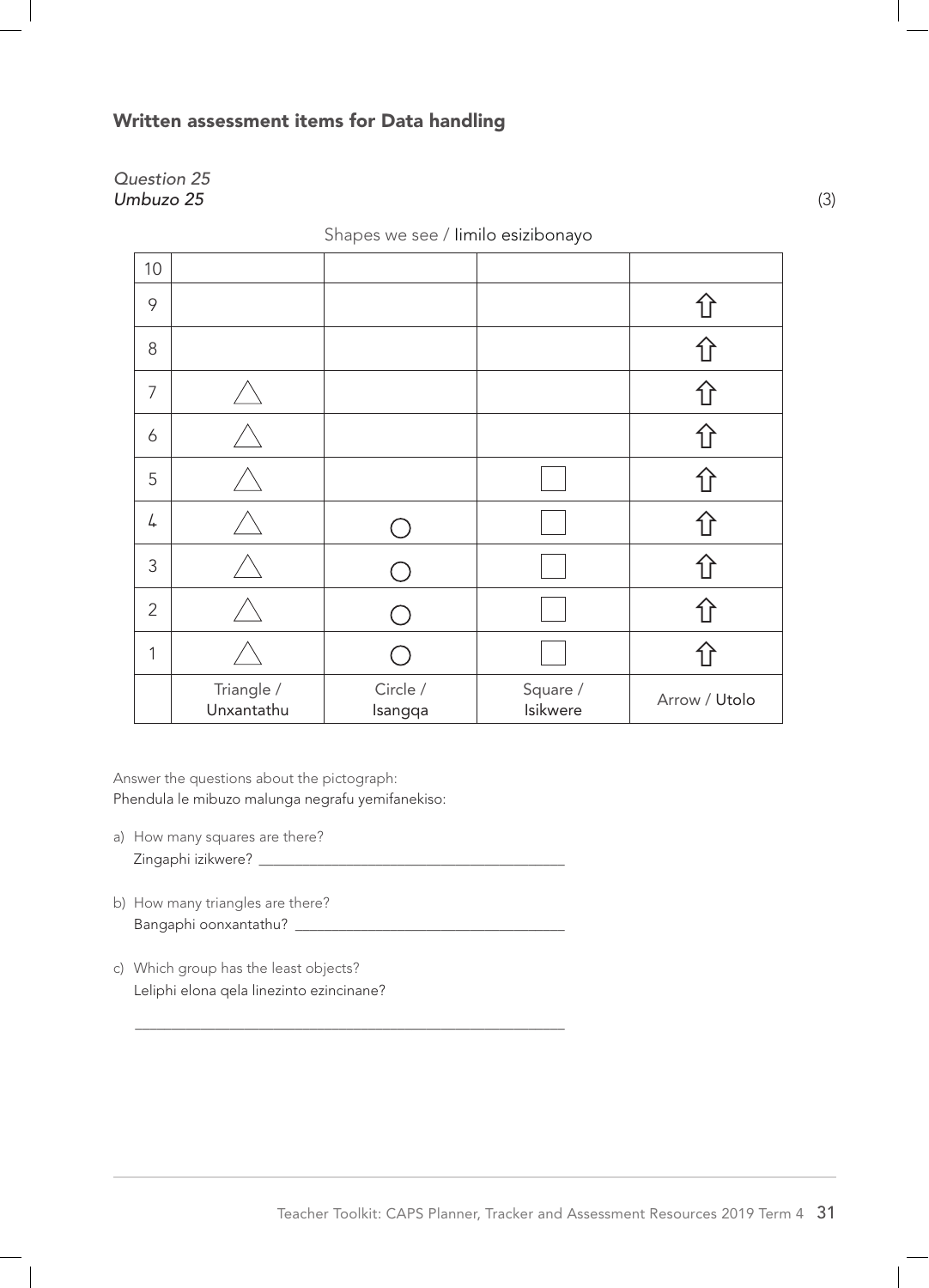## Written assessment items for Data handling

*Question 25*
*Umbuzo 25* (3)

Shapes we see / Iimilo esizibonayo

| | | | | |
|---|---|---|---|---|
| 10 | | | | |
| 9 | | | | ⇧ |
| 8 | | | | ⇧ |
| 7 | △ | | | ⇧ |
| 6 | △ | | | ⇧ |
| 5 | △ | | □ | ⇧ |
| 4 | △ | ○ | □ | ⇧ |
| 3 | △ | ○ | □ | ⇧ |
| 2 | △ | ○ | □ | ⇧ |
| 1 | △ | ○ | □ | ⇧ |
| | Triangle / Unxantathu | Circle / Isangqa | Square / Isikwere | Arrow / Utolo |

Answer the questions about the pictograph:
Phendula le mibuzo malunga negrafu yemifanekiso:

a) How many squares are there?
Zingaphi izikwere? ________________________________________

b) How many triangles are there?
Bangaphi oonxantathu? ___________________________________

c) Which group has the least objects?
Leliphi elona qela linezinto ezincinane?

________________________________________________________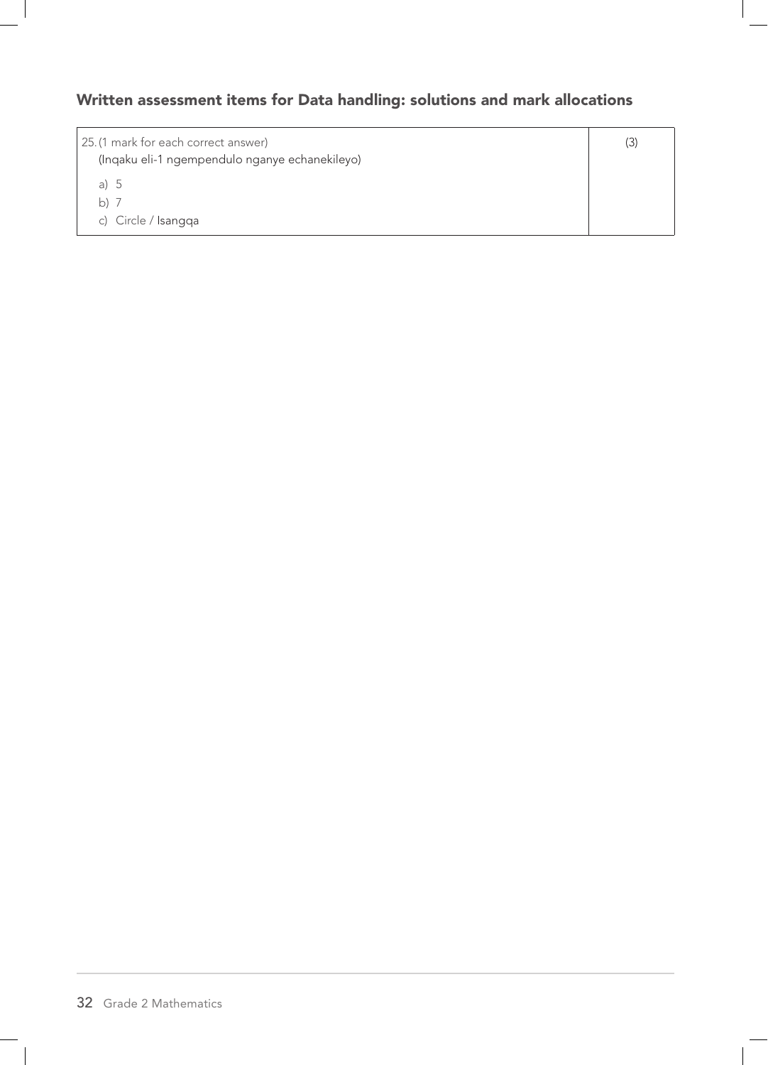## Written assessment items for Data handling: solutions and mark allocations

| | |
|---|---|
| 25. (1 mark for each correct answer)<br>(Inqaku eli-1 ngempendulo nganye echanekileyo)<br>a) 5<br>b) 7<br>c) Circle / Isangqa | (3) |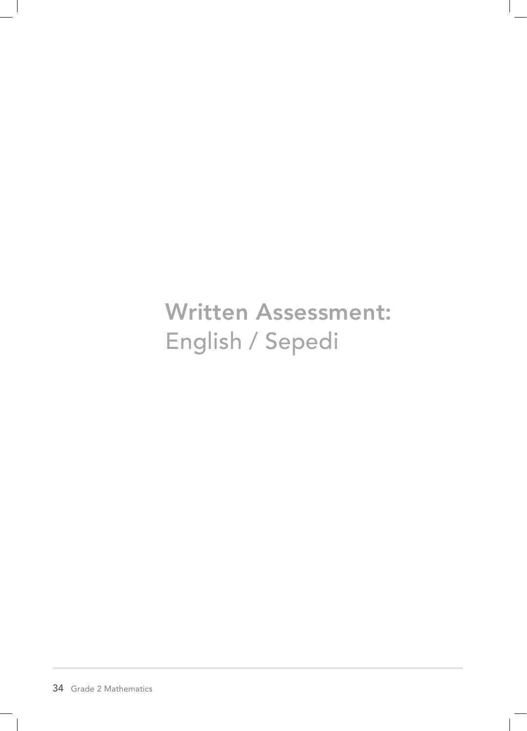# Written Assessment:
English / Sepedi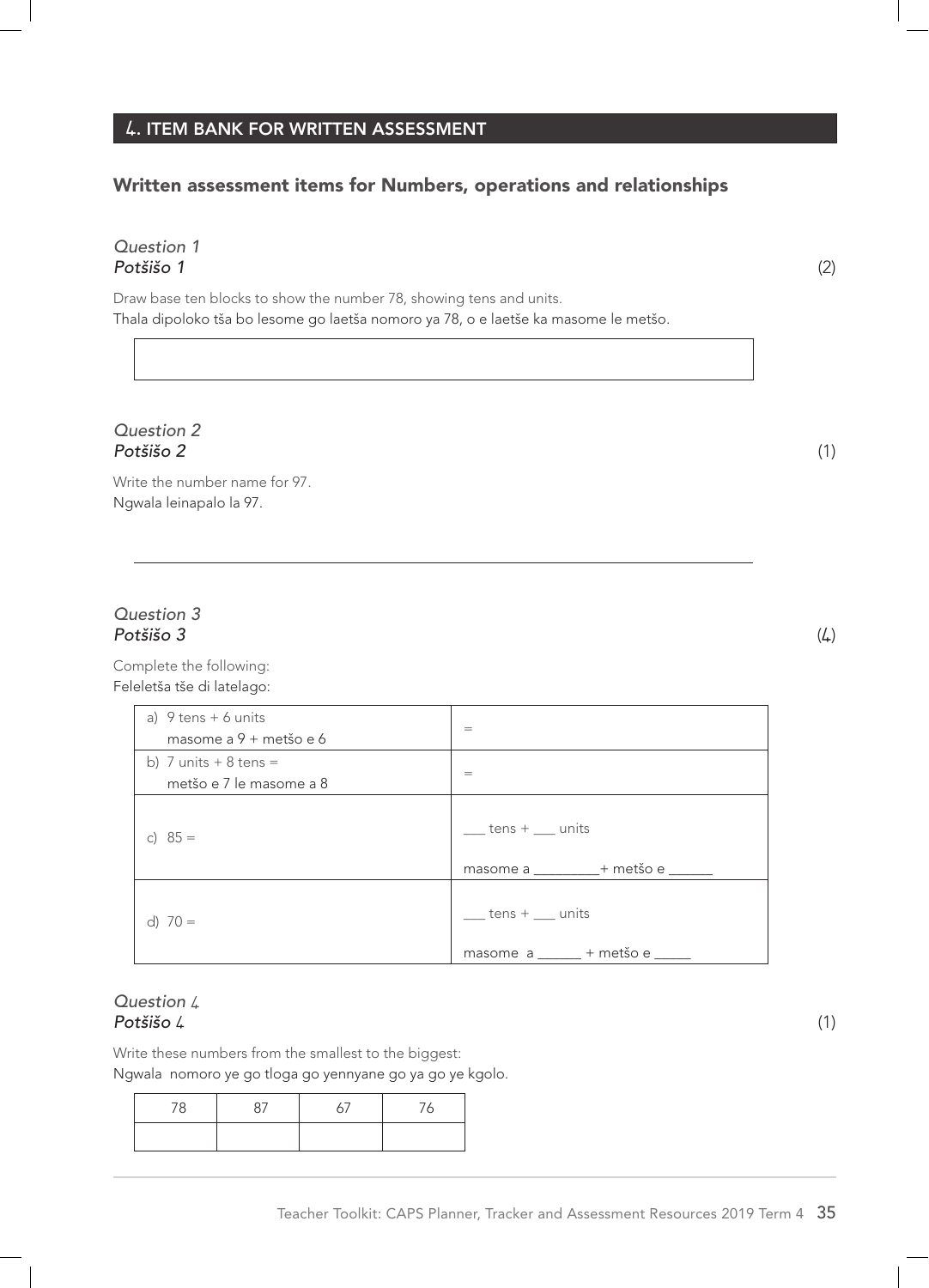## 4. ITEM BANK FOR WRITTEN ASSESSMENT

### Written assessment items for Numbers, operations and relationships

*Question 1*
*Potšišo 1* (2)

Draw base ten blocks to show the number 78, showing tens and units.
Thala dipoloko tša bo lesome go laetša nomoro ya 78, o e laetše ka masome le metšo.

| |
|---|
| |

*Question 2*
*Potšišo 2* (1)

Write the number name for 97.
Ngwala leinapalo la 97.

______________________________________________

*Question 3*
*Potšišo 3* (4)

Complete the following:
Feleletša tše di latelago:

| | |
|---|---|
| a) 9 tens + 6 units<br>masome a 9 + metšo e 6 | = |
| b) 7 units + 8 tens =<br>metšo e 7 le masome a 8 | = |
| c) 85 = | ___ tens + ___ units<br>masome a ________+ metšo e ______ |
| d) 70 = | ___ tens + ___ units<br>masome a ______ + metšo e _____ |

*Question 4*
*Potšišo 4* (1)

Write these numbers from the smallest to the biggest:
Ngwala nomoro ye go tloga go yennyane go ya go ye kgolo.

| 78 | 87 | 67 | 76 |
|---|---|---|---|
| | | | |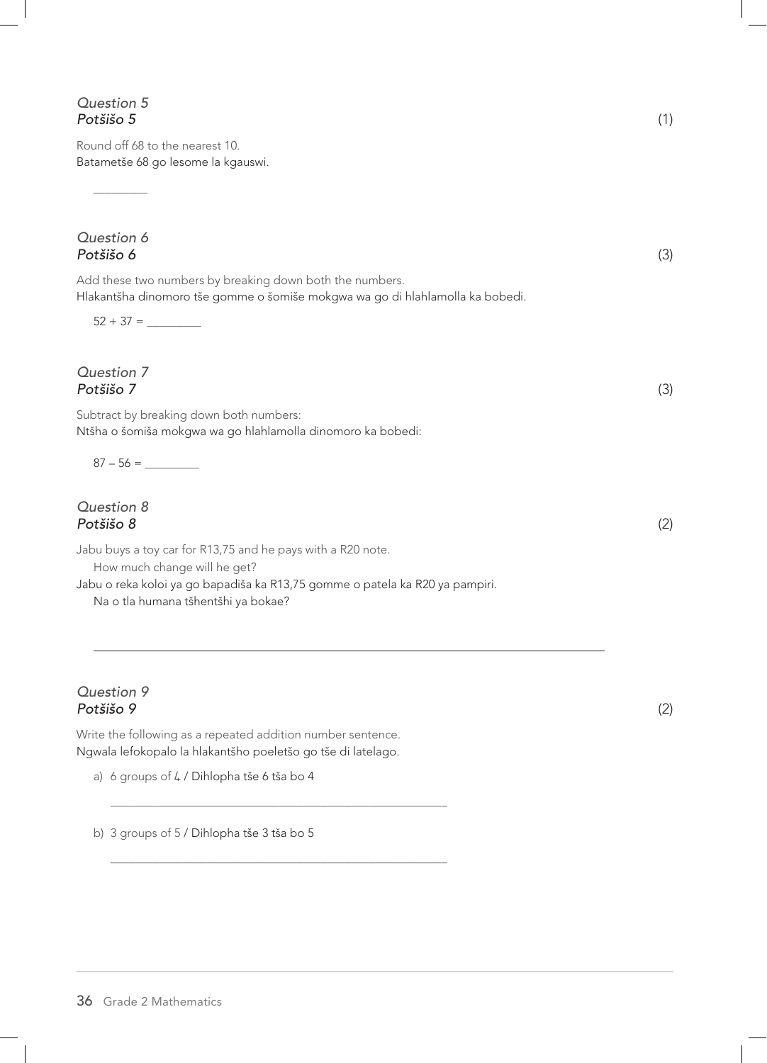*Question 5*
*Potšišo 5* (1)

Round off 68 to the nearest 10.
Batametše 68 go lesome la kgauswi.

________

*Question 6*
*Potšišo 6* (3)

Add these two numbers by breaking down both the numbers.
Hlakantšha dinomoro tše gomme o šomiše mokgwa wa go di hlahlamolla ka bobedi.

52 + 37 = ________

*Question 7*
*Potšišo 7* (3)

Subtract by breaking down both numbers:
Ntšha o šomiša mokgwa wa go hlahlamolla dinomoro ka bobedi:

87 – 56 = ________

*Question 8*
*Potšišo 8* (2)

Jabu buys a toy car for R13,75 and he pays with a R20 note.
How much change will he get?
Jabu o reka koloi ya go bapadiša ka R13,75 gomme o patela ka R20 ya pampiri.
Na o tla humana tšhentšhi ya bokae?

________________________________________________

*Question 9*
*Potšišo 9* (2)

Write the following as a repeated addition number sentence.
Ngwala lefokopalo la hlakantšho poeletšo go tše di latelago.

a) 6 groups of 4 / Dihlopha tše 6 tša bo 4

________________________________________________

b) 3 groups of 5 / Dihlopha tše 3 tša bo 5

________________________________________________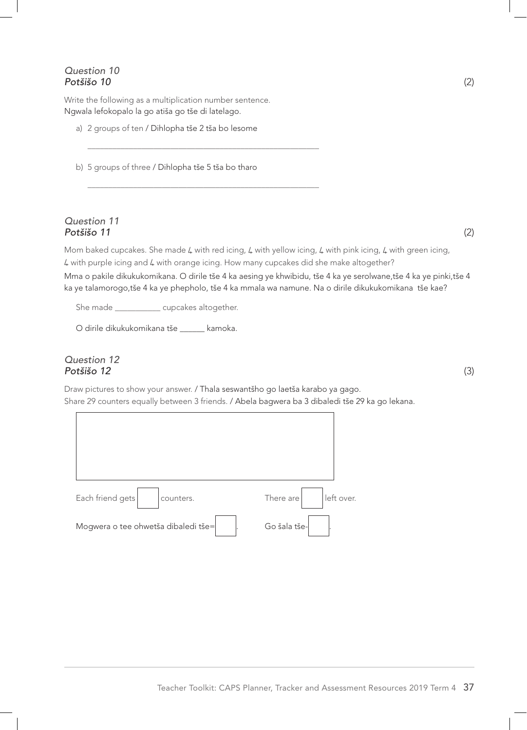*Question 10*
*Potšišo 10* (2)

Write the following as a multiplication number sentence.
Ngwala lefokopalo la go atiša go tše di latelago.

a) 2 groups of ten / Dihlopha tše 2 tša bo lesome

_______________________________________________

b) 5 groups of three / Dihlopha tše 5 tša bo tharo

_______________________________________________

*Question 11*
*Potšišo 11* (2)

Mom baked cupcakes. She made 4 with red icing, 4 with yellow icing, 4 with pink icing, 4 with green icing, 4 with purple icing and 4 with orange icing. How many cupcakes did she make altogether?

Mma o pakile dikukukomikana. O dirile tše 4 ka aesing ye khwibidu, tše 4 ka ye serolwane,tše 4 ka ye pinki,tše 4 ka ye talamorogo,tše 4 ka ye phepholo, tše 4 ka mmala wa namune. Na o dirile dikukukomikana tše kae?

She made ___________ cupcakes altogether.

O dirile dikukukomikana tše ______ kamoka.

*Question 12*
*Potšišo 12* (3)

Draw pictures to show your answer. / Thala seswantšho go laetša karabo ya gago.
Share 29 counters equally between 3 friends. / Abela bagwera ba 3 dibaledi tše 29 ka go lekana.

Each friend gets [ ] counters. There are [ ] left over.

Mogwera o tee ohwetša dibaledi tše= [ ]. Go šala tše- [ ].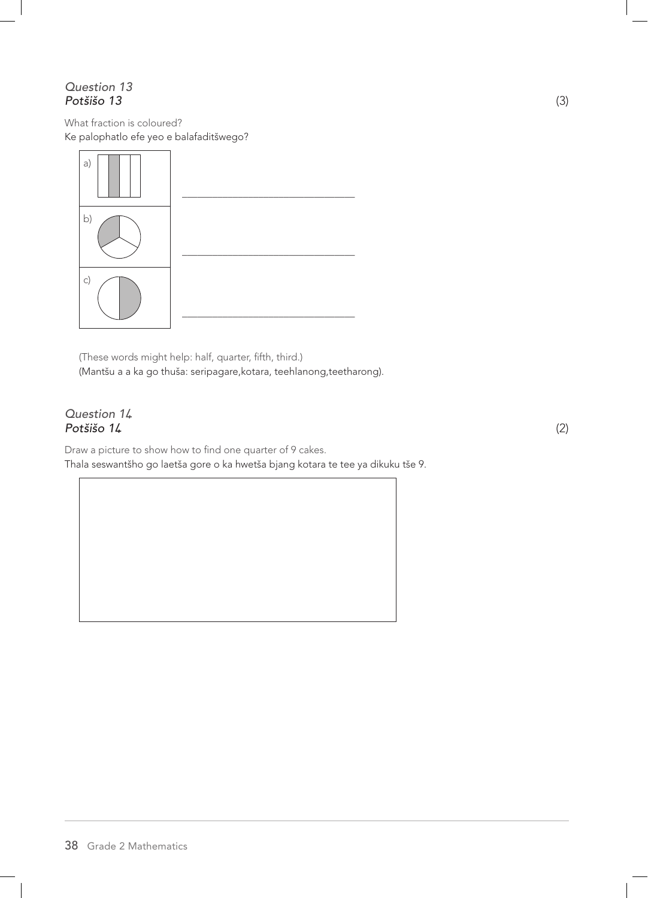*Question 13*
*Potšišo 13* (3)

What fraction is coloured?
Ke palophatlo efe yeo e balafaditšwego?

| | |
|---|---|
| a) | ______________________________ |
| b) | ______________________________ |
| c) | ______________________________ |

(These words might help: half, quarter, fifth, third.)
(Mantšu a a ka go thuša: seripagare,kotara, teehlanong,teetharong).

*Question 14*
*Potšišo 14* (2)

Draw a picture to show how to find one quarter of 9 cakes.
Thala seswantšho go laetša gore o ka hwetša bjang kotara te tee ya dikuku tše 9.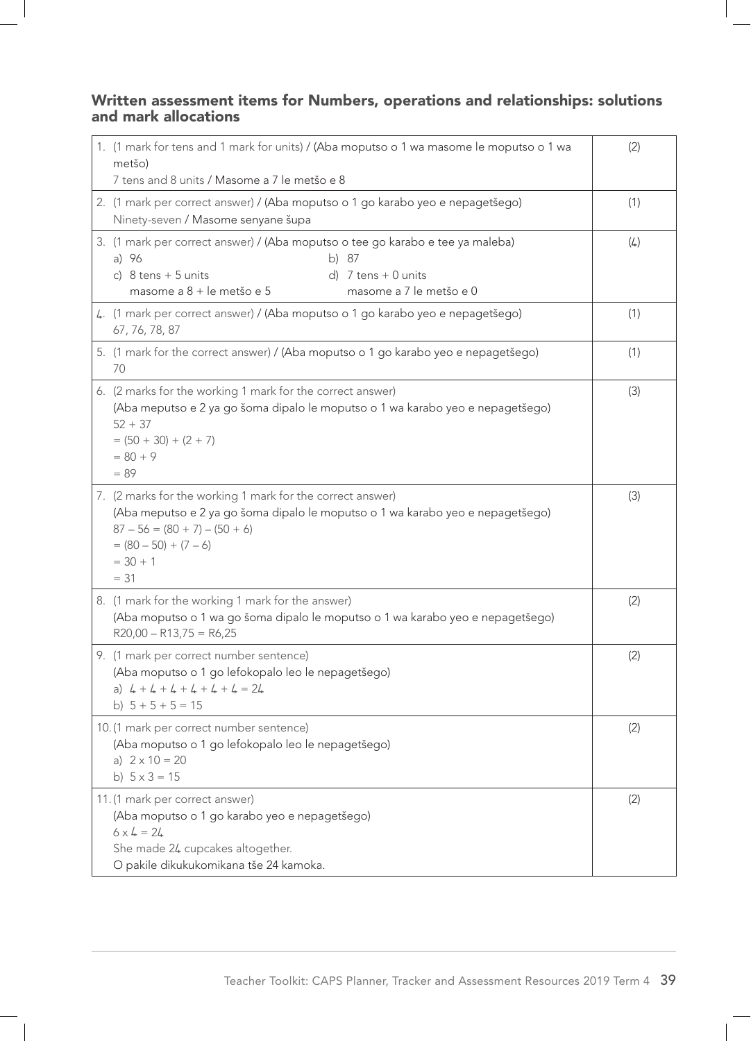## Written assessment items for Numbers, operations and relationships: solutions and mark allocations

| | |
|---|---|
| 1. (1 mark for tens and 1 mark for units) / (Aba moputso o 1 wa masome le moputso o 1 wa metšo)<br>7 tens and 8 units / Masome a 7 le metšo e 8 | (2) |
| 2. (1 mark per correct answer) / (Aba moputso o 1 go karabo yeo e nepagetšego)<br>Ninety-seven / Masome senyane šupa | (1) |
| 3. (1 mark per correct answer) / (Aba moputso o tee go karabo e tee ya maleba)<br>a) 96 b) 87<br>c) 8 tens + 5 units / masome a 8 + le metšo e 5<br>d) 7 tens + 0 units / masome a 7 le metšo e 0 | (4) |
| 4. (1 mark per correct answer) / (Aba moputso o 1 go karabo yeo e nepagetšego)<br>67, 76, 78, 87 | (1) |
| 5. (1 mark for the correct answer) / (Aba moputso o 1 go karabo yeo e nepagetšego)<br>70 | (1) |
| 6. (2 marks for the working 1 mark for the correct answer)<br>(Aba meputso e 2 ya go šoma dipalo le moputso o 1 wa karabo yeo e nepagetšego)<br>$52 + 37$<br>$= (50 + 30) + (2 + 7)$<br>$= 80 + 9$<br>$= 89$ | (3) |
| 7. (2 marks for the working 1 mark for the correct answer)<br>(Aba meputso e 2 ya go šoma dipalo le moputso o 1 wa karabo yeo e nepagetšego)<br>$87 - 56 = (80 + 7) - (50 + 6)$<br>$= (80 - 50) + (7 - 6)$<br>$= 30 + 1$<br>$= 31$ | (3) |
| 8. (1 mark for the working 1 mark for the answer)<br>(Aba moputso o 1 wa go šoma dipalo le moputso o 1 wa karabo yeo e nepagetšego)<br>R20,00 – R13,75 = R6,25 | (2) |
| 9. (1 mark per correct number sentence)<br>(Aba moputso o 1 go lefokopalo leo le nepagetšego)<br>a) $4 + 4 + 4 + 4 + 4 + 4 = 24$<br>b) $5 + 5 + 5 = 15$ | (2) |
| 10. (1 mark per correct number sentence)<br>(Aba moputso o 1 go lefokopalo leo le nepagetšego)<br>a) $2 \times 10 = 20$<br>b) $5 \times 3 = 15$ | (2) |
| 11. (1 mark per correct answer)<br>(Aba moputso o 1 go karabo yeo e nepagetšego)<br>$6 \times 4 = 24$<br>She made 24 cupcakes altogether.<br>O pakile dikukukomikana tše 24 kamoka. | (2) |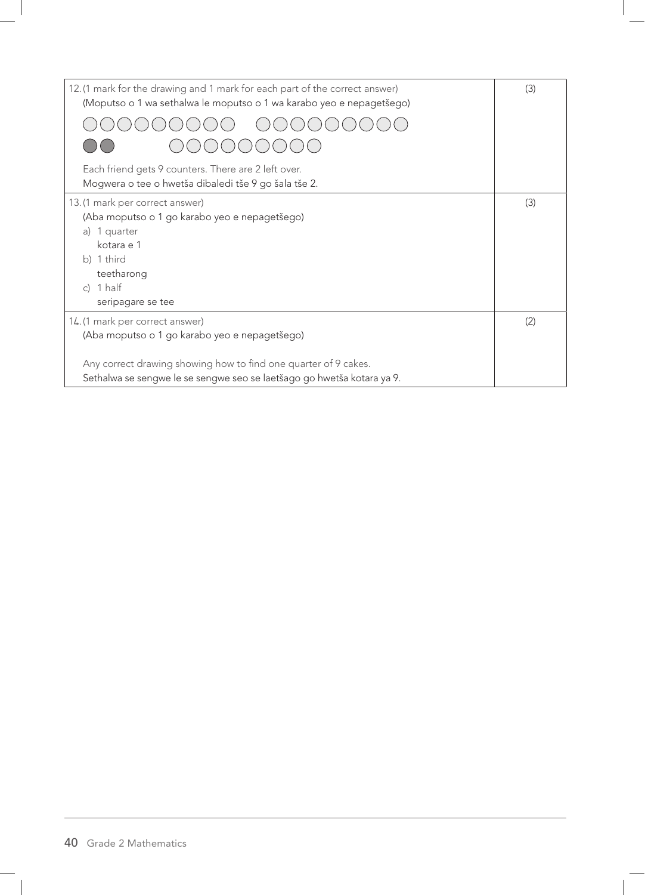| | |
|---|---|
| 12. (1 mark for the drawing and 1 mark for each part of the correct answer)<br>(Moputso o 1 wa sethalwa le moputso o 1 wa karabo yeo e nepagetšego)<br>○○○○○○○○○ ○○○○○○○○○<br>●● ○○○○○○○○○<br>Each friend gets 9 counters. There are 2 left over.<br>Mogwera o tee o hwetša dibaledi tše 9 go šala tše 2. | (3) |
| 13. (1 mark per correct answer)<br>(Aba moputso o 1 go karabo yeo e nepagetšego)<br>a) 1 quarter<br>kotara e 1<br>b) 1 third<br>teetharong<br>c) 1 half<br>seripagare se tee | (3) |
| 14. (1 mark per correct answer)<br>(Aba moputso o 1 go karabo yeo e nepagetšego)<br><br>Any correct drawing showing how to find one quarter of 9 cakes.<br>Sethalwa se sengwe le se sengwe seo se laetšago go hwetša kotara ya 9. | (2) |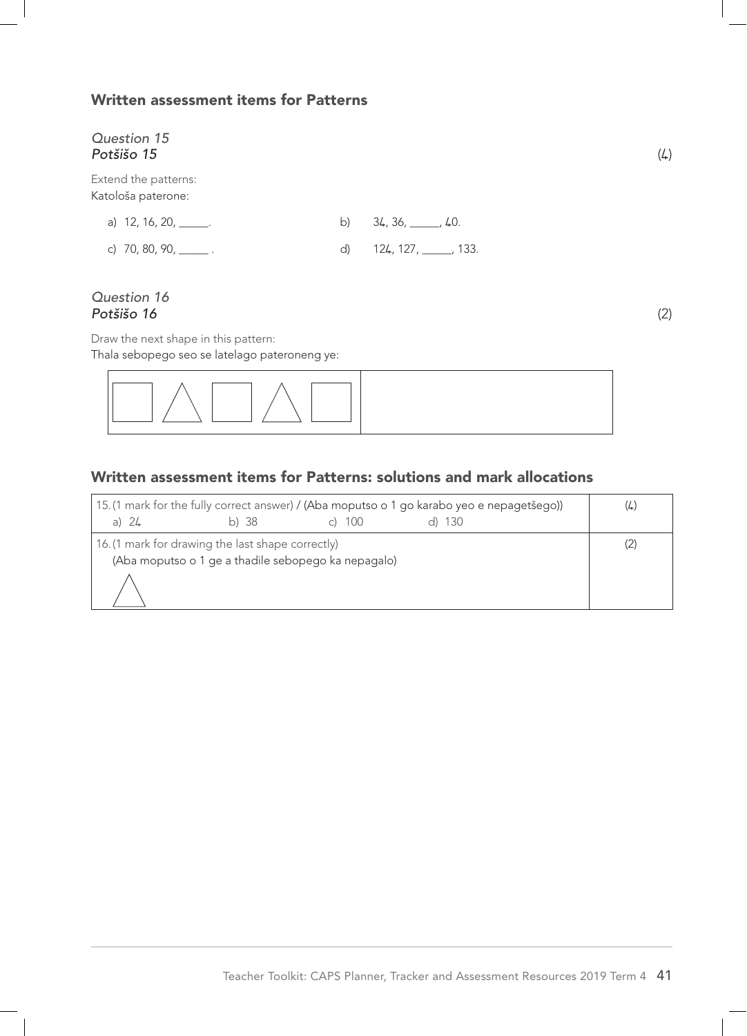## Written assessment items for Patterns

*Question 15*
*Potšišo 15* (4)

Extend the patterns:
Katološa paterone:

a) 12, 16, 20, _____.

b) 34, 36, _____, 40.

c) 70, 80, 90, _____ .

d) 124, 127, _____, 133.

*Question 16*
*Potšišo 16* (2)

Draw the next shape in this pattern:
Thala sebopego seo se latelago pateroneng ye:

| □ △ □ △ □ | |
|---|---|

## Written assessment items for Patterns: solutions and mark allocations

| | |
|---|---|
| 15. (1 mark for the fully correct answer) / (Aba moputso o 1 go karabo yeo e nepagetšego)<br>a) 24 b) 38 c) 100 d) 130 | (4) |
| 16. (1 mark for drawing the last shape correctly)<br>(Aba moputso o 1 ge a thadile sebopego ka nepagalo)<br>△ | (2) |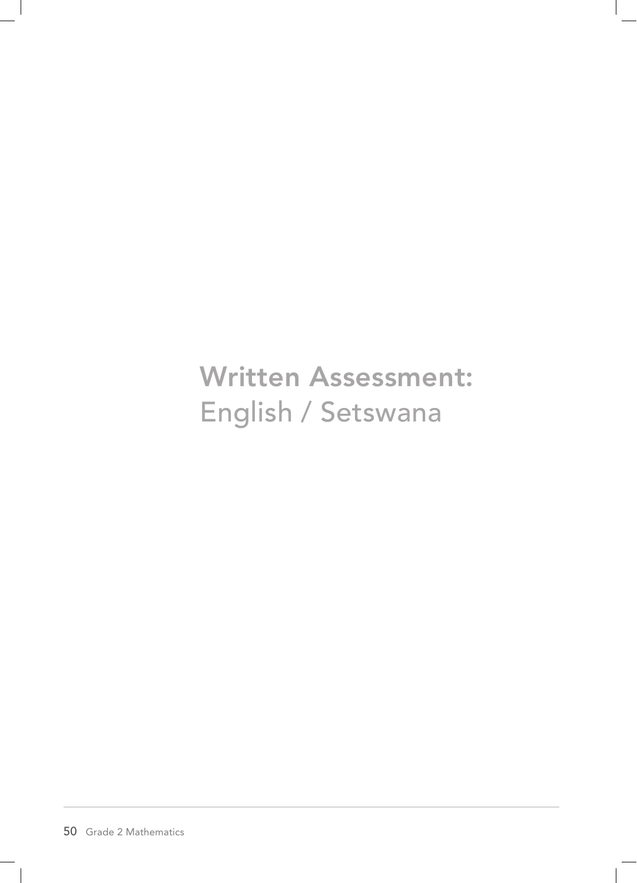# Written Assessment:
English / Setswana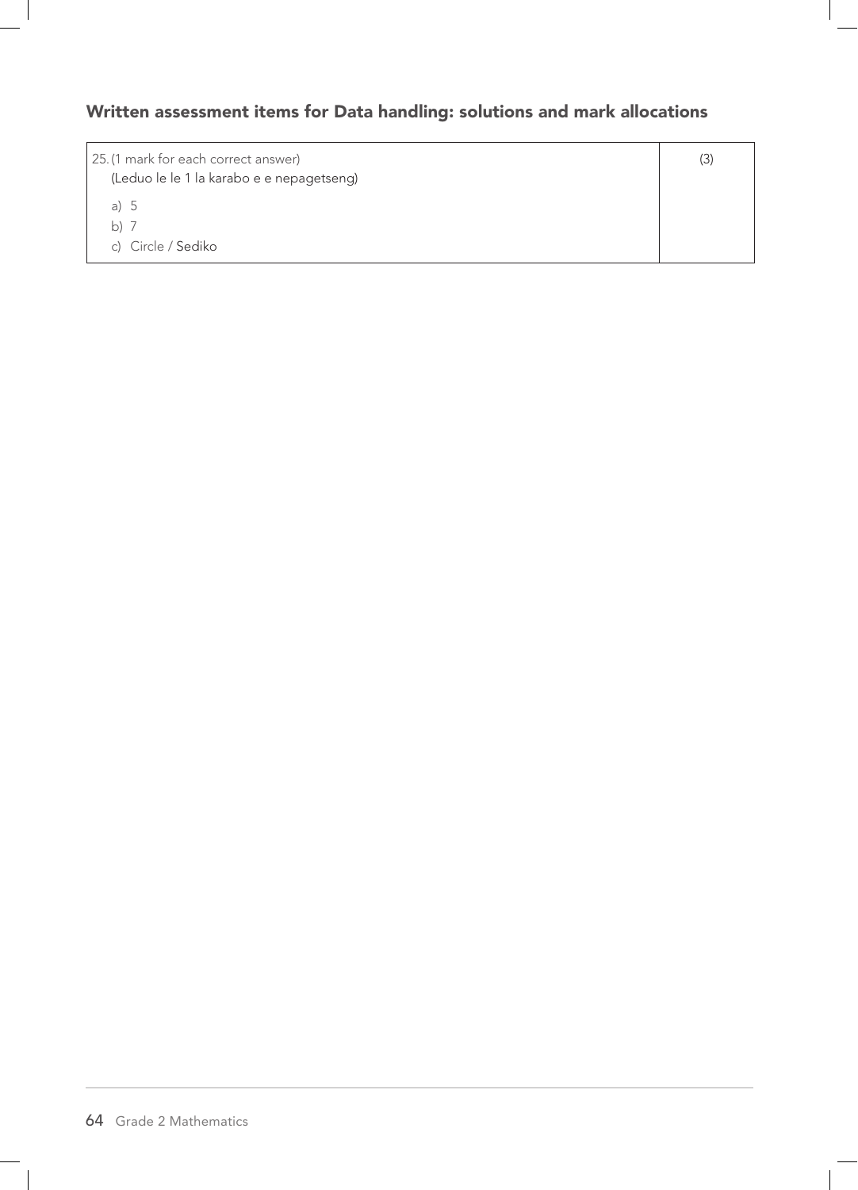## Written assessment items for Data handling: solutions and mark allocations

| | |
|---|---|
| 25. (1 mark for each correct answer)<br>(Leduo le le 1 la karabo e e nepagetseng)<br>a) 5<br>b) 7<br>c) Circle / Sediko | (3) |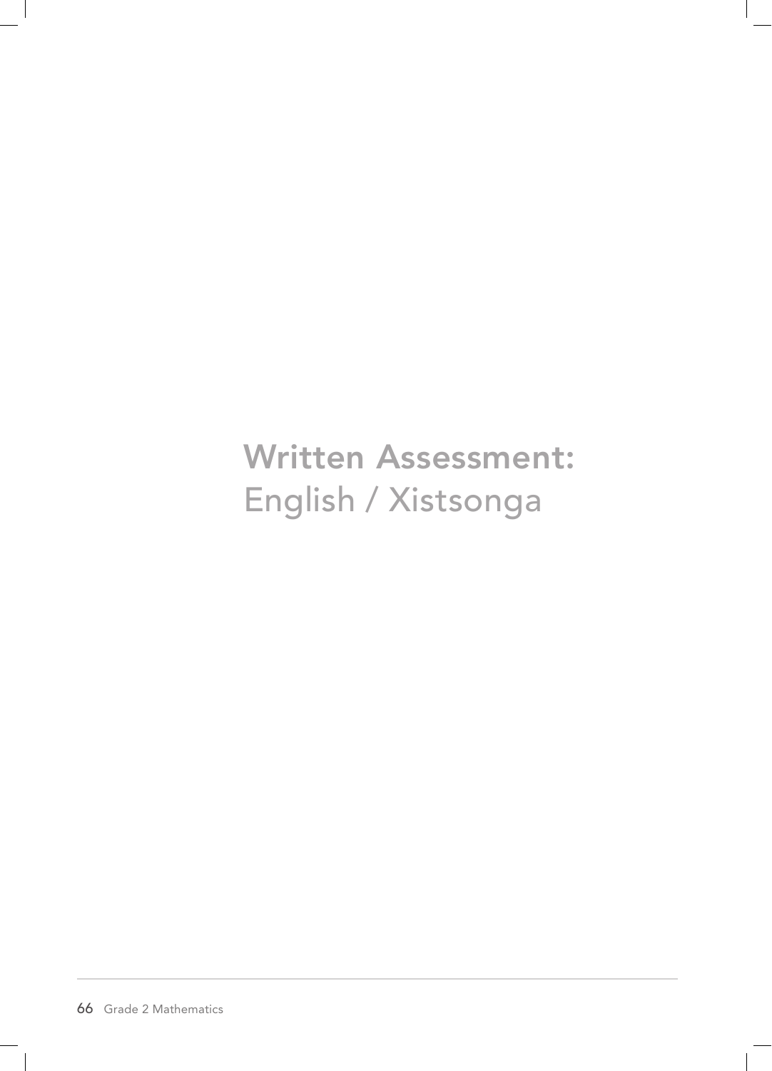# Written Assessment:
English / Xistsonga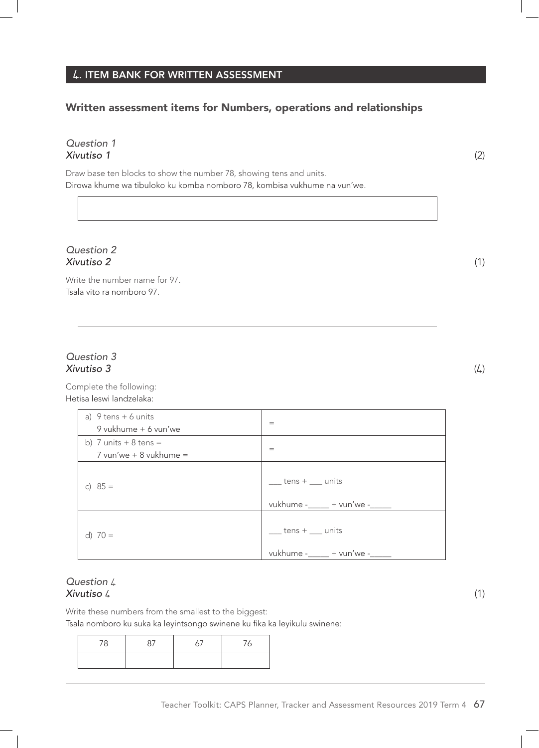## 4. ITEM BANK FOR WRITTEN ASSESSMENT

### Written assessment items for Numbers, operations and relationships

*Question 1*
*Xivutiso 1* (2)

Draw base ten blocks to show the number 78, showing tens and units.
Dirowa khume wa tibuloko ku komba nomboro 78, kombisa vukhume na vun'we.

| |
|---|
| |

*Question 2*
*Xivutiso 2* (1)

Write the number name for 97.
Tsala vito ra nomboro 97.

______________________________________________

*Question 3*
*Xivutiso 3* (4)

Complete the following:
Hetisa leswi landzelaka:

| | |
|---|---|
| a) 9 tens + 6 units<br>9 vukhume + 6 vun'we | = |
| b) 7 units + 8 tens =<br>7 vun'we + 8 vukhume = | = |
| c) 85 = | ___ tens + ___ units<br><br>vukhume -_____ + vun'we -_____ |
| d) 70 = | ___ tens + ___ units<br><br>vukhume -_____ + vun'we -_____ |

*Question 4*
*Xivutiso 4* (1)

Write these numbers from the smallest to the biggest:
Tsala nomboro ku suka ka leyintsongo swinene ku fika ka leyikulu swinene:

| 78 | 87 | 67 | 76 |
|---|---|---|---|
| | | | |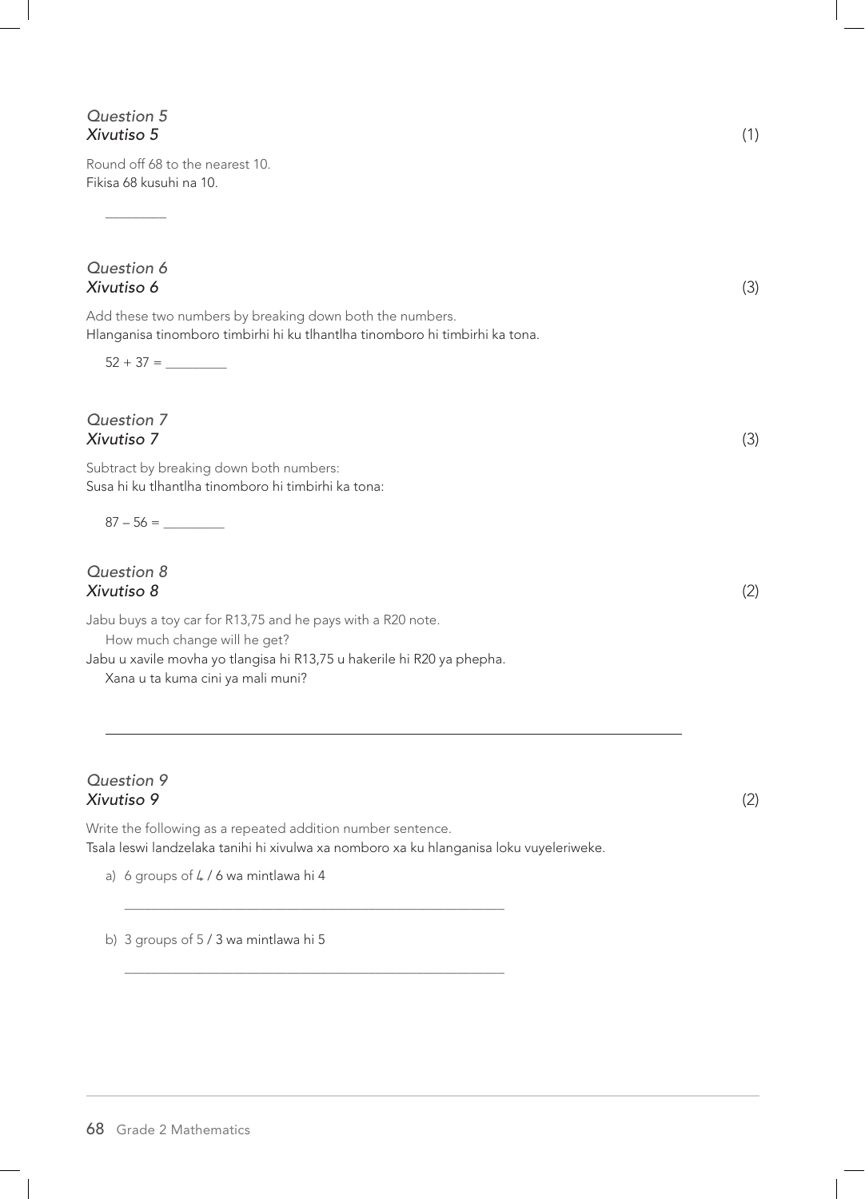*Question 5*
*Xivutiso 5* (1)

Round off 68 to the nearest 10.
Fikisa 68 kusuhi na 10.

_________

*Question 6*
*Xivutiso 6* (3)

Add these two numbers by breaking down both the numbers.
Hlanganisa tinomboro timbirhi hi ku tlhantlha tinomboro hi timbirhi ka tona.

52 + 37 = _________

*Question 7*
*Xivutiso 7* (3)

Subtract by breaking down both numbers:
Susa hi ku tlhantlha tinomboro hi timbirhi ka tona:

87 – 56 = _________

*Question 8*
*Xivutiso 8* (2)

Jabu buys a toy car for R13,75 and he pays with a R20 note.
How much change will he get?
Jabu u xavile movha yo tlangisa hi R13,75 u hakerile hi R20 ya phepha.
Xana u ta kuma cini ya mali muni?

_______________________________________________________________

*Question 9*
*Xivutiso 9* (2)

Write the following as a repeated addition number sentence.
Tsala leswi landzelaka tanihi hi xivulwa xa nomboro xa ku hlanganisa loku vuyeleriweke.

a) 6 groups of 4 / 6 wa mintlawa hi 4

_______________________________________________

b) 3 groups of 5 / 3 wa mintlawa hi 5

_______________________________________________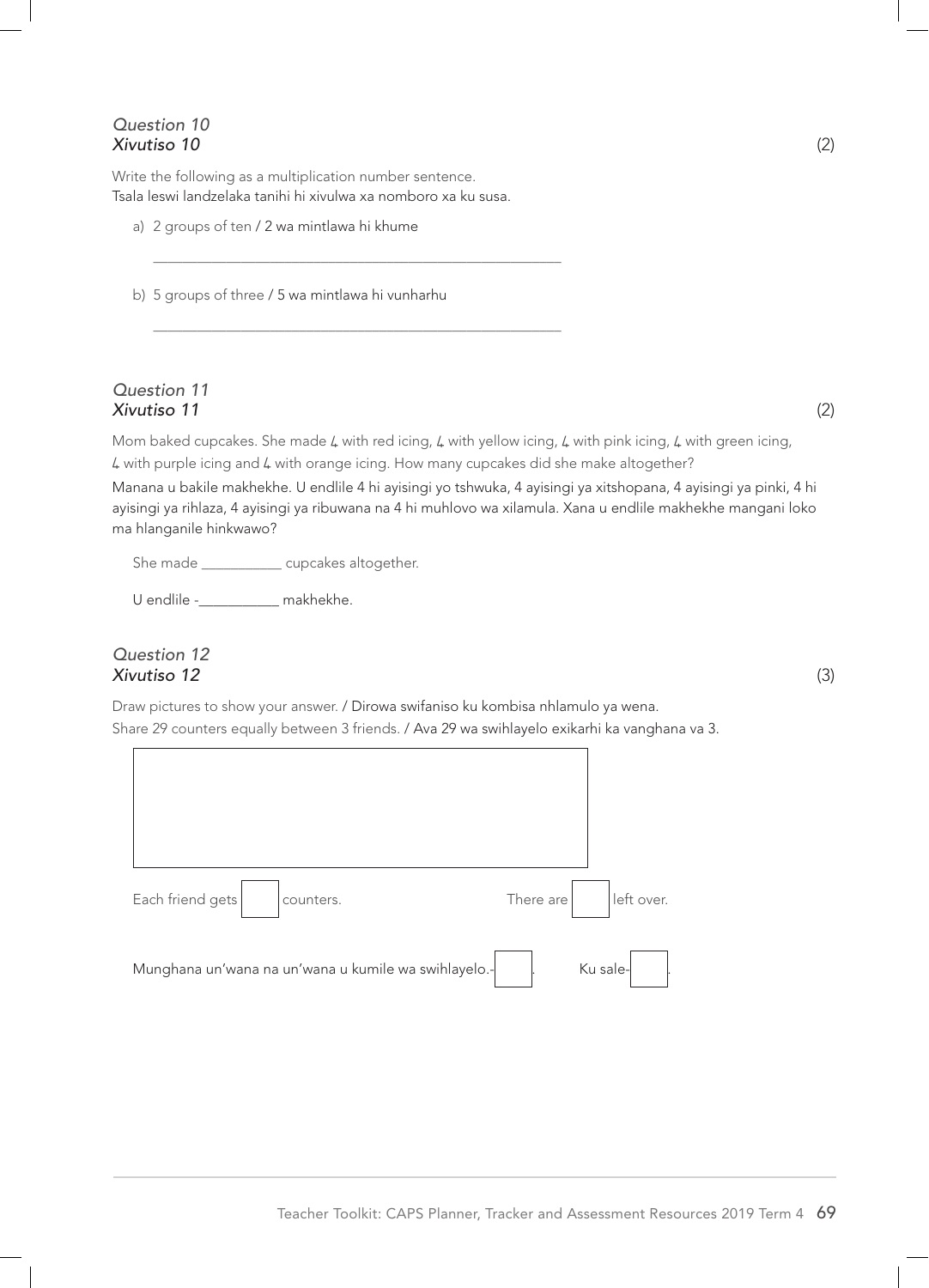*Question 10*
*Xivutiso 10* (2)

Write the following as a multiplication number sentence.
Tsala leswi landzelaka tanihi hi xivulwa xa nomboro xa ku susa.

a) 2 groups of ten / 2 wa mintlawa hi khume

______________________________________________

b) 5 groups of three / 5 wa mintlawa hi vunharhu

______________________________________________

*Question 11*
*Xivutiso 11* (2)

Mom baked cupcakes. She made 4 with red icing, 4 with yellow icing, 4 with pink icing, 4 with green icing, 4 with purple icing and 4 with orange icing. How many cupcakes did she make altogether?

Manana u bakile makhekhe. U endlile 4 hi ayisingi yo tshwuka, 4 ayisingi ya xitshopana, 4 ayisingi ya pinki, 4 hi ayisingi ya rihlaza, 4 ayisingi ya ribuwana na 4 hi muhlovo wa xilamula. Xana u endlile makhekhe mangani loko ma hlanganile hinkwawo?

She made __________ cupcakes altogether.

U endlile -__________ makhekhe.

*Question 12*
*Xivutiso 12* (3)

Draw pictures to show your answer. / Dirowa swifaniso ku kombisa nhlamulo ya wena.
Share 29 counters equally between 3 friends. / Ava 29 wa swihlayelo exikarhi ka vanghana va 3.

| |
|---|
| |

Each friend gets [ ] counters. There are [ ] left over.

Munghana un'wana na un'wana u kumile wa swihlayelo.-[ ]. Ku sale-[ ].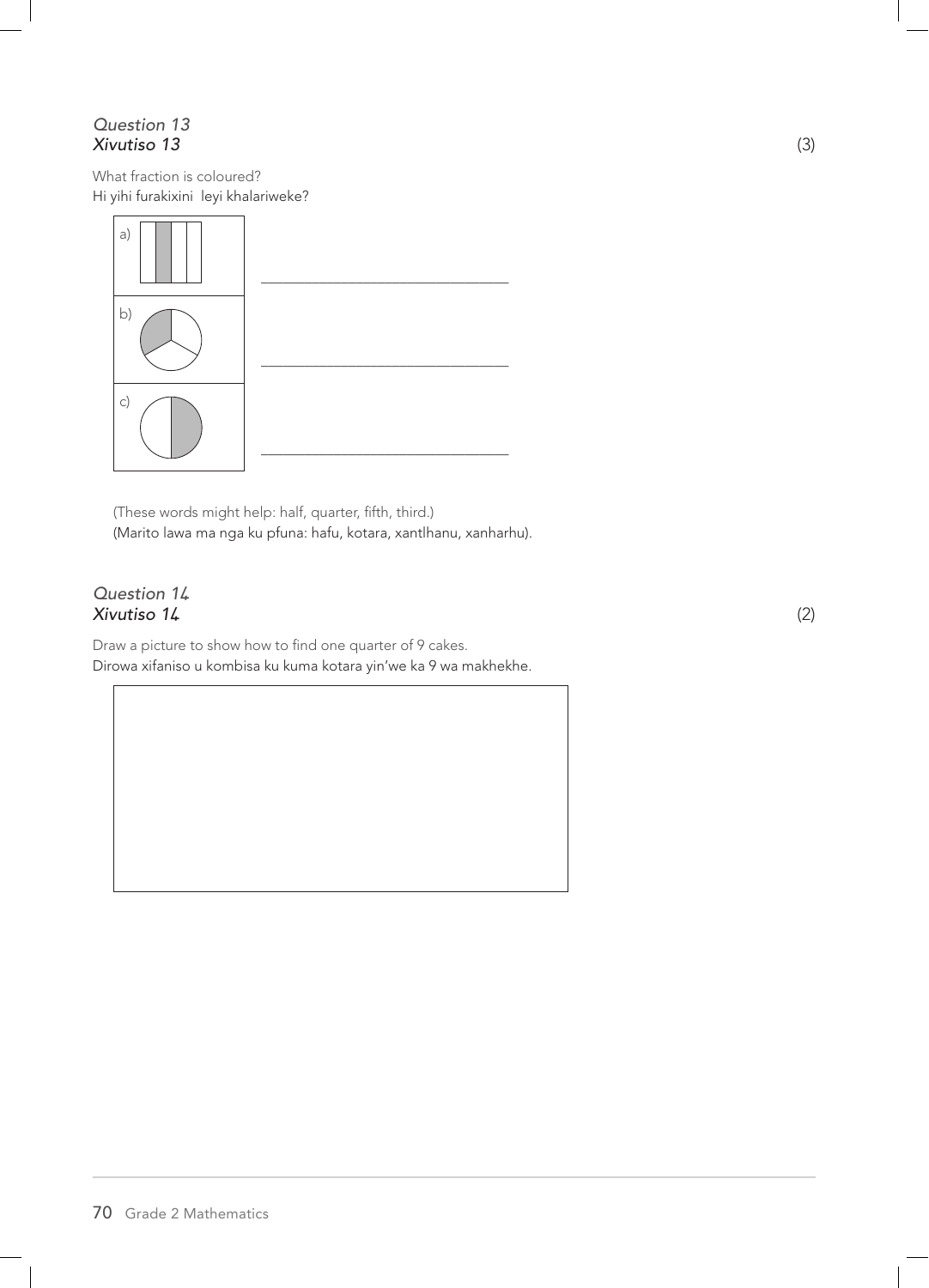*Question 13*
*Xivutiso 13* (3)

What fraction is coloured?
Hi yihi furakixini leyi khalariweke?

| | |
|---|---|
| a) | \_\_\_\_\_\_\_\_\_\_\_\_\_\_\_\_\_\_\_\_\_\_\_\_\_\_\_\_ |
| b) | \_\_\_\_\_\_\_\_\_\_\_\_\_\_\_\_\_\_\_\_\_\_\_\_\_\_\_\_ |
| c) | \_\_\_\_\_\_\_\_\_\_\_\_\_\_\_\_\_\_\_\_\_\_\_\_\_\_\_\_ |

(These words might help: half, quarter, fifth, third.)
(Marito lawa ma nga ku pfuna: hafu, kotara, xantlhanu, xanharhu).

*Question 14*
*Xivutiso 14* (2)

Draw a picture to show how to find one quarter of 9 cakes.
Dirowa xifaniso u kombisa ku kuma kotara yin'we ka 9 wa makhekhe.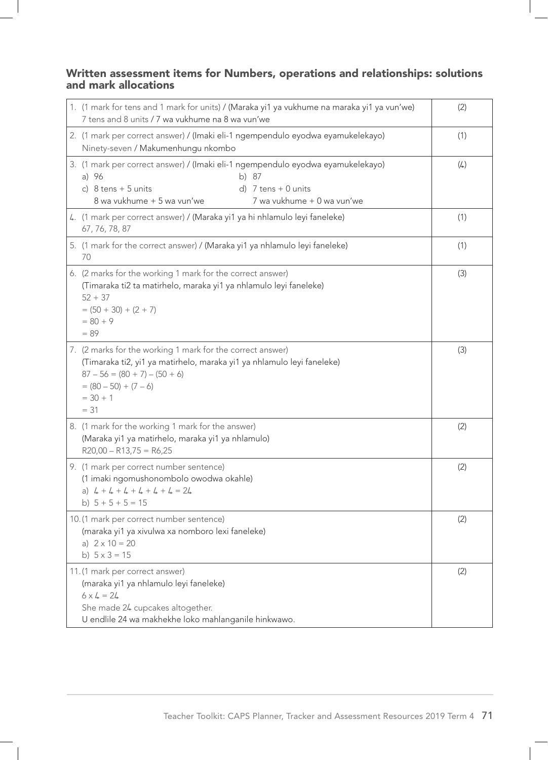### Written assessment items for Numbers, operations and relationships: solutions and mark allocations

| | |
|---|---|
| 1. (1 mark for tens and 1 mark for units) / (Maraka yi1 ya vukhume na maraka yi1 ya vun'we)<br>7 tens and 8 units / 7 wa vukhume na 8 wa vun'we | (2) |
| 2. (1 mark per correct answer) / (Imaki eli-1 ngempendulo eyodwa eyamukelekayo)<br>Ninety-seven / Makumenhungu nkombo | (1) |
| 3. (1 mark per correct answer) / (Imaki eli-1 ngempendulo eyodwa eyamukelekayo)<br>a) 96 b) 87<br>c) 8 tens + 5 units<br>8 wa vukhume + 5 wa vun'we<br>d) 7 tens + 0 units<br>7 wa vukhume + 0 wa vun'we | (4) |
| 4. (1 mark per correct answer) / (Maraka yi1 ya hi nhlamulo leyi faneleke)<br>67, 76, 78, 87 | (1) |
| 5. (1 mark for the correct answer) / (Maraka yi1 ya nhlamulo leyi faneleke)<br>70 | (1) |
| 6. (2 marks for the working 1 mark for the correct answer)<br>(Timaraka ti2 ta matirhelo, maraka yi1 ya nhlamulo leyi faneleke)<br>$52 + 37$<br>$= (50 + 30) + (2 + 7)$<br>$= 80 + 9$<br>$= 89$ | (3) |
| 7. (2 marks for the working 1 mark for the correct answer)<br>(Timaraka ti2, yi1 ya matirhelo, maraka yi1 ya nhlamulo leyi faneleke)<br>$87 – 56 = (80 + 7) – (50 + 6)$<br>$= (80 – 50) + (7 – 6)$<br>$= 30 + 1$<br>$= 31$ | (3) |
| 8. (1 mark for the working 1 mark for the answer)<br>(Maraka yi1 ya matirhelo, maraka yi1 ya nhlamulo)<br>R20,00 – R13,75 = R6,25 | (2) |
| 9. (1 mark per correct number sentence)<br>(1 imaki ngomushonombolo owodwa okahle)<br>a) $4 + 4 + 4 + 4 + 4 + 4 = 24$<br>b) $5 + 5 + 5 = 15$ | (2) |
| 10. (1 mark per correct number sentence)<br>(maraka yi1 ya xivulwa xa nomboro lexi faneleke)<br>a) $2 \times 10 = 20$<br>b) $5 \times 3 = 15$ | (2) |
| 11. (1 mark per correct answer)<br>(maraka yi1 ya nhlamulo leyi faneleke)<br>$6 \times 4 = 24$<br>She made 24 cupcakes altogether.<br>U endlile 24 wa makhekhe loko mahlanganile hinkwawo. | (2) |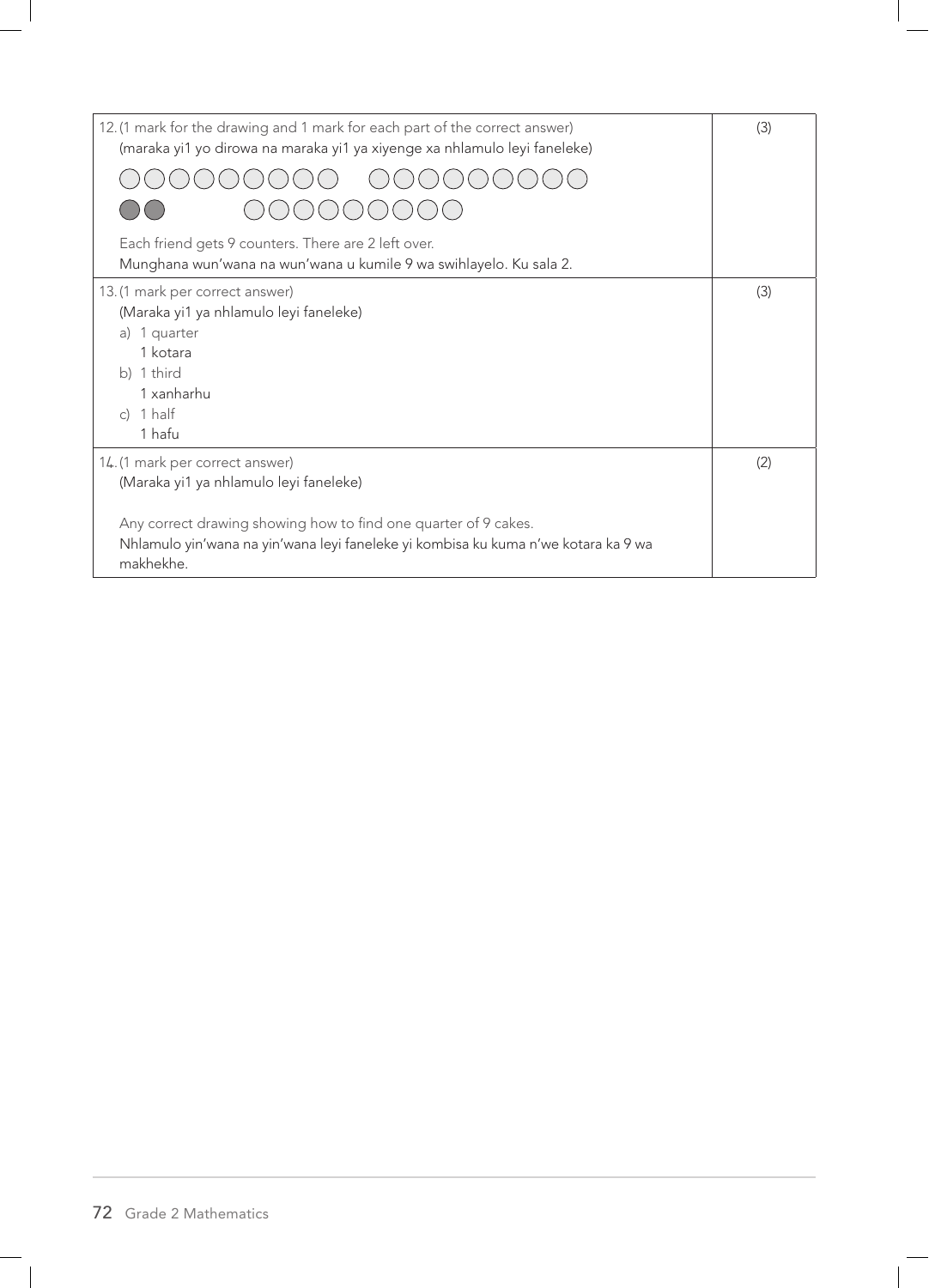| | |
|---|---|
| 12. (1 mark for the drawing and 1 mark for each part of the correct answer)<br>(maraka yi1 yo dirowa na maraka yi1 ya xiyenge xa nhlamulo leyi faneleke)<br>○○○○○○○○○ ○○○○○○○○○<br>●● ○○○○○○○○○<br>Each friend gets 9 counters. There are 2 left over.<br>Munghana wun'wana na wun'wana u kumile 9 wa swihlayelo. Ku sala 2. | (3) |
| 13. (1 mark per correct answer)<br>(Maraka yi1 ya nhlamulo leyi faneleke)<br>a) 1 quarter<br>1 kotara<br>b) 1 third<br>1 xanharhu<br>c) 1 half<br>1 hafu | (3) |
| 14. (1 mark per correct answer)<br>(Maraka yi1 ya nhlamulo leyi faneleke)<br><br>Any correct drawing showing how to find one quarter of 9 cakes.<br>Nhlamulo yin'wana na yin'wana leyi faneleke yi kombisa ku kuma n'we kotara ka 9 wa makhekhe. | (2) |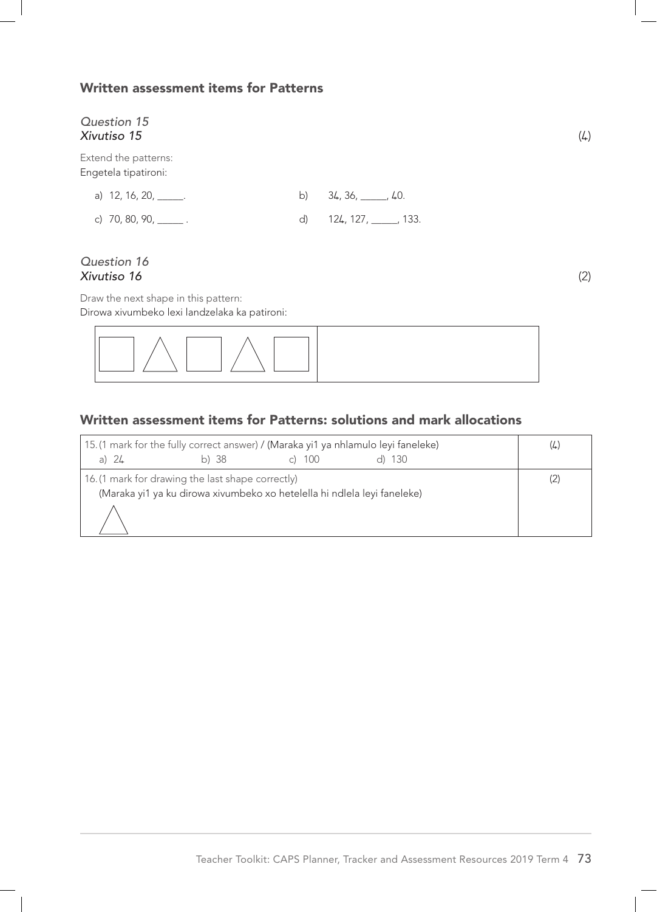## Written assessment items for Patterns

*Question 15*
***Xivutiso 15*** (4)

Extend the patterns:
Engetela tipatironi:

a) 12, 16, 20, _____.

b) 34, 36, _____, 40.

c) 70, 80, 90, _____ .

d) 124, 127, _____, 133.

*Question 16*
***Xivutiso 16*** (2)

Draw the next shape in this pattern:
Dirowa xivumbeko lexi landzelaka ka patironi:

| □ △ □ △ □ | |
|---|---|

## Written assessment items for Patterns: solutions and mark allocations

| | |
|---|---|
| 15. (1 mark for the fully correct answer) / (Maraka yi1 ya nhlamulo leyi faneleke)<br>a) 24 b) 38 c) 100 d) 130 | (4) |
| 16. (1 mark for drawing the last shape correctly)<br>(Maraka yi1 ya ku dirowa xivumbeko xo hetelella hi ndlela leyi faneleke)<br>△ | (2) |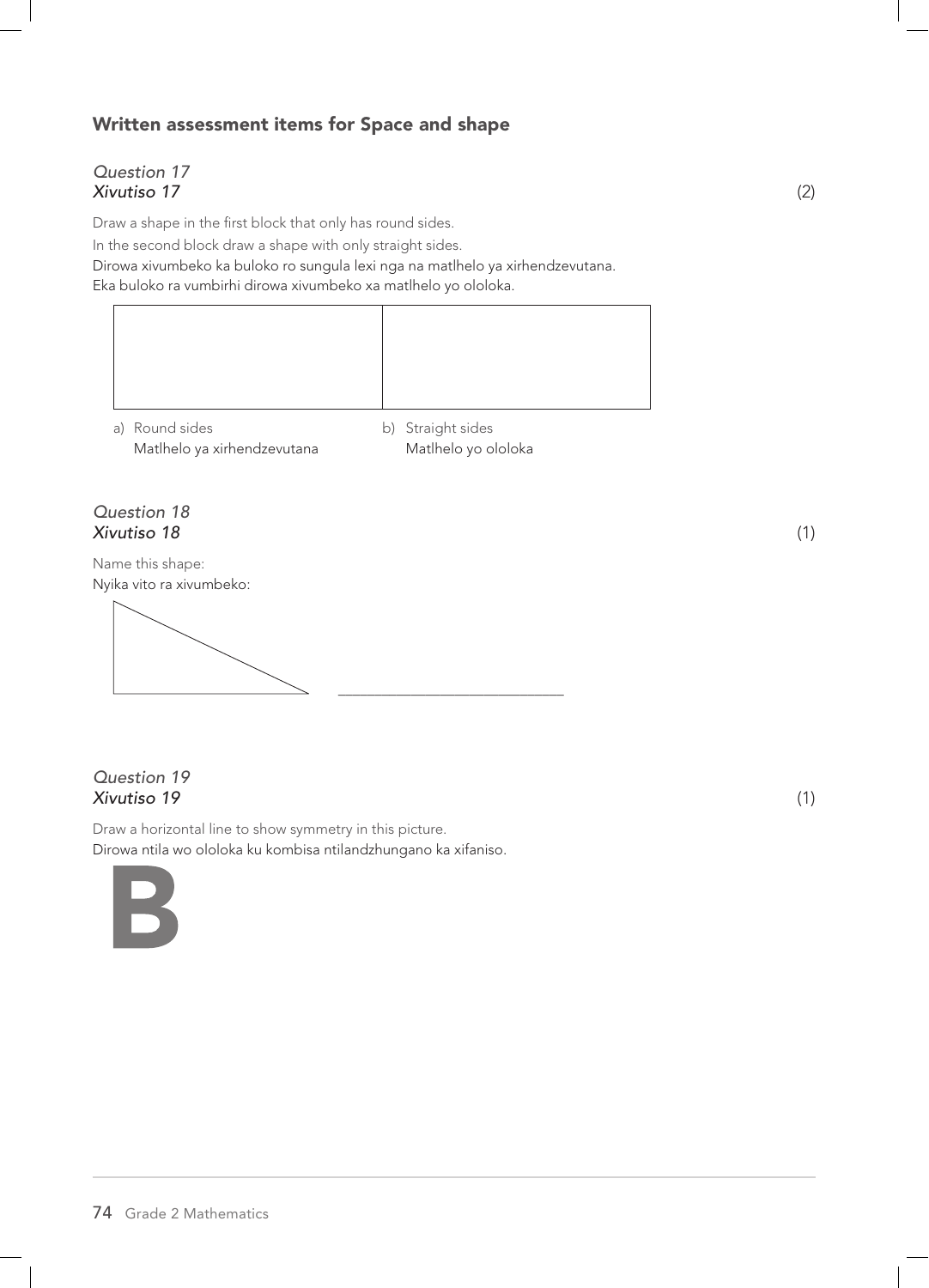## Written assessment items for Space and shape

*Question 17*
*Xivutiso 17* (2)

Draw a shape in the first block that only has round sides.

In the second block draw a shape with only straight sides.

Dirowa xivumbeko ka buloko ro sungula lexi nga na matlhelo ya xirhendzevutana.

Eka buloko ra vumbirhi dirowa xivumbeko xa matlhelo yo ololoka.

| | |
|---|---|
| | |

a) Round sides
Matlhelo ya xirhendzevutana

b) Straight sides
Matlhelo yo ololoka

*Question 18*
*Xivutiso 18* (1)

Name this shape:
Nyika vito ra xivumbeko:

______________________________

*Question 19*
*Xivutiso 19* (1)

Draw a horizontal line to show symmetry in this picture.
Dirowa ntila wo ololoka ku kombisa ntilandzhungano ka xifaniso.

B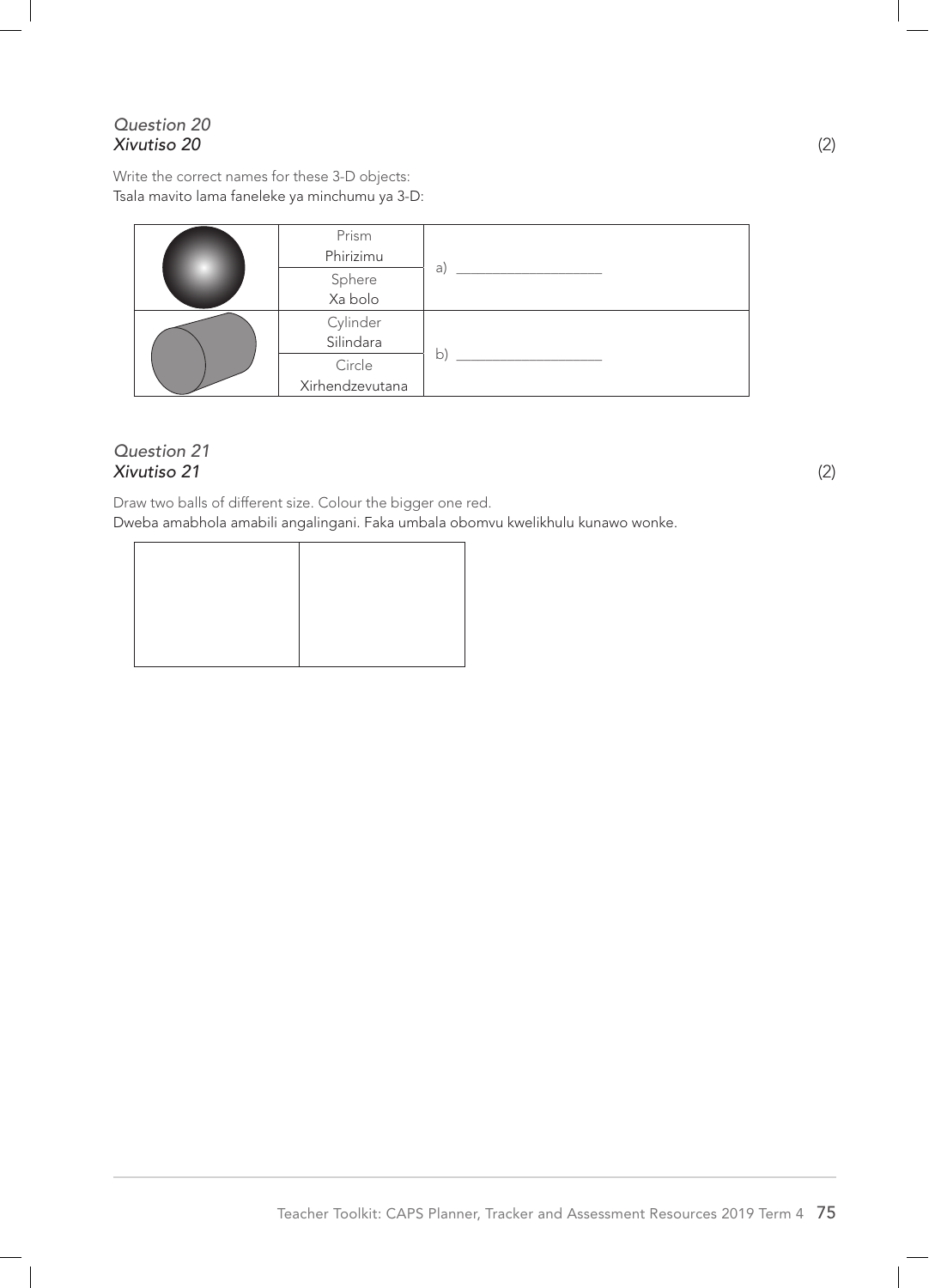*Question 20*
*Xivutiso 20* (2)

Write the correct names for these 3-D objects:
Tsala mavito lama faneleke ya minchumu ya 3-D:

| | | |
|---|---|---|
| | Prism<br>Phirizimu | a) ____________________ |
| | Sphere<br>Xa bolo | |
| | Cylinder<br>Silindara | b) ____________________ |
| | Circle<br>Xirhendzevutana | |

*Question 21*
*Xivutiso 21* (2)

Draw two balls of different size. Colour the bigger one red.
Dweba amabhola amabili angalingani. Faka umbala obomvu kwelikhulu kunawo wonke.

| | |
|---|---|
| | |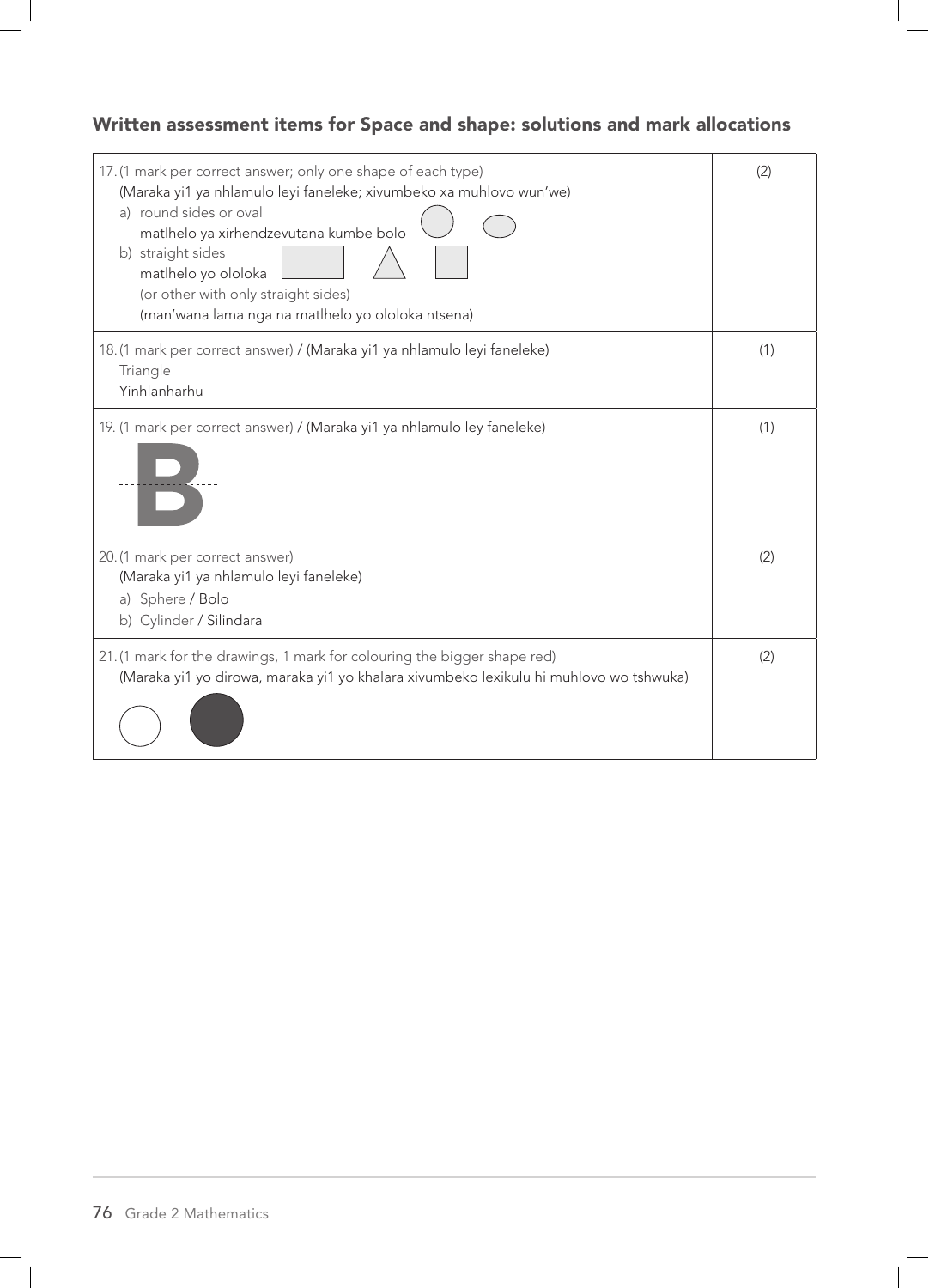## Written assessment items for Space and shape: solutions and mark allocations

| | |
|---|---|
| 17. (1 mark per correct answer; only one shape of each type)<br>(Maraka yi1 ya nhlamulo leyi faneleke; xivumbeko xa muhlovo wun'we)<br>a) round sides or oval<br>matlhelo ya xirhendzevutana kumbe bolo<br>b) straight sides<br>matlhelo yo ololoka<br>(or other with only straight sides)<br>(man'wana lama nga na matlhelo yo ololoka ntsena) | (2) |
| 18. (1 mark per correct answer) / (Maraka yi1 ya nhlamulo leyi faneleke)<br>Triangle<br>Yinhlanharhu | (1) |
| 19. (1 mark per correct answer) / (Maraka yi1 ya nhlamulo ley faneleke)<br>B | (1) |
| 20. (1 mark per correct answer)<br>(Maraka yi1 ya nhlamulo leyi faneleke)<br>a) Sphere / Bolo<br>b) Cylinder / Silindara | (2) |
| 21. (1 mark for the drawings, 1 mark for colouring the bigger shape red)<br>(Maraka yi1 yo dirowa, maraka yi1 yo khalara xivumbeko lexikulu hi muhlovo wo tshwuka) | (2) |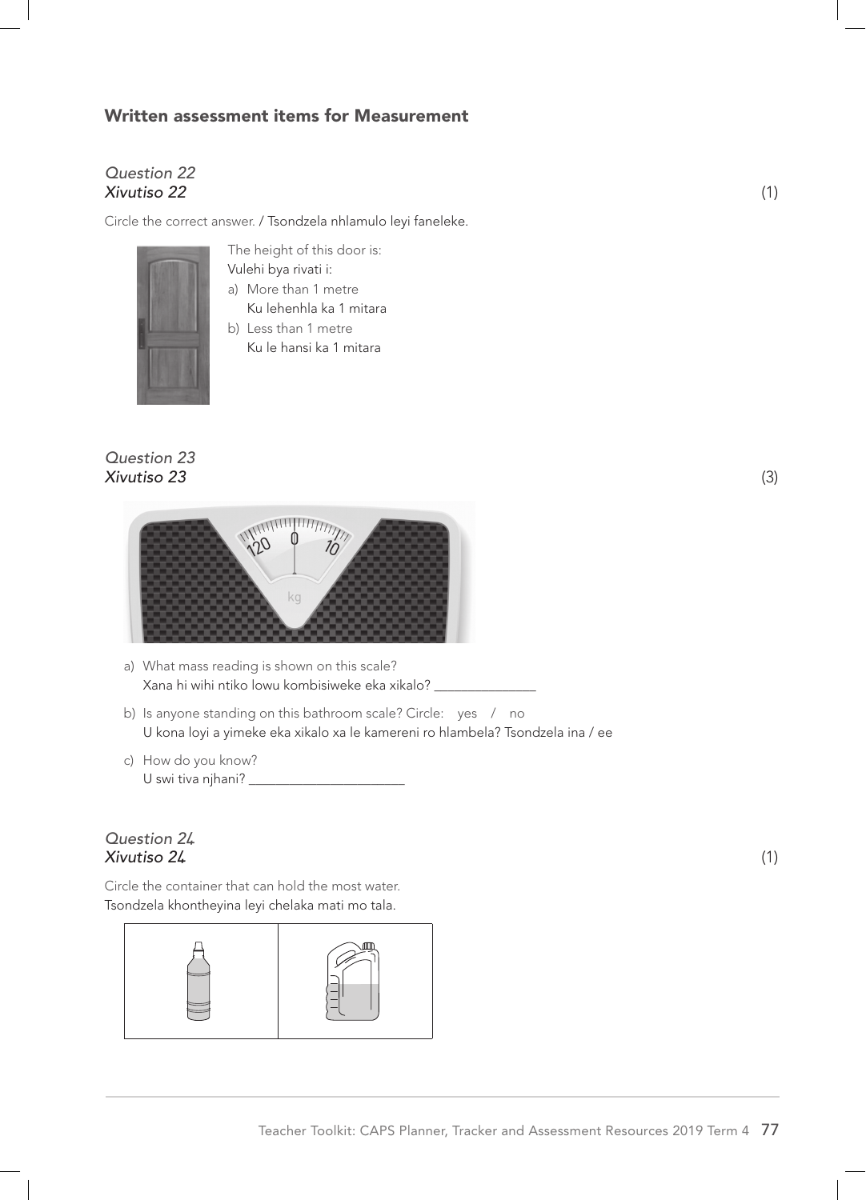## Written assessment items for Measurement

*Question 22*
*Xivutiso 22* (1)

Circle the correct answer. / Tsondzela nhlamulo leyi faneleke.

The height of this door is:
Vulehi bya rivati i:

a) More than 1 metre
   Ku lehenhla ka 1 mitara
b) Less than 1 metre
   Ku le hansi ka 1 mitara

*Question 23*
*Xivutiso 23* (3)

a) What mass reading is shown on this scale?
   Xana hi wihi ntiko lowu kombisiweke eka xikalo? _______________

b) Is anyone standing on this bathroom scale? Circle: yes / no
   U kona loyi a yimeke eka xikalo xa le kamereni ro hlambela? Tsondzela ina / ee

c) How do you know?
   U swi tiva njhani? _______________________

*Question 24*
*Xivutiso 24* (1)

Circle the container that can hold the most water.
Tsondzela khontheyina leyi chelaka mati mo tala.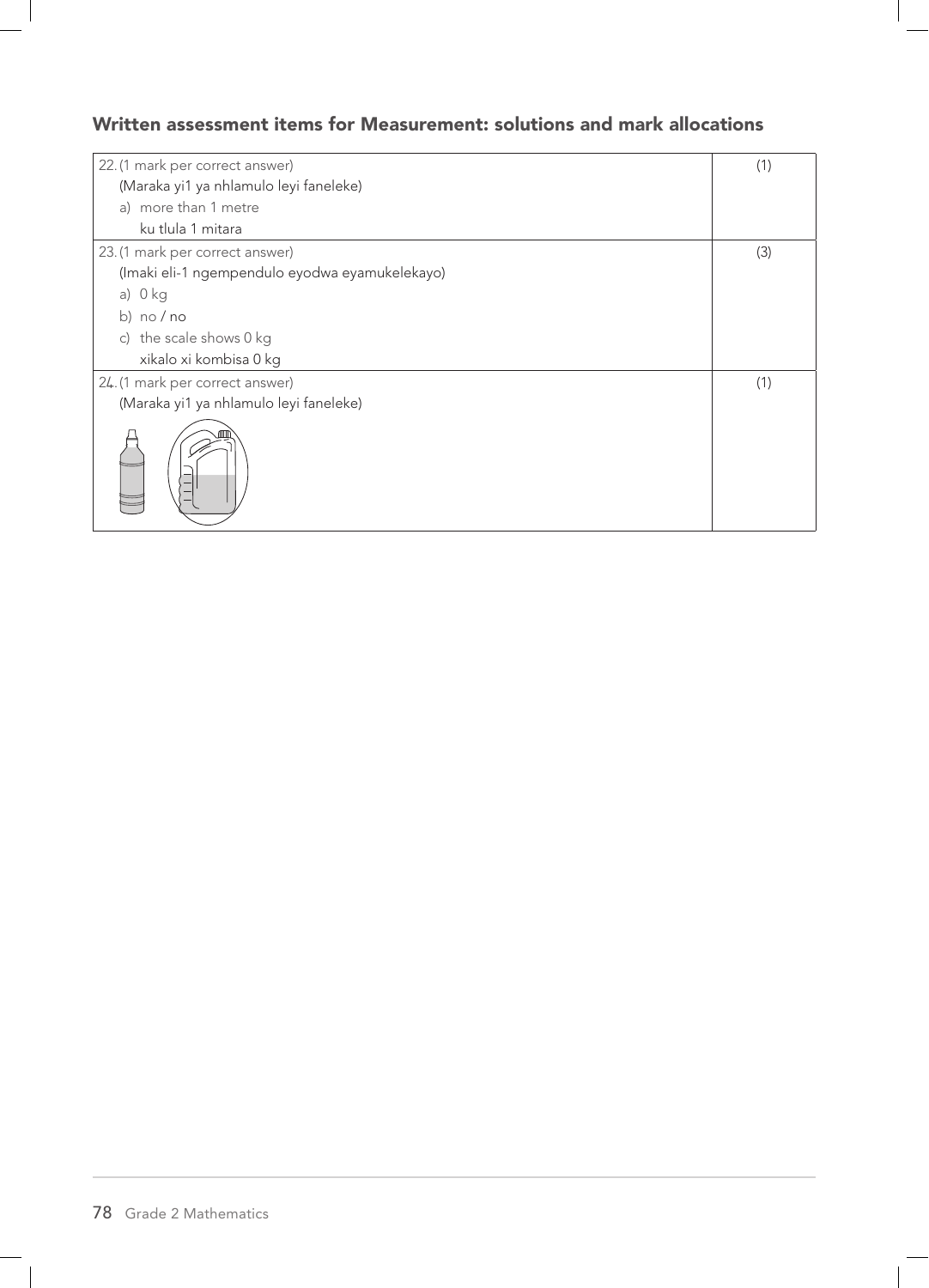## Written assessment items for Measurement: solutions and mark allocations

| | |
|---|---|
| 22. (1 mark per correct answer)<br>(Maraka yi1 ya nhlamulo leyi faneleke)<br>a) more than 1 metre<br>ku tlula 1 mitara | (1) |
| 23. (1 mark per correct answer)<br>(Imaki eli-1 ngempendulo eyodwa eyamukelekayo)<br>a) 0 kg<br>b) no / no<br>c) the scale shows 0 kg<br>xikalo xi kombisa 0 kg | (3) |
| 24. (1 mark per correct answer)<br>(Maraka yi1 ya nhlamulo leyi faneleke) | (1) |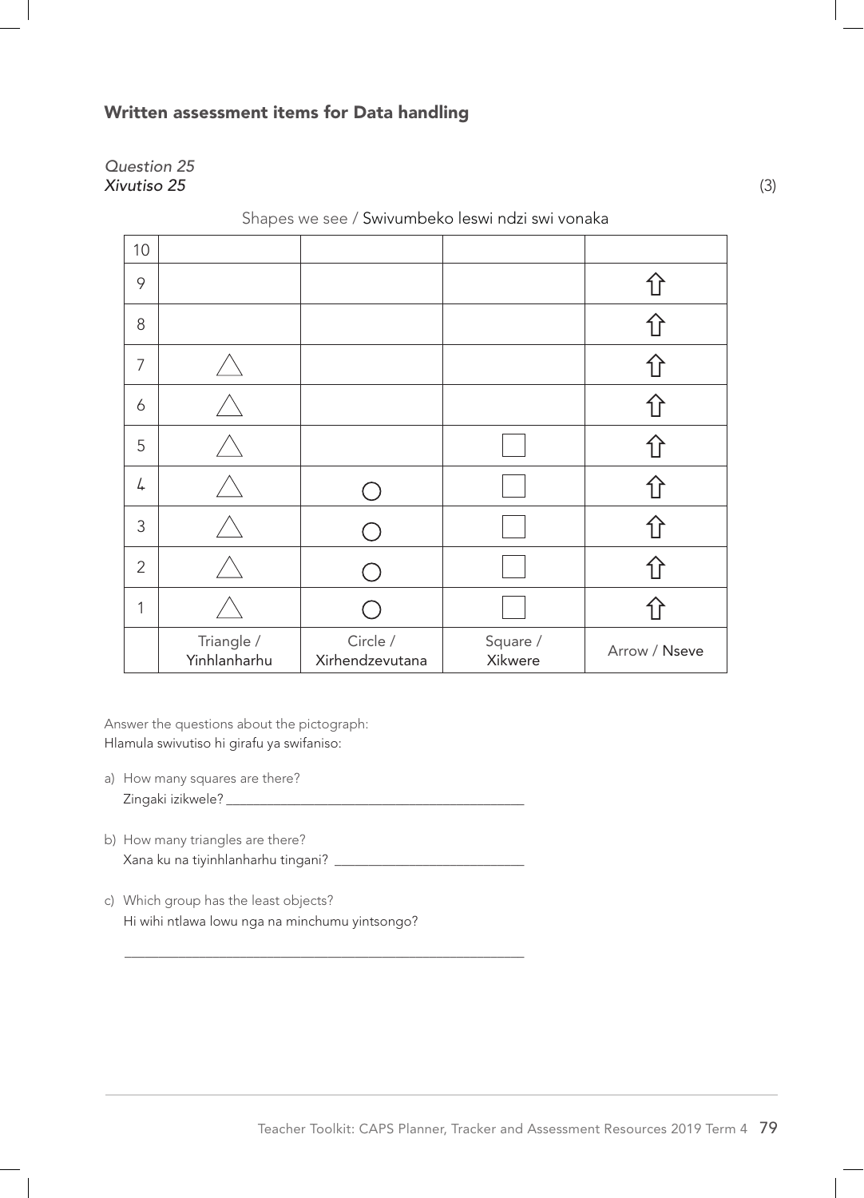## Written assessment items for Data handling

*Question 25*
*Xivutiso 25* (3)

Shapes we see / Swivumbeko leswi ndzi swi vonaka

| | | | | |
|---|---|---|---|---|
| 10 | | | | |
| 9 | | | | ⇧ |
| 8 | | | | ⇧ |
| 7 | △ | | | ⇧ |
| 6 | △ | | | ⇧ |
| 5 | △ | | □ | ⇧ |
| 4 | △ | ○ | □ | ⇧ |
| 3 | △ | ○ | □ | ⇧ |
| 2 | △ | ○ | □ | ⇧ |
| 1 | △ | ○ | □ | ⇧ |
| | Triangle / Yinhlanharhu | Circle / Xirhendzevutana | Square / Xikwere | Arrow / Nseve |

Answer the questions about the pictograph:
Hlamula swivutiso hi girafu ya swifaniso:

a) How many squares are there?
   Zingaki izikwele? ___________________________________________

b) How many triangles are there?
   Xana ku na tiyinhlanharhu tingani? ___________________________

c) Which group has the least objects?
   Hi wihi ntlawa lowu nga na minchumu yintsongo?

   ___________________________________________________________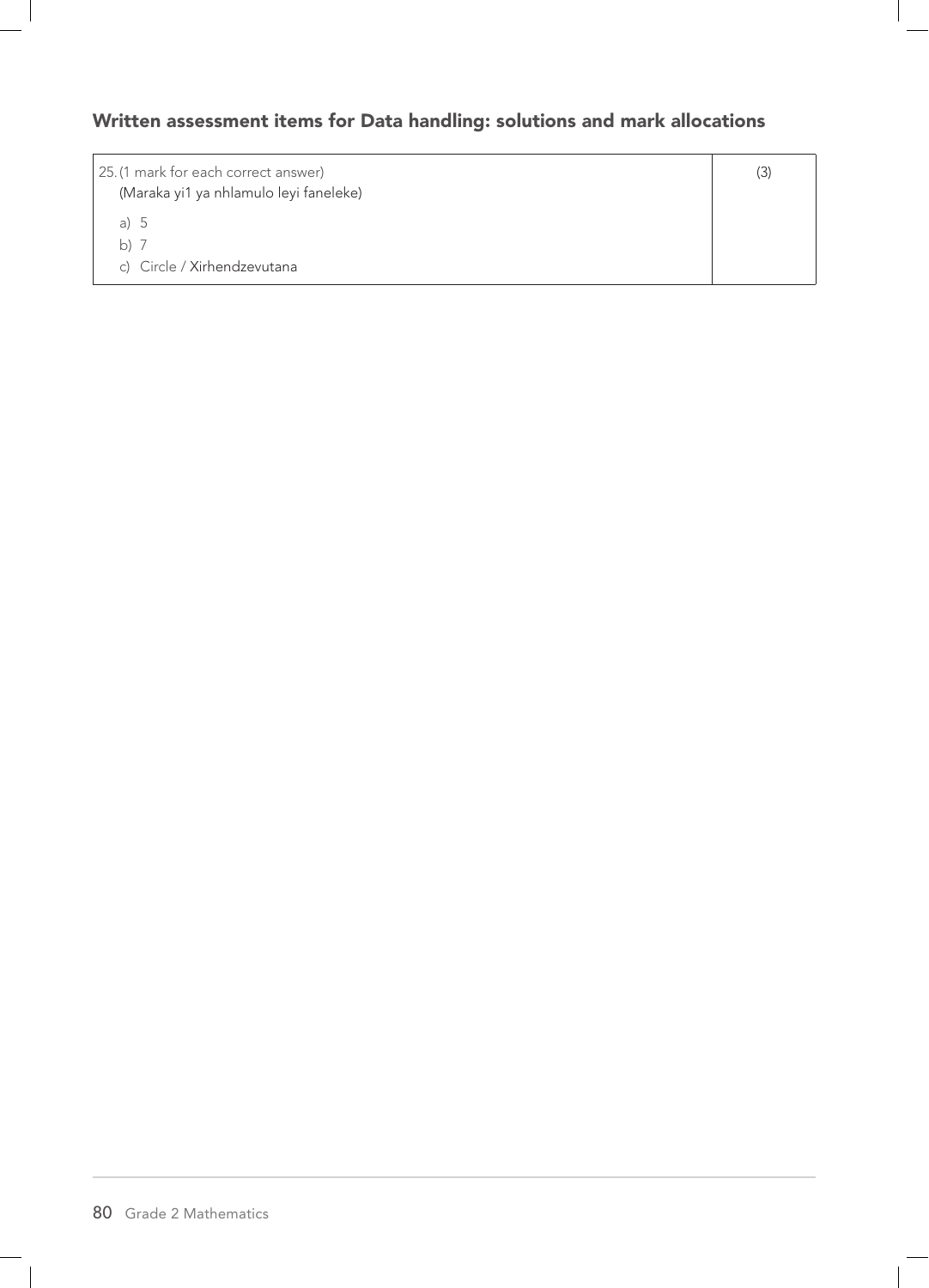## Written assessment items for Data handling: solutions and mark allocations

| | |
|---|---|
| 25. (1 mark for each correct answer)<br>(Maraka yi1 ya nhlamulo leyi faneleke)<br>a) 5<br>b) 7<br>c) Circle / Xirhendzevutana | (3) |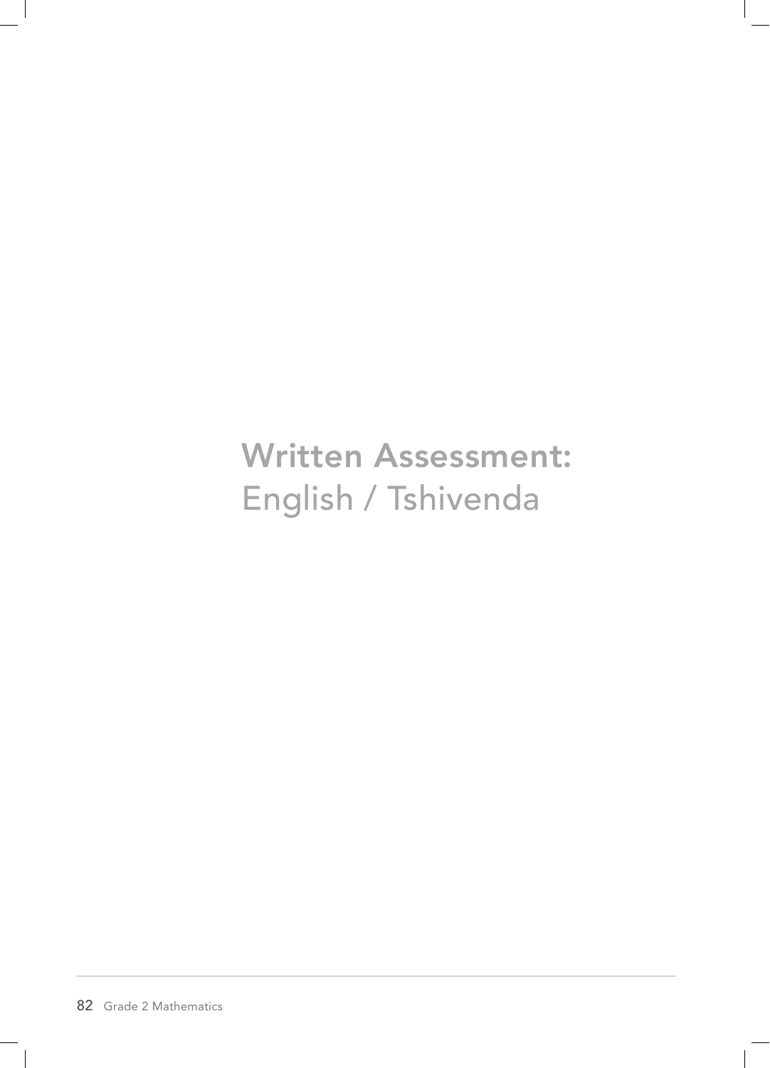# Written Assessment:
English / Tshivenda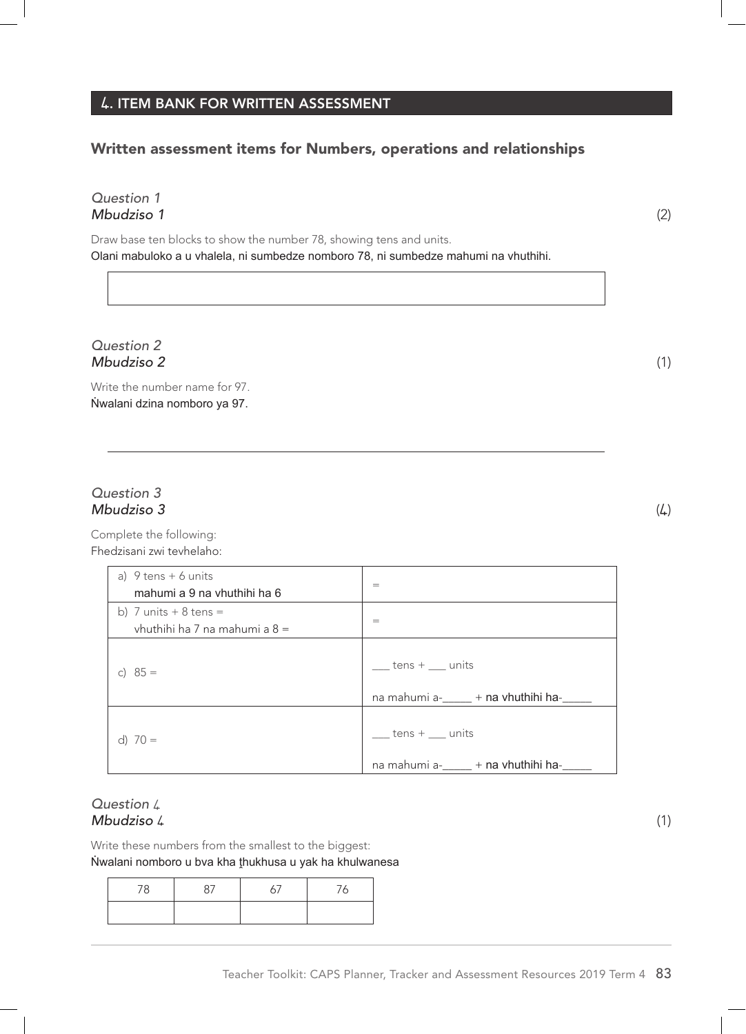## 4. ITEM BANK FOR WRITTEN ASSESSMENT

### Written assessment items for Numbers, operations and relationships

*Question 1*
***Mbudziso 1*** (2)

Draw base ten blocks to show the number 78, showing tens and units.
Olani mabuloko a u vhalela, ni sumbedze nomboro 78, ni sumbedze mahumi na vhuthihi.

| |
|---|
| |

*Question 2*
***Mbudziso 2*** (1)

Write the number name for 97.
Ṅwalani dzina nomboro ya 97.

_______________________________________________

*Question 3*
***Mbudziso 3*** (4)

Complete the following:
Fhedzisani zwi tevhelaho:

| | |
|---|---|
| a) 9 tens + 6 units<br>mahumi a 9 na vhuthihi ha 6 | = |
| b) 7 units + 8 tens =<br>vhuthihi ha 7 na mahumi a 8 = | = |
| c) 85 = | ___ tens + ___ units<br><br>na mahumi a-_____ + na vhuthihi ha-_____ |
| d) 70 = | ___ tens + ___ units<br><br>na mahumi a-_____ + na vhuthihi ha-_____ |

*Question 4*
***Mbudziso 4*** (1)

Write these numbers from the smallest to the biggest:
Ṅwalani nomboro u bva kha ṱhukhusa u yak ha khulwanesa

| 78 | 87 | 67 | 76 |
|---|---|---|---|
| | | | |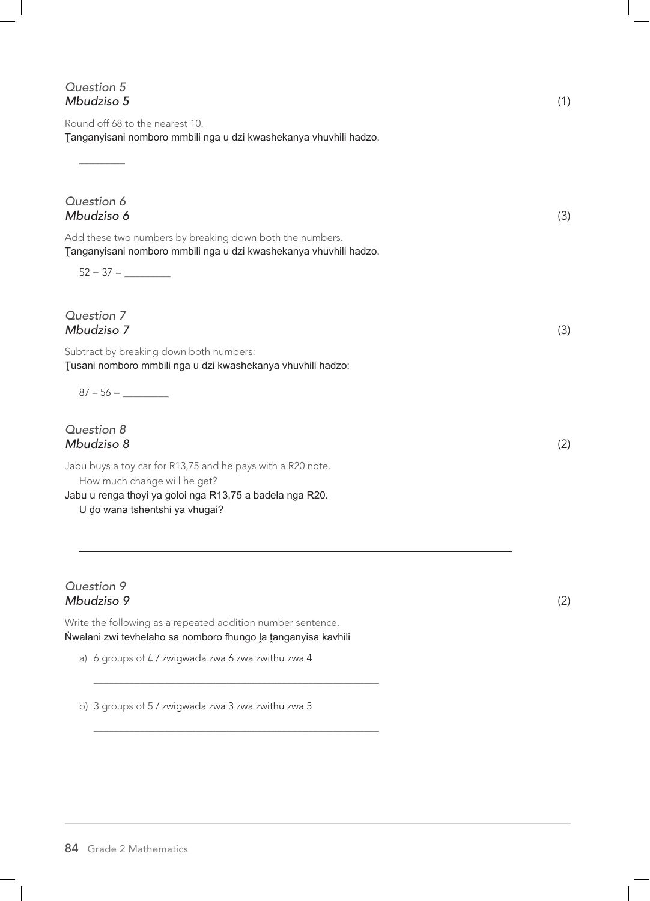*Question 5*
*Mbudziso 5*

(1)

Round off 68 to the nearest 10.
Ṱanganyisani nomboro mmbili nga u dzi kwashekanya vhuvhili hadzo.

________

*Question 6*
*Mbudziso 6*

(3)

Add these two numbers by breaking down both the numbers.
Ṱanganyisani nomboro mmbili nga u dzi kwashekanya vhuvhili hadzo.

52 + 37 = ________

*Question 7*
*Mbudziso 7*

(3)

Subtract by breaking down both numbers:
Ṱusani nomboro mmbili nga u dzi kwashekanya vhuvhili hadzo:

87 – 56 = ________

*Question 8*
*Mbudziso 8*

(2)

Jabu buys a toy car for R13,75 and he pays with a R20 note.
How much change will he get?
Jabu u renga thoyi ya goloi nga R13,75 a badela nga R20.
U ḓo wana tshentshi ya vhugai?

________________________________________________

*Question 9*
*Mbudziso 9*

(2)

Write the following as a repeated addition number sentence.
Ṅwalani zwi tevhelaho sa nomboro fhungo ḽa ṱanganyisa kavhili

a) 6 groups of 4 / zwigwada zwa 6 zwa zwithu zwa 4

________________________________________________

b) 3 groups of 5 / zwigwada zwa 3 zwa zwithu zwa 5

________________________________________________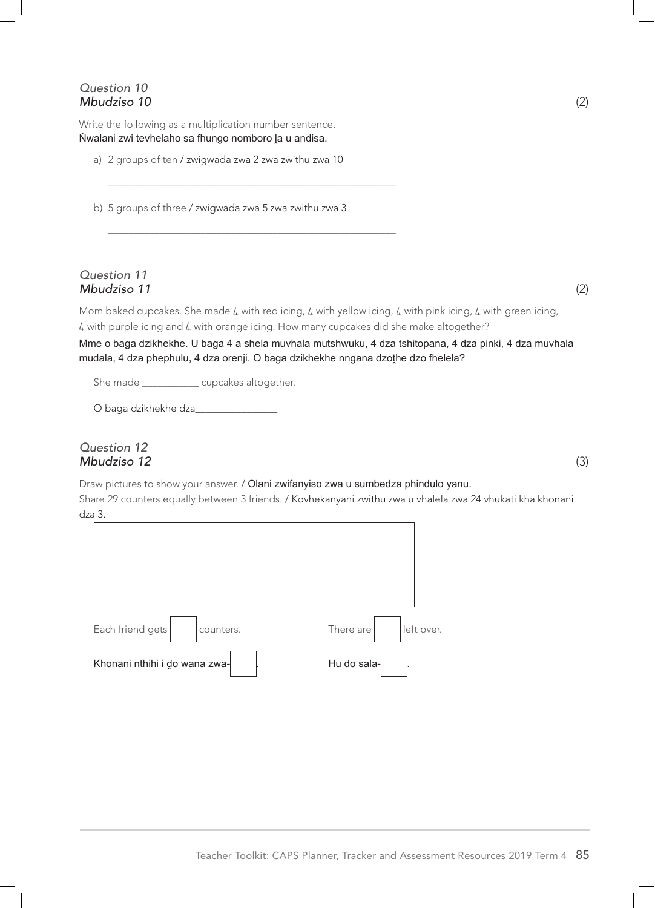*Question 10*
*Mbudziso 10* (2)

Write the following as a multiplication number sentence.
Ṅwalani zwi tevhelaho sa fhungo nomboro ḽa u andisa.

a) 2 groups of ten / zwigwada zwa 2 zwa zwithu zwa 10

_______________________________________________

b) 5 groups of three / zwigwada zwa 5 zwa zwithu zwa 3

_______________________________________________

*Question 11*
*Mbudziso 11* (2)

Mom baked cupcakes. She made 4 with red icing, 4 with yellow icing, 4 with pink icing, 4 with green icing, 4 with purple icing and 4 with orange icing. How many cupcakes did she make altogether?

Mme o baga dzikhekhe. U baga 4 a shela muvhala mutshwuku, 4 dza tshitopana, 4 dza pinki, 4 dza muvhala mudala, 4 dza phephulu, 4 dza orenji. O baga dzikhekhe nngana dzoṱhe dzo fhelela?

She made ___________ cupcakes altogether.

O baga dzikhekhe dza_______________

*Question 12*
*Mbudziso 12* (3)

Draw pictures to show your answer. / Olani zwifanyiso zwa u sumbedza phindulo yanu.
Share 29 counters equally between 3 friends. / Kovhekanyani zwithu zwa u vhalela zwa 24 vhukati kha khonani dza 3.

Each friend gets [ ] counters. There are [ ] left over.

Khonani nthihi i ḓo wana zwa-[ ]. Hu do sala-[ ].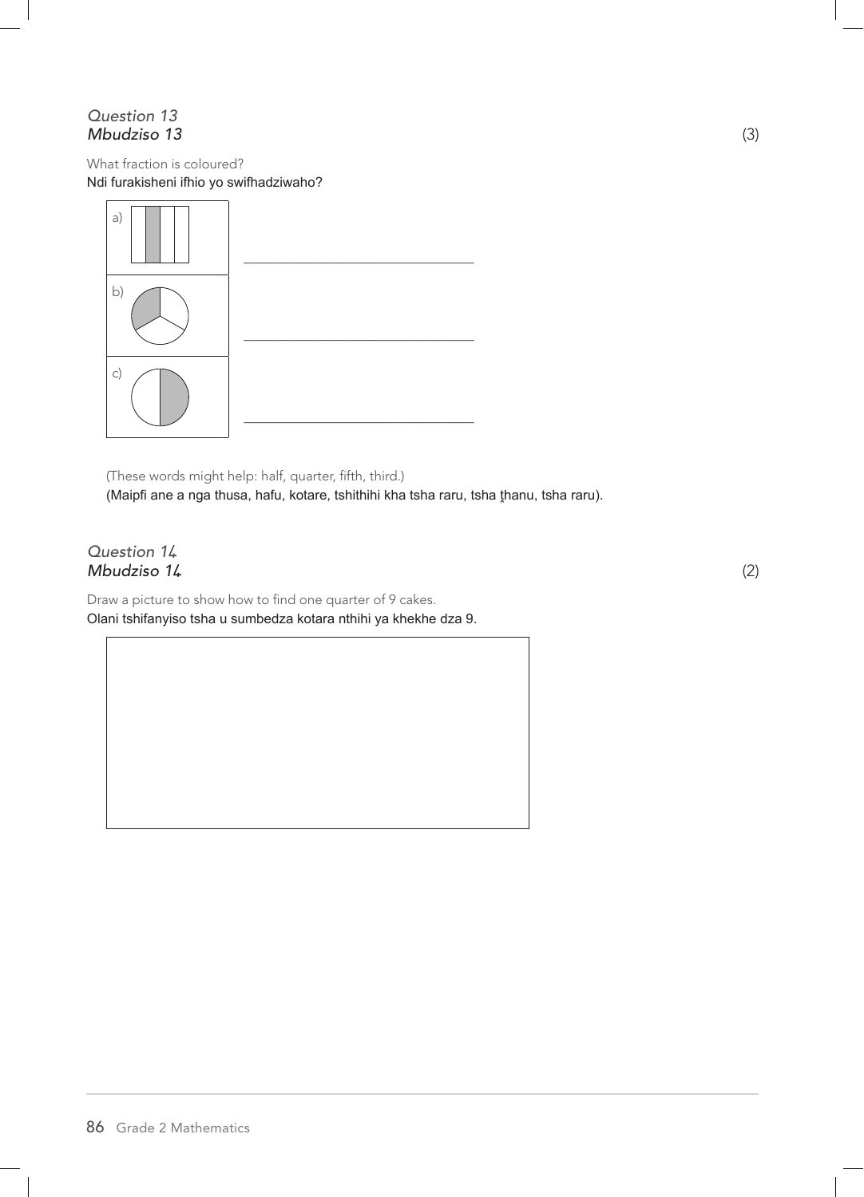*Question 13*
*Mbudziso 13* (3)

What fraction is coloured?
Ndi furakisheni ifhio yo swifhadziwaho?

| | |
|---|---|
| a) | ___________________________ |
| b) | ___________________________ |
| c) | ___________________________ |

(These words might help: half, quarter, fifth, third.)
(Maipfi ane a nga thusa, hafu, kotare, tshithihi kha tsha raru, tsha ṱhanu, tsha raru).

*Question 14*
*Mbudziso 14* (2)

Draw a picture to show how to find one quarter of 9 cakes.
Olani tshifanyiso tsha u sumbedza kotara nthihi ya khekhe dza 9.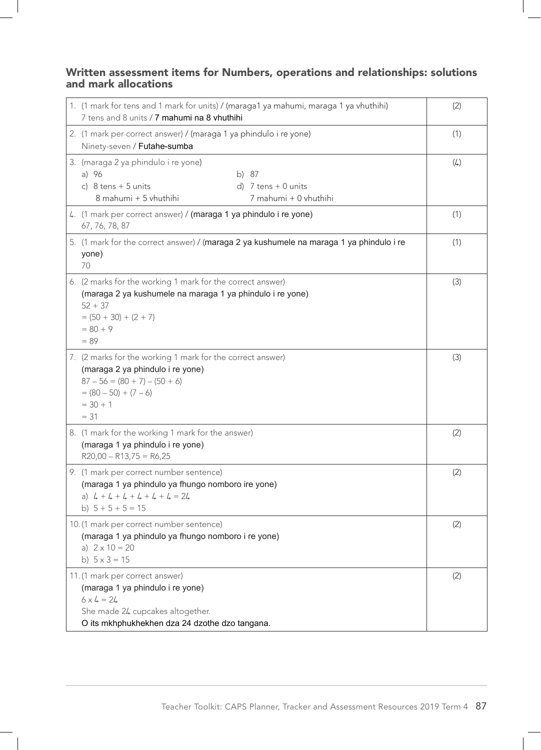### Written assessment items for Numbers, operations and relationships: solutions and mark allocations

| | |
|---|---|
| 1. (1 mark for tens and 1 mark for units) / (maraga1 ya mahumi, maraga 1 ya vhuthihi)<br>7 tens and 8 units / 7 mahumi na 8 vhuthihi | (2) |
| 2. (1 mark per correct answer) / (maraga 1 ya phindulo i re yone)<br>Ninety-seven / Futahe-sumba | (1) |
| 3. (maraga 2 ya phindulo i re yone)<br>a) 96 &nbsp;&nbsp;&nbsp; b) 87<br>c) 8 tens + 5 units<br>8 mahumi + 5 vhuthihi<br>d) 7 tens + 0 units<br>7 mahumi + 0 vhuthihi | (4) |
| 4. (1 mark per correct answer) / (maraga 1 ya phindulo i re yone)<br>67, 76, 78, 87 | (1) |
| 5. (1 mark for the correct answer) / (maraga 2 ya kushumele na maraga 1 ya phindulo i re yone)<br>70 | (1) |
| 6. (2 marks for the working 1 mark for the correct answer)<br>(maraga 2 ya kushumele na maraga 1 ya phindulo i re yone)<br>$52 + 37$<br>$= (50 + 30) + (2 + 7)$<br>$= 80 + 9$<br>$= 89$ | (3) |
| 7. (2 marks for the working 1 mark for the correct answer)<br>(maraga 2 ya phindulo i re yone)<br>$87 - 56 = (80 + 7) - (50 + 6)$<br>$= (80 - 50) + (7 - 6)$<br>$= 30 + 1$<br>$= 31$ | (3) |
| 8. (1 mark for the working 1 mark for the answer)<br>(maraga 1 ya phindulo i re yone)<br>R20,00 – R13,75 = R6,25 | (2) |
| 9. (1 mark per correct number sentence)<br>(maraga 1 ya phindulo ya fhungo nomboro ire yone)<br>a) $4 + 4 + 4 + 4 + 4 + 4 = 24$<br>b) $5 + 5 + 5 = 15$ | (2) |
| 10. (1 mark per correct number sentence)<br>(maraga 1 ya phindulo ya fhungo nomboro i re yone)<br>a) $2 \times 10 = 20$<br>b) $5 \times 3 = 15$ | (2) |
| 11. (1 mark per correct answer)<br>(maraga 1 ya phindulo i re yone)<br>$6 \times 4 = 24$<br>She made 24 cupcakes altogether.<br>O its mkhphukhekhen dza 24 dzothe dzo tangana. | (2) |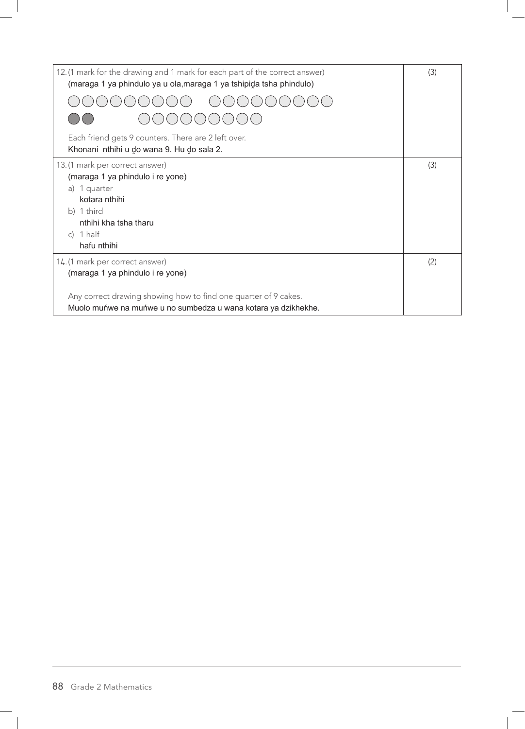| | |
|---|---|
| 12. (1 mark for the drawing and 1 mark for each part of the correct answer)<br>(maraga 1 ya phindulo ya u ola,maraga 1 ya tshipiḓa tsha phindulo)<br>○○○○○○○○○ ○○○○○○○○○<br>●● ○○○○○○○○○<br>Each friend gets 9 counters. There are 2 left over.<br>Khonani nthihi u ḓo wana 9. Hu ḓo sala 2. | (3) |
| 13. (1 mark per correct answer)<br>(maraga 1 ya phindulo i re yone)<br>a) 1 quarter<br>kotara nthihi<br>b) 1 third<br>nthihi kha tsha tharu<br>c) 1 half<br>hafu nthihi | (3) |
| 14. (1 mark per correct answer)<br>(maraga 1 ya phindulo i re yone)<br>Any correct drawing showing how to find one quarter of 9 cakes.<br>Muolo muńwe na muńwe u no sumbedza u wana kotara ya dzikhekhe. | (2) |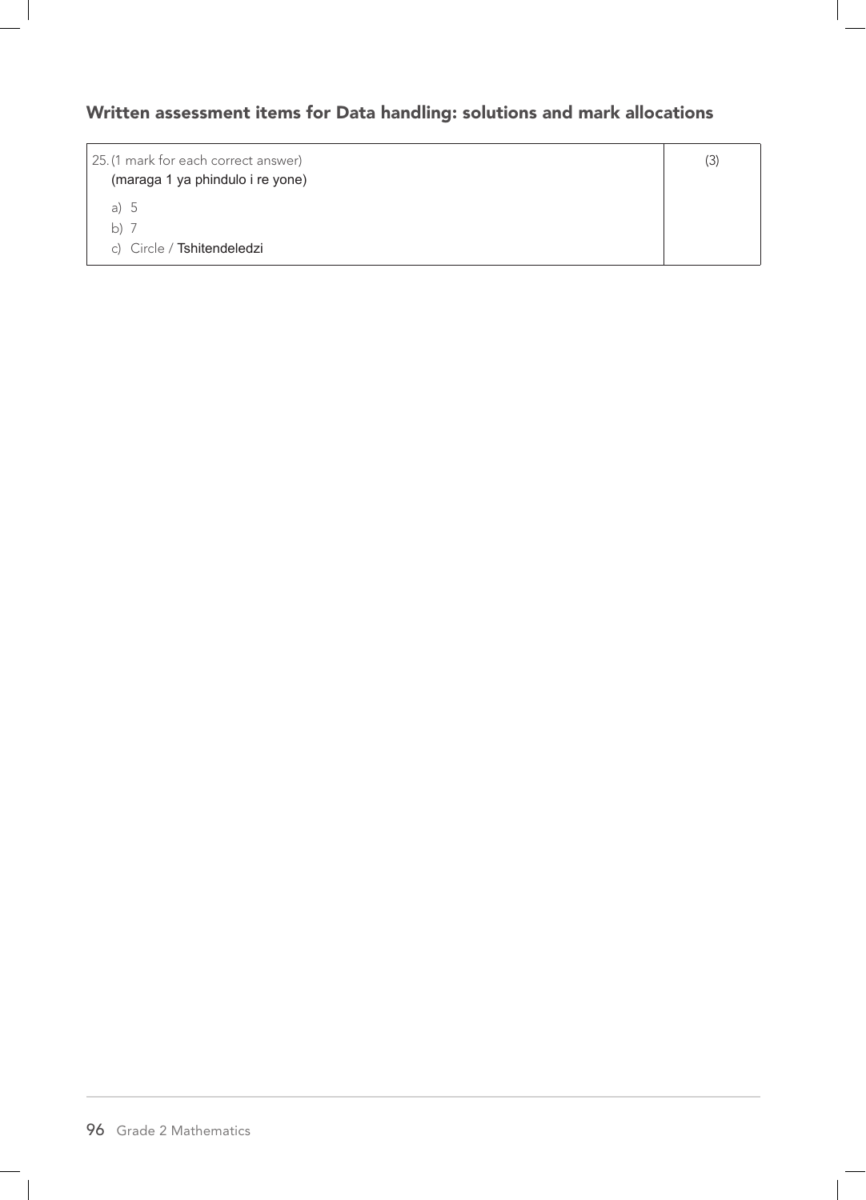## Written assessment items for Data handling: solutions and mark allocations

| | |
|---|---|
| 25. (1 mark for each correct answer)<br>(maraga 1 ya phindulo i re yone)<br>a) 5<br>b) 7<br>c) Circle / Tshitendeledzi | (3) |